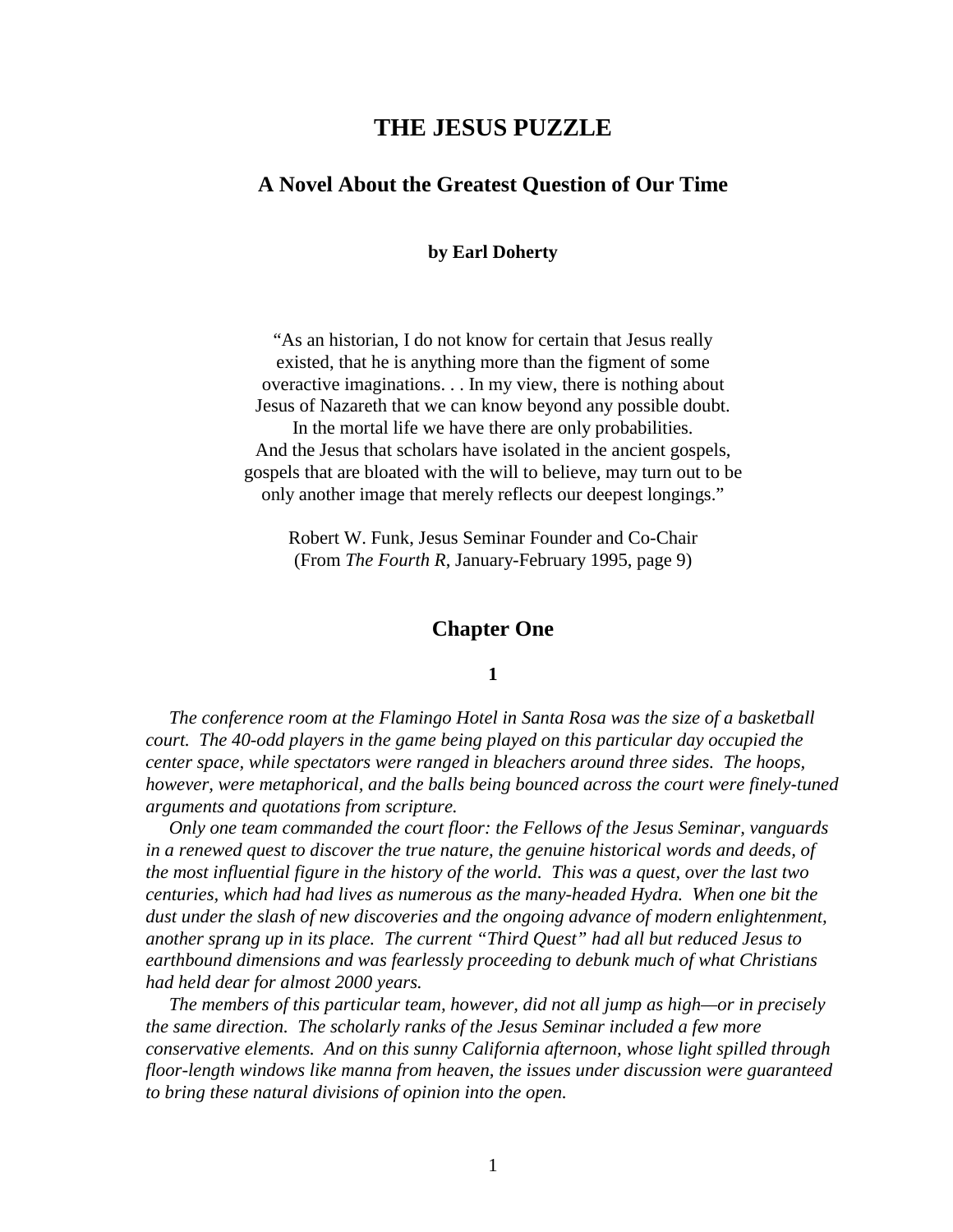# THE JESUS PUZZLE

## A Novel About the Greatest Question of Our Time

**by Earl Doherty**

"As an historian, I do not know for certain that Jesus really existed, that he is anything more than the figment of some overactive imaginations. . . In my view, there is nothing about Jesus of Nazareth that we can know beyond any possible doubt. In the mortal life we have there are only probabilities. And the Jesus that scholars have isolated in the ancient gospels, gospels that are bloated with the will to believe, may turn out to be only another image that merely reflects our deepest longings."

Robert W. Funk, Jesus Seminar Founder and Co-Chair
(From *The Fourth R*, January-February 1995, page 9)

## Chapter One

### 1

*The conference room at the Flamingo Hotel in Santa Rosa was the size of a basketball court. The 40-odd players in the game being played on this particular day occupied the center space, while spectators were ranged in bleachers around three sides. The hoops, however, were metaphorical, and the balls being bounced across the court were finely-tuned arguments and quotations from scripture.*

*Only one team commanded the court floor: the Fellows of the Jesus Seminar, vanguards in a renewed quest to discover the true nature, the genuine historical words and deeds, of the most influential figure in the history of the world. This was a quest, over the last two centuries, which had had lives as numerous as the many-headed Hydra. When one bit the dust under the slash of new discoveries and the ongoing advance of modern enlightenment, another sprang up in its place. The current "Third Quest" had all but reduced Jesus to earthbound dimensions and was fearlessly proceeding to debunk much of what Christians had held dear for almost 2000 years.*

*The members of this particular team, however, did not all jump as high—or in precisely the same direction. The scholarly ranks of the Jesus Seminar included a few more conservative elements. And on this sunny California afternoon, whose light spilled through floor-length windows like manna from heaven, the issues under discussion were guaranteed to bring these natural divisions of opinion into the open.*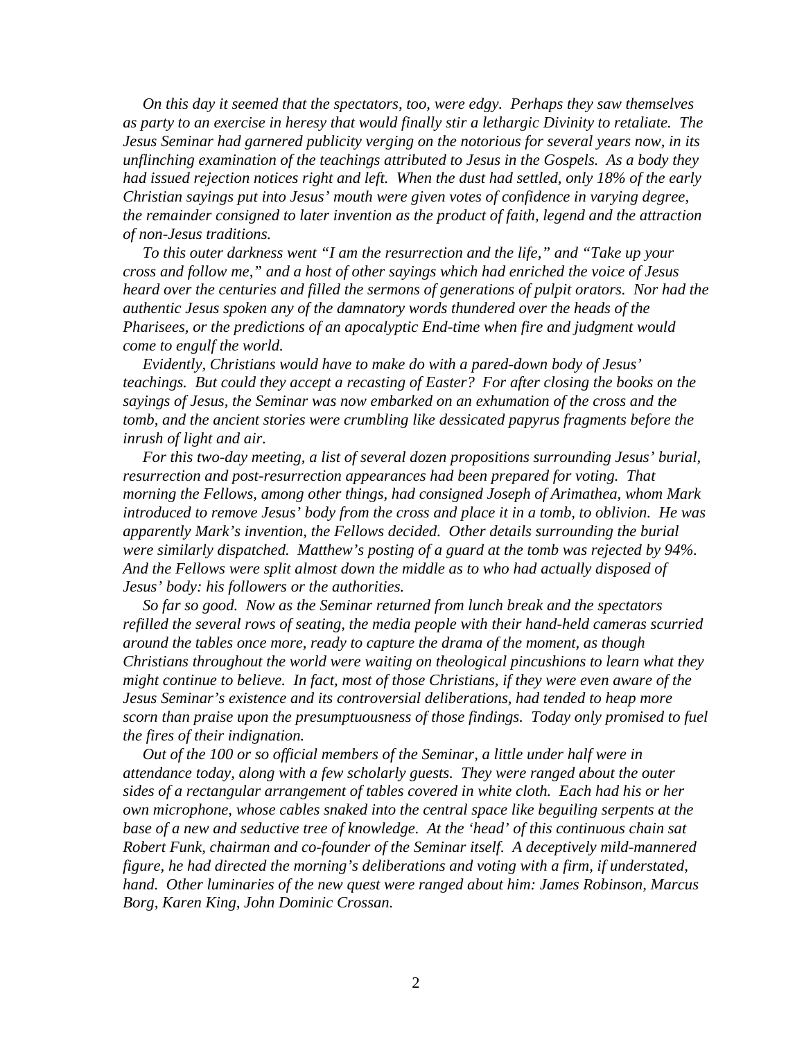*On this day it seemed that the spectators, too, were edgy. Perhaps they saw themselves as party to an exercise in heresy that would finally stir a lethargic Divinity to retaliate. The Jesus Seminar had garnered publicity verging on the notorious for several years now, in its unflinching examination of the teachings attributed to Jesus in the Gospels. As a body they had issued rejection notices right and left. When the dust had settled, only 18% of the early Christian sayings put into Jesus' mouth were given votes of confidence in varying degree, the remainder consigned to later invention as the product of faith, legend and the attraction of non-Jesus traditions.*

*To this outer darkness went "I am the resurrection and the life," and "Take up your cross and follow me," and a host of other sayings which had enriched the voice of Jesus heard over the centuries and filled the sermons of generations of pulpit orators. Nor had the authentic Jesus spoken any of the damnatory words thundered over the heads of the Pharisees, or the predictions of an apocalyptic End-time when fire and judgment would come to engulf the world.*

*Evidently, Christians would have to make do with a pared-down body of Jesus' teachings. But could they accept a recasting of Easter? For after closing the books on the sayings of Jesus, the Seminar was now embarked on an exhumation of the cross and the tomb, and the ancient stories were crumbling like dessicated papyrus fragments before the inrush of light and air.*

*For this two-day meeting, a list of several dozen propositions surrounding Jesus' burial, resurrection and post-resurrection appearances had been prepared for voting. That morning the Fellows, among other things, had consigned Joseph of Arimathea, whom Mark introduced to remove Jesus' body from the cross and place it in a tomb, to oblivion. He was apparently Mark's invention, the Fellows decided. Other details surrounding the burial were similarly dispatched. Matthew's posting of a guard at the tomb was rejected by 94%. And the Fellows were split almost down the middle as to who had actually disposed of Jesus' body: his followers or the authorities.*

*So far so good. Now as the Seminar returned from lunch break and the spectators refilled the several rows of seating, the media people with their hand-held cameras scurried around the tables once more, ready to capture the drama of the moment, as though Christians throughout the world were waiting on theological pincushions to learn what they might continue to believe. In fact, most of those Christians, if they were even aware of the Jesus Seminar's existence and its controversial deliberations, had tended to heap more scorn than praise upon the presumptuousness of those findings. Today only promised to fuel the fires of their indignation.*

*Out of the 100 or so official members of the Seminar, a little under half were in attendance today, along with a few scholarly guests. They were ranged about the outer sides of a rectangular arrangement of tables covered in white cloth. Each had his or her own microphone, whose cables snaked into the central space like beguiling serpents at the base of a new and seductive tree of knowledge. At the 'head' of this continuous chain sat Robert Funk, chairman and co-founder of the Seminar itself. A deceptively mild-mannered figure, he had directed the morning's deliberations and voting with a firm, if understated, hand. Other luminaries of the new quest were ranged about him: James Robinson, Marcus Borg, Karen King, John Dominic Crossan.*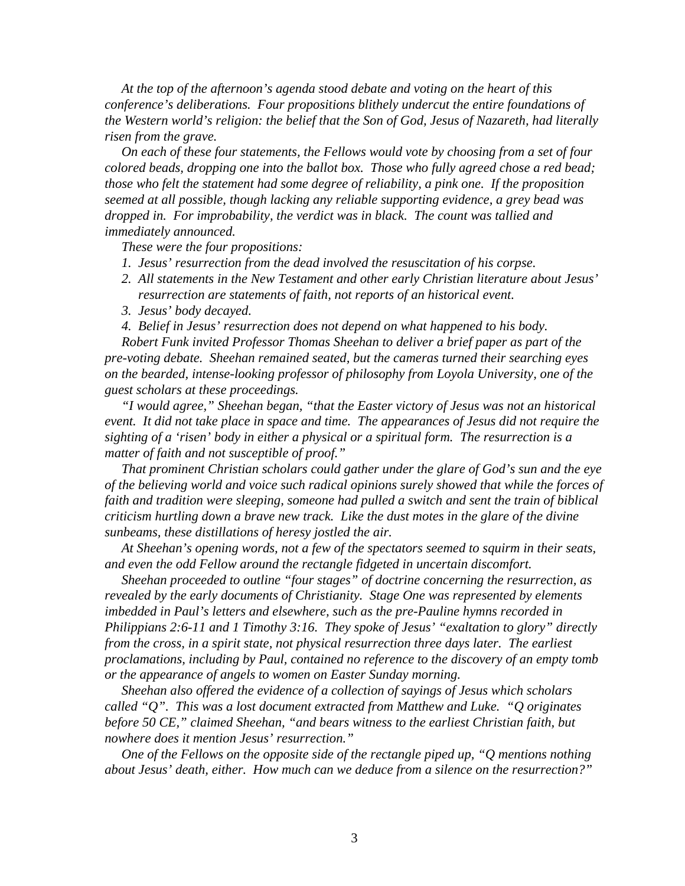*At the top of the afternoon's agenda stood debate and voting on the heart of this conference's deliberations. Four propositions blithely undercut the entire foundations of the Western world's religion: the belief that the Son of God, Jesus of Nazareth, had literally risen from the grave.*

*On each of these four statements, the Fellows would vote by choosing from a set of four colored beads, dropping one into the ballot box. Those who fully agreed chose a red bead; those who felt the statement had some degree of reliability, a pink one. If the proposition seemed at all possible, though lacking any reliable supporting evidence, a grey bead was dropped in. For improbability, the verdict was in black. The count was tallied and immediately announced.*

*These were the four propositions:*

1. *Jesus' resurrection from the dead involved the resuscitation of his corpse.*
2. *All statements in the New Testament and other early Christian literature about Jesus' resurrection are statements of faith, not reports of an historical event.*
3. *Jesus' body decayed.*
4. *Belief in Jesus' resurrection does not depend on what happened to his body.*

*Robert Funk invited Professor Thomas Sheehan to deliver a brief paper as part of the pre-voting debate. Sheehan remained seated, but the cameras turned their searching eyes on the bearded, intense-looking professor of philosophy from Loyola University, one of the guest scholars at these proceedings.*

*"I would agree," Sheehan began, "that the Easter victory of Jesus was not an historical event. It did not take place in space and time. The appearances of Jesus did not require the sighting of a 'risen' body in either a physical or a spiritual form. The resurrection is a matter of faith and not susceptible of proof."*

*That prominent Christian scholars could gather under the glare of God's sun and the eye of the believing world and voice such radical opinions surely showed that while the forces of faith and tradition were sleeping, someone had pulled a switch and sent the train of biblical criticism hurtling down a brave new track. Like the dust motes in the glare of the divine sunbeams, these distillations of heresy jostled the air.*

*At Sheehan's opening words, not a few of the spectators seemed to squirm in their seats, and even the odd Fellow around the rectangle fidgeted in uncertain discomfort.*

*Sheehan proceeded to outline "four stages" of doctrine concerning the resurrection, as revealed by the early documents of Christianity. Stage One was represented by elements imbedded in Paul's letters and elsewhere, such as the pre-Pauline hymns recorded in Philippians 2:6-11 and 1 Timothy 3:16. They spoke of Jesus' "exaltation to glory" directly from the cross, in a spirit state, not physical resurrection three days later. The earliest proclamations, including by Paul, contained no reference to the discovery of an empty tomb or the appearance of angels to women on Easter Sunday morning.*

*Sheehan also offered the evidence of a collection of sayings of Jesus which scholars called "Q". This was a lost document extracted from Matthew and Luke. "Q originates before 50 CE," claimed Sheehan, "and bears witness to the earliest Christian faith, but nowhere does it mention Jesus' resurrection."*

*One of the Fellows on the opposite side of the rectangle piped up, "Q mentions nothing about Jesus' death, either. How much can we deduce from a silence on the resurrection?"*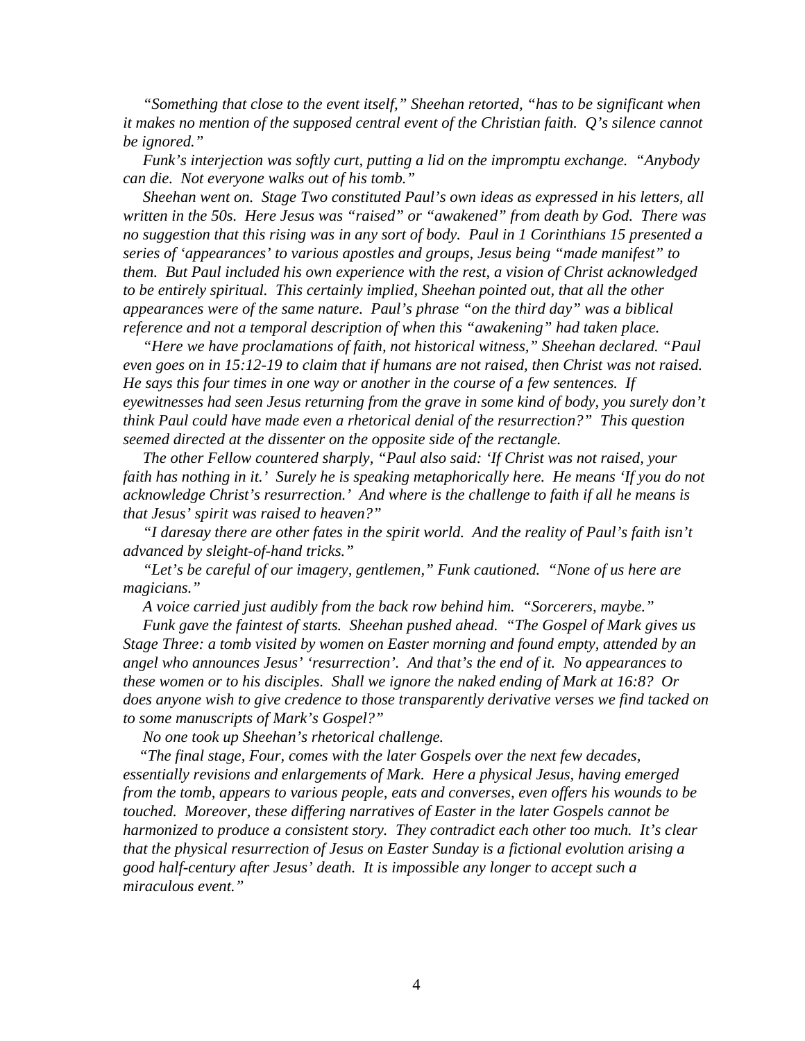*"Something that close to the event itself," Sheehan retorted, "has to be significant when it makes no mention of the supposed central event of the Christian faith. Q's silence cannot be ignored."*

*Funk's interjection was softly curt, putting a lid on the impromptu exchange. "Anybody can die. Not everyone walks out of his tomb."*

*Sheehan went on. Stage Two constituted Paul's own ideas as expressed in his letters, all written in the 50s. Here Jesus was "raised" or "awakened" from death by God. There was no suggestion that this rising was in any sort of body. Paul in 1 Corinthians 15 presented a series of 'appearances' to various apostles and groups, Jesus being "made manifest" to them. But Paul included his own experience with the rest, a vision of Christ acknowledged to be entirely spiritual. This certainly implied, Sheehan pointed out, that all the other appearances were of the same nature. Paul's phrase "on the third day" was a biblical reference and not a temporal description of when this "awakening" had taken place.*

*"Here we have proclamations of faith, not historical witness," Sheehan declared. "Paul even goes on in 15:12-19 to claim that if humans are not raised, then Christ was not raised. He says this four times in one way or another in the course of a few sentences. If eyewitnesses had seen Jesus returning from the grave in some kind of body, you surely don't think Paul could have made even a rhetorical denial of the resurrection?" This question seemed directed at the dissenter on the opposite side of the rectangle.*

*The other Fellow countered sharply, "Paul also said: 'If Christ was not raised, your faith has nothing in it.' Surely he is speaking metaphorically here. He means 'If you do not acknowledge Christ's resurrection.' And where is the challenge to faith if all he means is that Jesus' spirit was raised to heaven?"*

*"I daresay there are other fates in the spirit world. And the reality of Paul's faith isn't advanced by sleight-of-hand tricks."*

*"Let's be careful of our imagery, gentlemen," Funk cautioned. "None of us here are magicians."*

*A voice carried just audibly from the back row behind him. "Sorcerers, maybe."*

*Funk gave the faintest of starts. Sheehan pushed ahead. "The Gospel of Mark gives us Stage Three: a tomb visited by women on Easter morning and found empty, attended by an angel who announces Jesus' 'resurrection'. And that's the end of it. No appearances to these women or to his disciples. Shall we ignore the naked ending of Mark at 16:8? Or does anyone wish to give credence to those transparently derivative verses we find tacked on to some manuscripts of Mark's Gospel?"*

*No one took up Sheehan's rhetorical challenge.*

*"The final stage, Four, comes with the later Gospels over the next few decades, essentially revisions and enlargements of Mark. Here a physical Jesus, having emerged from the tomb, appears to various people, eats and converses, even offers his wounds to be touched. Moreover, these differing narratives of Easter in the later Gospels cannot be harmonized to produce a consistent story. They contradict each other too much. It's clear that the physical resurrection of Jesus on Easter Sunday is a fictional evolution arising a good half-century after Jesus' death. It is impossible any longer to accept such a miraculous event."*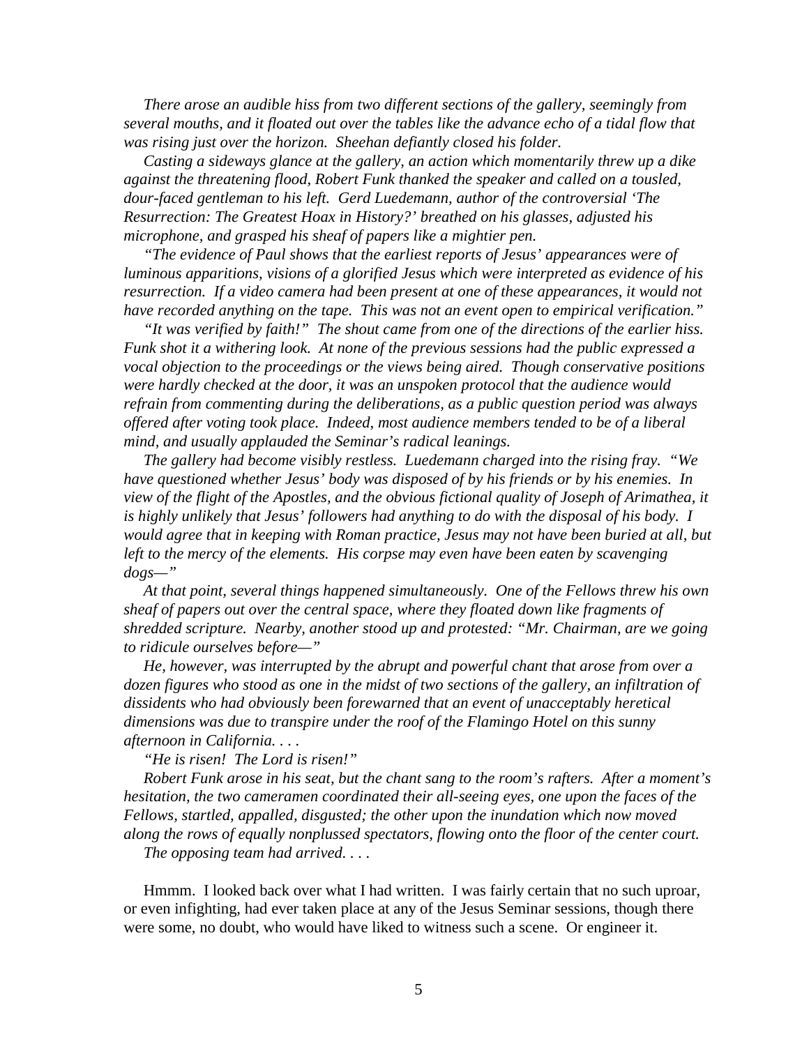*There arose an audible hiss from two different sections of the gallery, seemingly from several mouths, and it floated out over the tables like the advance echo of a tidal flow that was rising just over the horizon. Sheehan defiantly closed his folder.*

*Casting a sideways glance at the gallery, an action which momentarily threw up a dike against the threatening flood, Robert Funk thanked the speaker and called on a tousled, dour-faced gentleman to his left. Gerd Luedemann, author of the controversial 'The Resurrection: The Greatest Hoax in History?' breathed on his glasses, adjusted his microphone, and grasped his sheaf of papers like a mightier pen.*

*"The evidence of Paul shows that the earliest reports of Jesus' appearances were of luminous apparitions, visions of a glorified Jesus which were interpreted as evidence of his resurrection. If a video camera had been present at one of these appearances, it would not have recorded anything on the tape. This was not an event open to empirical verification."*

*"It was verified by faith!" The shout came from one of the directions of the earlier hiss. Funk shot it a withering look. At none of the previous sessions had the public expressed a vocal objection to the proceedings or the views being aired. Though conservative positions were hardly checked at the door, it was an unspoken protocol that the audience would refrain from commenting during the deliberations, as a public question period was always offered after voting took place. Indeed, most audience members tended to be of a liberal mind, and usually applauded the Seminar's radical leanings.*

*The gallery had become visibly restless. Luedemann charged into the rising fray. "We have questioned whether Jesus' body was disposed of by his friends or by his enemies. In view of the flight of the Apostles, and the obvious fictional quality of Joseph of Arimathea, it is highly unlikely that Jesus' followers had anything to do with the disposal of his body. I would agree that in keeping with Roman practice, Jesus may not have been buried at all, but left to the mercy of the elements. His corpse may even have been eaten by scavenging dogs—"*

*At that point, several things happened simultaneously. One of the Fellows threw his own sheaf of papers out over the central space, where they floated down like fragments of shredded scripture. Nearby, another stood up and protested: "Mr. Chairman, are we going to ridicule ourselves before—"*

*He, however, was interrupted by the abrupt and powerful chant that arose from over a dozen figures who stood as one in the midst of two sections of the gallery, an infiltration of dissidents who had obviously been forewarned that an event of unacceptably heretical dimensions was due to transpire under the roof of the Flamingo Hotel on this sunny afternoon in California. . . .*

*"He is risen! The Lord is risen!"*

*Robert Funk arose in his seat, but the chant sang to the room's rafters. After a moment's hesitation, the two cameramen coordinated their all-seeing eyes, one upon the faces of the Fellows, startled, appalled, disgusted; the other upon the inundation which now moved along the rows of equally nonplussed spectators, flowing onto the floor of the center court.*

*The opposing team had arrived. . . .*

Hmmm. I looked back over what I had written. I was fairly certain that no such uproar, or even infighting, had ever taken place at any of the Jesus Seminar sessions, though there were some, no doubt, who would have liked to witness such a scene. Or engineer it.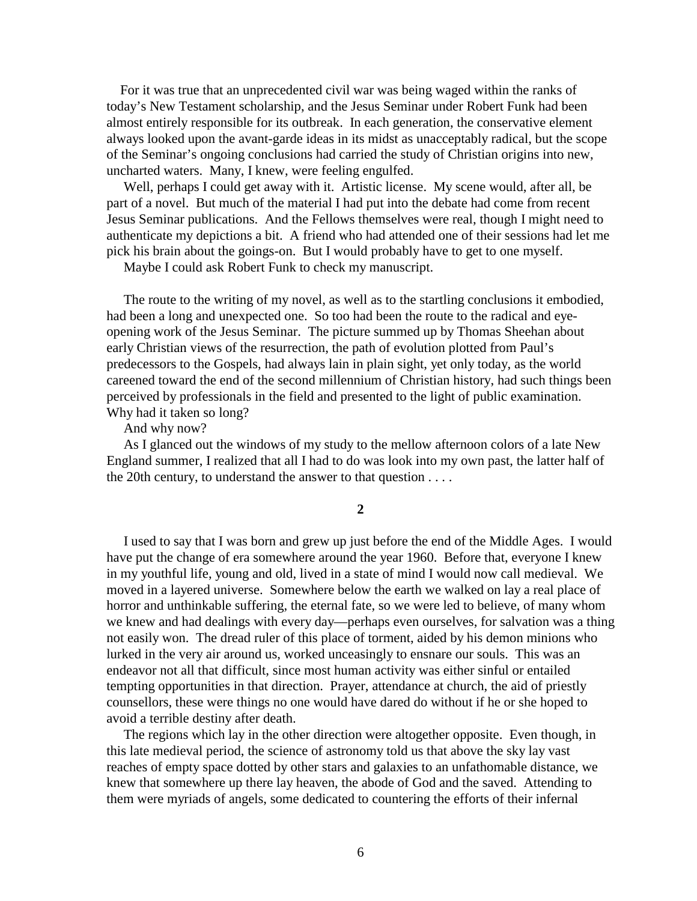For it was true that an unprecedented civil war was being waged within the ranks of today's New Testament scholarship, and the Jesus Seminar under Robert Funk had been almost entirely responsible for its outbreak. In each generation, the conservative element always looked upon the avant-garde ideas in its midst as unacceptably radical, but the scope of the Seminar's ongoing conclusions had carried the study of Christian origins into new, uncharted waters. Many, I knew, were feeling engulfed.

Well, perhaps I could get away with it. Artistic license. My scene would, after all, be part of a novel. But much of the material I had put into the debate had come from recent Jesus Seminar publications. And the Fellows themselves were real, though I might need to authenticate my depictions a bit. A friend who had attended one of their sessions had let me pick his brain about the goings-on. But I would probably have to get to one myself.

Maybe I could ask Robert Funk to check my manuscript.

The route to the writing of my novel, as well as to the startling conclusions it embodied, had been a long and unexpected one. So too had been the route to the radical and eye-opening work of the Jesus Seminar. The picture summed up by Thomas Sheehan about early Christian views of the resurrection, the path of evolution plotted from Paul's predecessors to the Gospels, had always lain in plain sight, yet only today, as the world careened toward the end of the second millennium of Christian history, had such things been perceived by professionals in the field and presented to the light of public examination. Why had it taken so long?

And why now?

As I glanced out the windows of my study to the mellow afternoon colors of a late New England summer, I realized that all I had to do was look into my own past, the latter half of the 20th century, to understand the answer to that question . . . .

## 2

I used to say that I was born and grew up just before the end of the Middle Ages. I would have put the change of era somewhere around the year 1960. Before that, everyone I knew in my youthful life, young and old, lived in a state of mind I would now call medieval. We moved in a layered universe. Somewhere below the earth we walked on lay a real place of horror and unthinkable suffering, the eternal fate, so we were led to believe, of many whom we knew and had dealings with every day—perhaps even ourselves, for salvation was a thing not easily won. The dread ruler of this place of torment, aided by his demon minions who lurked in the very air around us, worked unceasingly to ensnare our souls. This was an endeavor not all that difficult, since most human activity was either sinful or entailed tempting opportunities in that direction. Prayer, attendance at church, the aid of priestly counsellors, these were things no one would have dared do without if he or she hoped to avoid a terrible destiny after death.

The regions which lay in the other direction were altogether opposite. Even though, in this late medieval period, the science of astronomy told us that above the sky lay vast reaches of empty space dotted by other stars and galaxies to an unfathomable distance, we knew that somewhere up there lay heaven, the abode of God and the saved. Attending to them were myriads of angels, some dedicated to countering the efforts of their infernal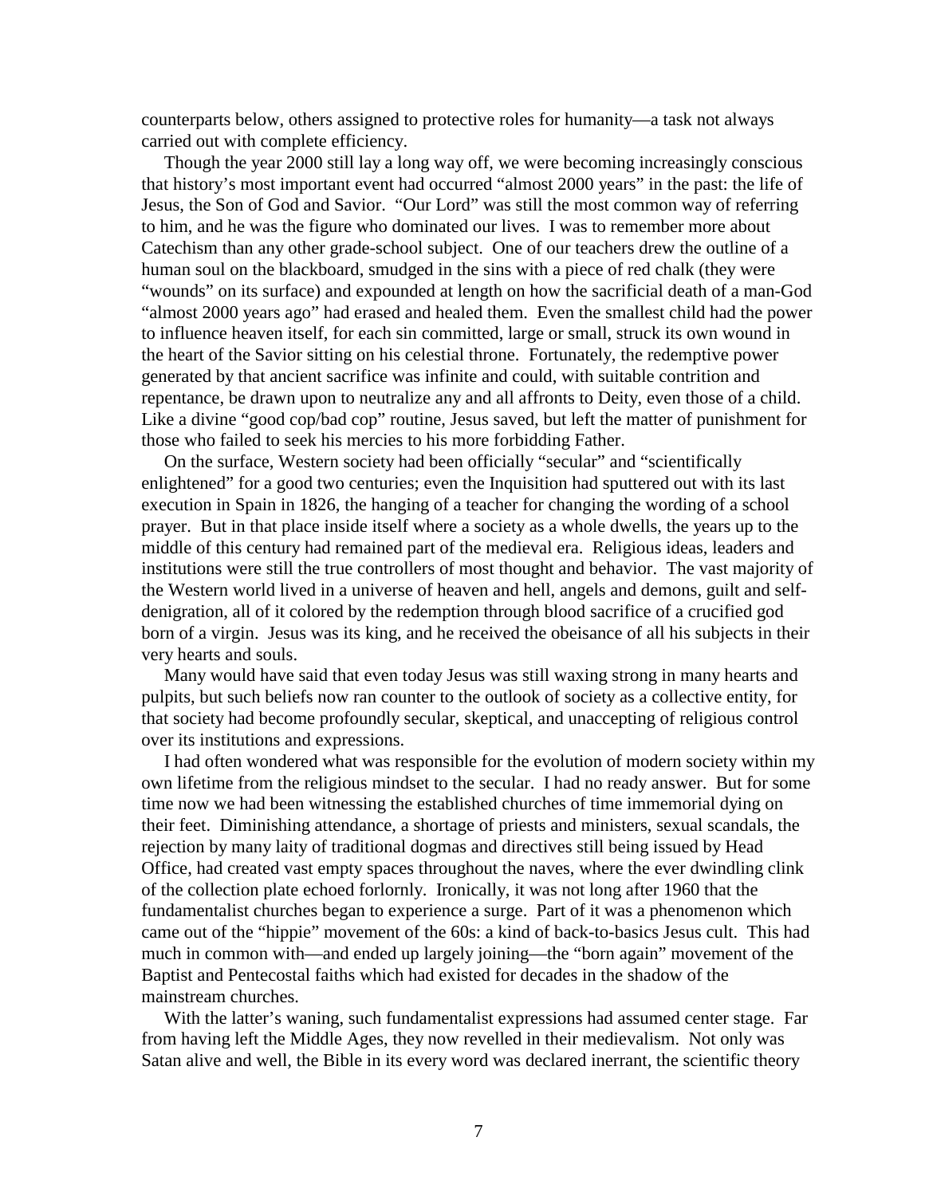counterparts below, others assigned to protective roles for humanity—a task not always carried out with complete efficiency.

Though the year 2000 still lay a long way off, we were becoming increasingly conscious that history's most important event had occurred "almost 2000 years" in the past: the life of Jesus, the Son of God and Savior. "Our Lord" was still the most common way of referring to him, and he was the figure who dominated our lives. I was to remember more about Catechism than any other grade-school subject. One of our teachers drew the outline of a human soul on the blackboard, smudged in the sins with a piece of red chalk (they were "wounds" on its surface) and expounded at length on how the sacrificial death of a man-God "almost 2000 years ago" had erased and healed them. Even the smallest child had the power to influence heaven itself, for each sin committed, large or small, struck its own wound in the heart of the Savior sitting on his celestial throne. Fortunately, the redemptive power generated by that ancient sacrifice was infinite and could, with suitable contrition and repentance, be drawn upon to neutralize any and all affronts to Deity, even those of a child. Like a divine "good cop/bad cop" routine, Jesus saved, but left the matter of punishment for those who failed to seek his mercies to his more forbidding Father.

On the surface, Western society had been officially "secular" and "scientifically enlightened" for a good two centuries; even the Inquisition had sputtered out with its last execution in Spain in 1826, the hanging of a teacher for changing the wording of a school prayer. But in that place inside itself where a society as a whole dwells, the years up to the middle of this century had remained part of the medieval era. Religious ideas, leaders and institutions were still the true controllers of most thought and behavior. The vast majority of the Western world lived in a universe of heaven and hell, angels and demons, guilt and self-denigration, all of it colored by the redemption through blood sacrifice of a crucified god born of a virgin. Jesus was its king, and he received the obeisance of all his subjects in their very hearts and souls.

Many would have said that even today Jesus was still waxing strong in many hearts and pulpits, but such beliefs now ran counter to the outlook of society as a collective entity, for that society had become profoundly secular, skeptical, and unaccepting of religious control over its institutions and expressions.

I had often wondered what was responsible for the evolution of modern society within my own lifetime from the religious mindset to the secular. I had no ready answer. But for some time now we had been witnessing the established churches of time immemorial dying on their feet. Diminishing attendance, a shortage of priests and ministers, sexual scandals, the rejection by many laity of traditional dogmas and directives still being issued by Head Office, had created vast empty spaces throughout the naves, where the ever dwindling clink of the collection plate echoed forlornly. Ironically, it was not long after 1960 that the fundamentalist churches began to experience a surge. Part of it was a phenomenon which came out of the "hippie" movement of the 60s: a kind of back-to-basics Jesus cult. This had much in common with—and ended up largely joining—the "born again" movement of the Baptist and Pentecostal faiths which had existed for decades in the shadow of the mainstream churches.

With the latter's waning, such fundamentalist expressions had assumed center stage. Far from having left the Middle Ages, they now revelled in their medievalism. Not only was Satan alive and well, the Bible in its every word was declared inerrant, the scientific theory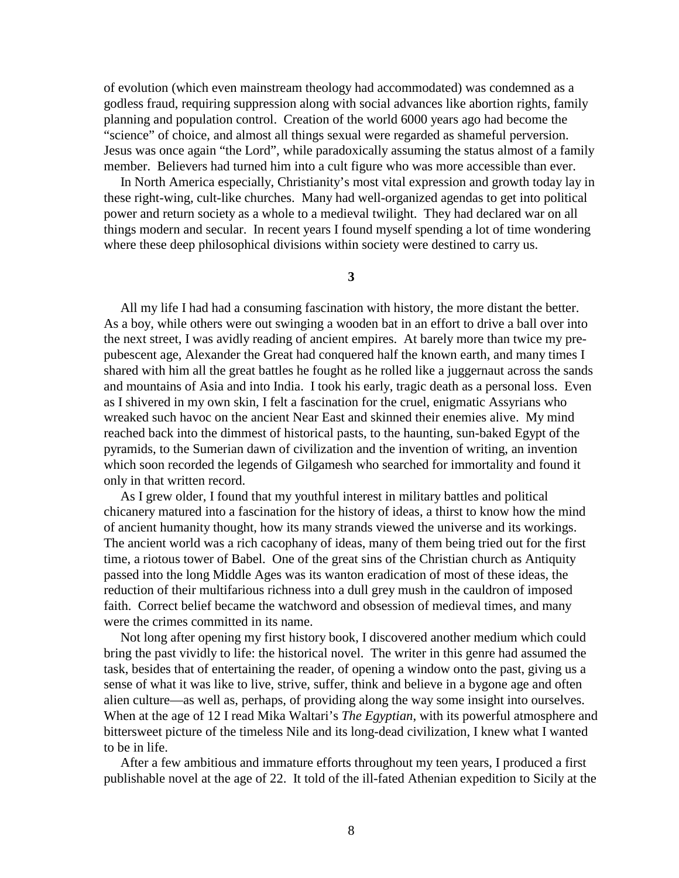of evolution (which even mainstream theology had accommodated) was condemned as a godless fraud, requiring suppression along with social advances like abortion rights, family planning and population control. Creation of the world 6000 years ago had become the "science" of choice, and almost all things sexual were regarded as shameful perversion. Jesus was once again "the Lord", while paradoxically assuming the status almost of a family member. Believers had turned him into a cult figure who was more accessible than ever.

In North America especially, Christianity's most vital expression and growth today lay in these right-wing, cult-like churches. Many had well-organized agendas to get into political power and return society as a whole to a medieval twilight. They had declared war on all things modern and secular. In recent years I found myself spending a lot of time wondering where these deep philosophical divisions within society were destined to carry us.

## 3

All my life I had had a consuming fascination with history, the more distant the better. As a boy, while others were out swinging a wooden bat in an effort to drive a ball over into the next street, I was avidly reading of ancient empires. At barely more than twice my pre-pubescent age, Alexander the Great had conquered half the known earth, and many times I shared with him all the great battles he fought as he rolled like a juggernaut across the sands and mountains of Asia and into India. I took his early, tragic death as a personal loss. Even as I shivered in my own skin, I felt a fascination for the cruel, enigmatic Assyrians who wreaked such havoc on the ancient Near East and skinned their enemies alive. My mind reached back into the dimmest of historical pasts, to the haunting, sun-baked Egypt of the pyramids, to the Sumerian dawn of civilization and the invention of writing, an invention which soon recorded the legends of Gilgamesh who searched for immortality and found it only in that written record.

As I grew older, I found that my youthful interest in military battles and political chicanery matured into a fascination for the history of ideas, a thirst to know how the mind of ancient humanity thought, how its many strands viewed the universe and its workings. The ancient world was a rich cacophany of ideas, many of them being tried out for the first time, a riotous tower of Babel. One of the great sins of the Christian church as Antiquity passed into the long Middle Ages was its wanton eradication of most of these ideas, the reduction of their multifarious richness into a dull grey mush in the cauldron of imposed faith. Correct belief became the watchword and obsession of medieval times, and many were the crimes committed in its name.

Not long after opening my first history book, I discovered another medium which could bring the past vividly to life: the historical novel. The writer in this genre had assumed the task, besides that of entertaining the reader, of opening a window onto the past, giving us a sense of what it was like to live, strive, suffer, think and believe in a bygone age and often alien culture—as well as, perhaps, of providing along the way some insight into ourselves. When at the age of 12 I read Mika Waltari's *The Egyptian*, with its powerful atmosphere and bittersweet picture of the timeless Nile and its long-dead civilization, I knew what I wanted to be in life.

After a few ambitious and immature efforts throughout my teen years, I produced a first publishable novel at the age of 22. It told of the ill-fated Athenian expedition to Sicily at the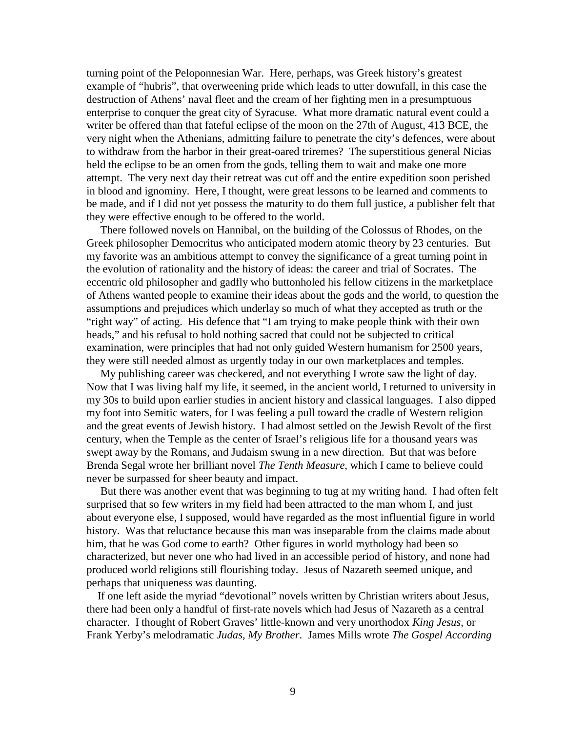turning point of the Peloponnesian War. Here, perhaps, was Greek history's greatest example of "hubris", that overweening pride which leads to utter downfall, in this case the destruction of Athens' naval fleet and the cream of her fighting men in a presumptuous enterprise to conquer the great city of Syracuse. What more dramatic natural event could a writer be offered than that fateful eclipse of the moon on the 27th of August, 413 BCE, the very night when the Athenians, admitting failure to penetrate the city's defences, were about to withdraw from the harbor in their great-oared triremes? The superstitious general Nicias held the eclipse to be an omen from the gods, telling them to wait and make one more attempt. The very next day their retreat was cut off and the entire expedition soon perished in blood and ignominy. Here, I thought, were great lessons to be learned and comments to be made, and if I did not yet possess the maturity to do them full justice, a publisher felt that they were effective enough to be offered to the world.

There followed novels on Hannibal, on the building of the Colossus of Rhodes, on the Greek philosopher Democritus who anticipated modern atomic theory by 23 centuries. But my favorite was an ambitious attempt to convey the significance of a great turning point in the evolution of rationality and the history of ideas: the career and trial of Socrates. The eccentric old philosopher and gadfly who buttonholed his fellow citizens in the marketplace of Athens wanted people to examine their ideas about the gods and the world, to question the assumptions and prejudices which underlay so much of what they accepted as truth or the "right way" of acting. His defence that "I am trying to make people think with their own heads," and his refusal to hold nothing sacred that could not be subjected to critical examination, were principles that had not only guided Western humanism for 2500 years, they were still needed almost as urgently today in our own marketplaces and temples.

My publishing career was checkered, and not everything I wrote saw the light of day. Now that I was living half my life, it seemed, in the ancient world, I returned to university in my 30s to build upon earlier studies in ancient history and classical languages. I also dipped my foot into Semitic waters, for I was feeling a pull toward the cradle of Western religion and the great events of Jewish history. I had almost settled on the Jewish Revolt of the first century, when the Temple as the center of Israel's religious life for a thousand years was swept away by the Romans, and Judaism swung in a new direction. But that was before Brenda Segal wrote her brilliant novel *The Tenth Measure*, which I came to believe could never be surpassed for sheer beauty and impact.

But there was another event that was beginning to tug at my writing hand. I had often felt surprised that so few writers in my field had been attracted to the man whom I, and just about everyone else, I supposed, would have regarded as the most influential figure in world history. Was that reluctance because this man was inseparable from the claims made about him, that he was God come to earth? Other figures in world mythology had been so characterized, but never one who had lived in an accessible period of history, and none had produced world religions still flourishing today. Jesus of Nazareth seemed unique, and perhaps that uniqueness was daunting.

If one left aside the myriad "devotional" novels written by Christian writers about Jesus, there had been only a handful of first-rate novels which had Jesus of Nazareth as a central character. I thought of Robert Graves' little-known and very unorthodox *King Jesus*, or Frank Yerby's melodramatic *Judas, My Brother*. James Mills wrote *The Gospel According*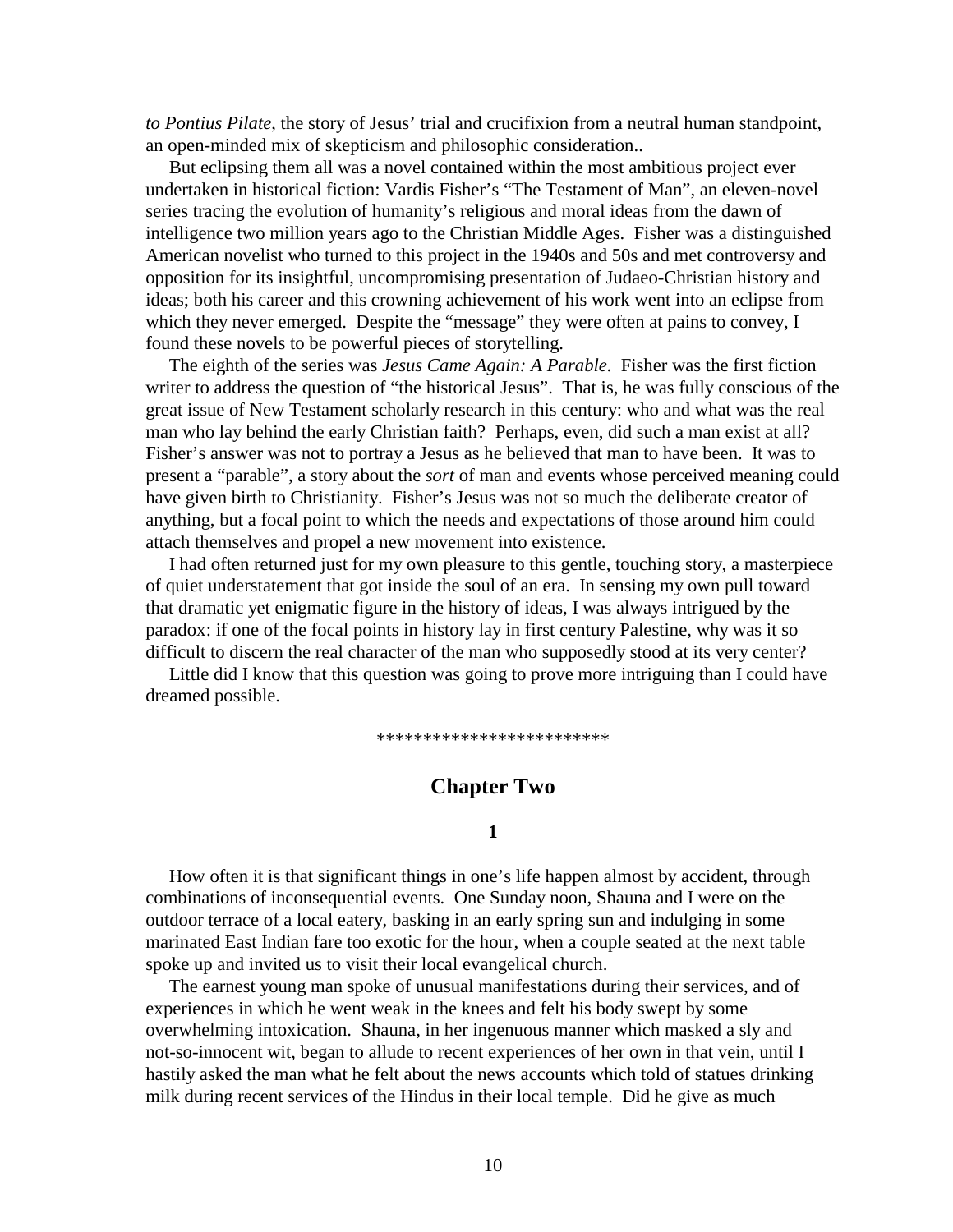*to Pontius Pilate*, the story of Jesus' trial and crucifixion from a neutral human standpoint, an open-minded mix of skepticism and philosophic consideration..

But eclipsing them all was a novel contained within the most ambitious project ever undertaken in historical fiction: Vardis Fisher's "The Testament of Man", an eleven-novel series tracing the evolution of humanity's religious and moral ideas from the dawn of intelligence two million years ago to the Christian Middle Ages. Fisher was a distinguished American novelist who turned to this project in the 1940s and 50s and met controversy and opposition for its insightful, uncompromising presentation of Judaeo-Christian history and ideas; both his career and this crowning achievement of his work went into an eclipse from which they never emerged. Despite the "message" they were often at pains to convey, I found these novels to be powerful pieces of storytelling.

The eighth of the series was *Jesus Came Again: A Parable*. Fisher was the first fiction writer to address the question of "the historical Jesus". That is, he was fully conscious of the great issue of New Testament scholarly research in this century: who and what was the real man who lay behind the early Christian faith? Perhaps, even, did such a man exist at all? Fisher's answer was not to portray a Jesus as he believed that man to have been. It was to present a "parable", a story about the *sort* of man and events whose perceived meaning could have given birth to Christianity. Fisher's Jesus was not so much the deliberate creator of anything, but a focal point to which the needs and expectations of those around him could attach themselves and propel a new movement into existence.

I had often returned just for my own pleasure to this gentle, touching story, a masterpiece of quiet understatement that got inside the soul of an era. In sensing my own pull toward that dramatic yet enigmatic figure in the history of ideas, I was always intrigued by the paradox: if one of the focal points in history lay in first century Palestine, why was it so difficult to discern the real character of the man who supposedly stood at its very center?

Little did I know that this question was going to prove more intriguing than I could have dreamed possible.

*************************

## Chapter Two

### 1

How often it is that significant things in one's life happen almost by accident, through combinations of inconsequential events. One Sunday noon, Shauna and I were on the outdoor terrace of a local eatery, basking in an early spring sun and indulging in some marinated East Indian fare too exotic for the hour, when a couple seated at the next table spoke up and invited us to visit their local evangelical church.

The earnest young man spoke of unusual manifestations during their services, and of experiences in which he went weak in the knees and felt his body swept by some overwhelming intoxication. Shauna, in her ingenuous manner which masked a sly and not-so-innocent wit, began to allude to recent experiences of her own in that vein, until I hastily asked the man what he felt about the news accounts which told of statues drinking milk during recent services of the Hindus in their local temple. Did he give as much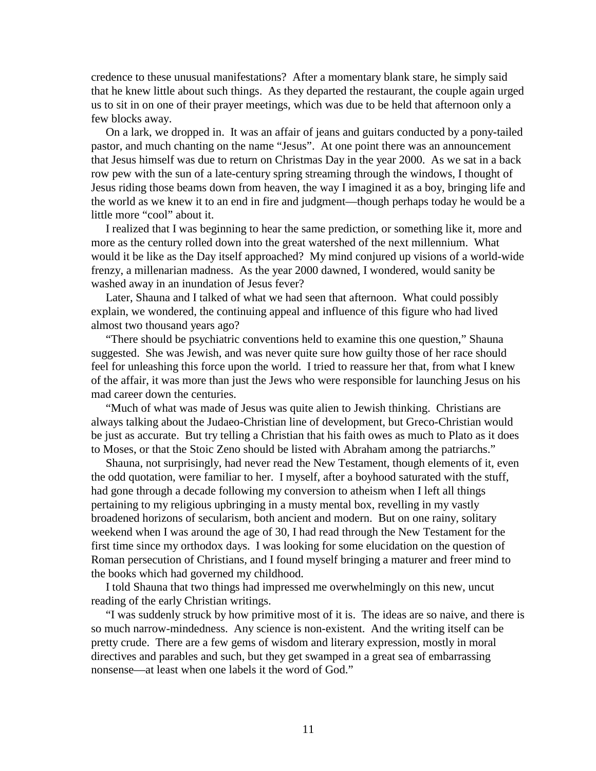credence to these unusual manifestations? After a momentary blank stare, he simply said that he knew little about such things. As they departed the restaurant, the couple again urged us to sit in on one of their prayer meetings, which was due to be held that afternoon only a few blocks away.

On a lark, we dropped in. It was an affair of jeans and guitars conducted by a pony-tailed pastor, and much chanting on the name "Jesus". At one point there was an announcement that Jesus himself was due to return on Christmas Day in the year 2000. As we sat in a back row pew with the sun of a late-century spring streaming through the windows, I thought of Jesus riding those beams down from heaven, the way I imagined it as a boy, bringing life and the world as we knew it to an end in fire and judgment—though perhaps today he would be a little more "cool" about it.

I realized that I was beginning to hear the same prediction, or something like it, more and more as the century rolled down into the great watershed of the next millennium. What would it be like as the Day itself approached? My mind conjured up visions of a world-wide frenzy, a millenarian madness. As the year 2000 dawned, I wondered, would sanity be washed away in an inundation of Jesus fever?

Later, Shauna and I talked of what we had seen that afternoon. What could possibly explain, we wondered, the continuing appeal and influence of this figure who had lived almost two thousand years ago?

"There should be psychiatric conventions held to examine this one question," Shauna suggested. She was Jewish, and was never quite sure how guilty those of her race should feel for unleashing this force upon the world. I tried to reassure her that, from what I knew of the affair, it was more than just the Jews who were responsible for launching Jesus on his mad career down the centuries.

"Much of what was made of Jesus was quite alien to Jewish thinking. Christians are always talking about the Judaeo-Christian line of development, but Greco-Christian would be just as accurate. But try telling a Christian that his faith owes as much to Plato as it does to Moses, or that the Stoic Zeno should be listed with Abraham among the patriarchs."

Shauna, not surprisingly, had never read the New Testament, though elements of it, even the odd quotation, were familiar to her. I myself, after a boyhood saturated with the stuff, had gone through a decade following my conversion to atheism when I left all things pertaining to my religious upbringing in a musty mental box, revelling in my vastly broadened horizons of secularism, both ancient and modern. But on one rainy, solitary weekend when I was around the age of 30, I had read through the New Testament for the first time since my orthodox days. I was looking for some elucidation on the question of Roman persecution of Christians, and I found myself bringing a maturer and freer mind to the books which had governed my childhood.

I told Shauna that two things had impressed me overwhelmingly on this new, uncut reading of the early Christian writings.

"I was suddenly struck by how primitive most of it is. The ideas are so naive, and there is so much narrow-mindedness. Any science is non-existent. And the writing itself can be pretty crude. There are a few gems of wisdom and literary expression, mostly in moral directives and parables and such, but they get swamped in a great sea of embarrassing nonsense—at least when one labels it the word of God."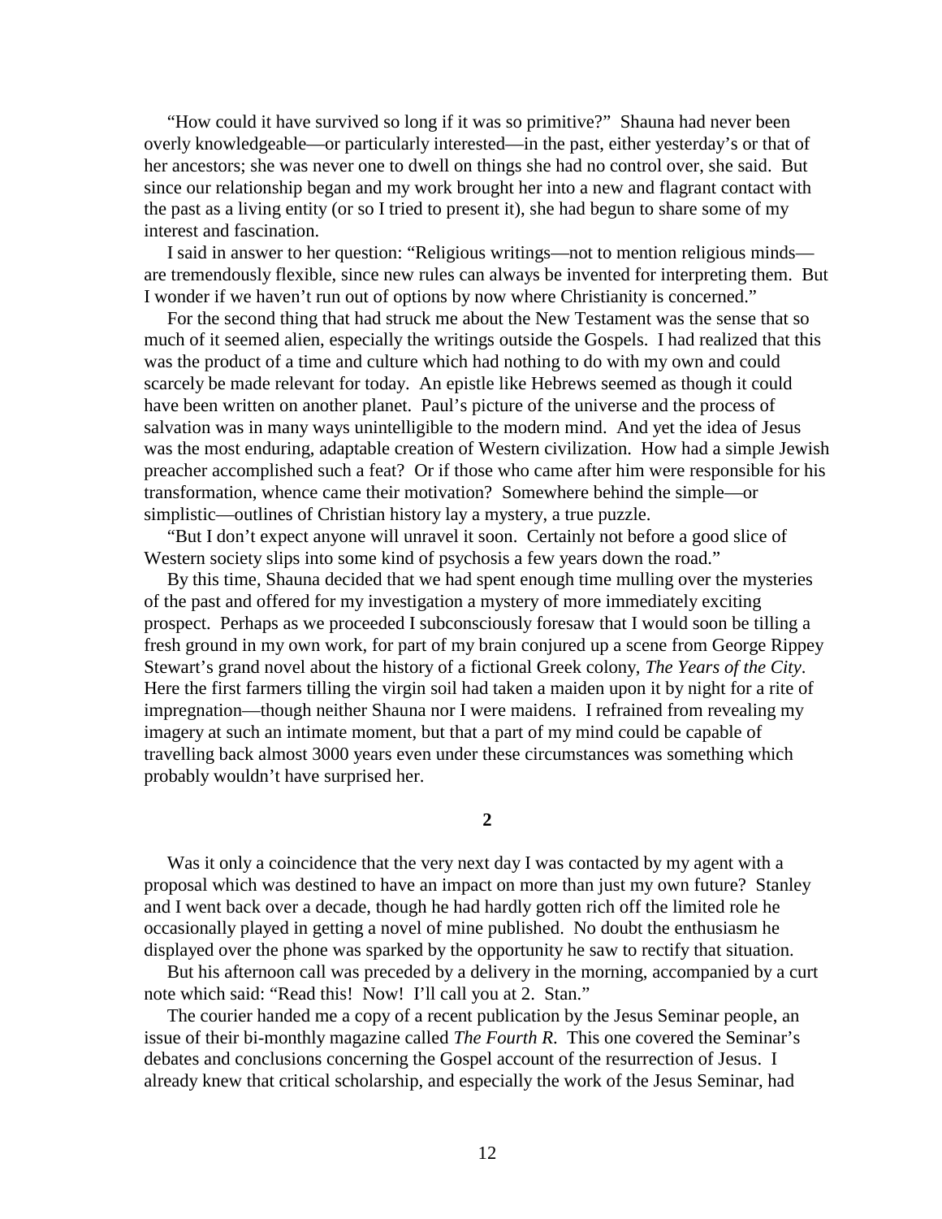"How could it have survived so long if it was so primitive?" Shauna had never been overly knowledgeable—or particularly interested—in the past, either yesterday's or that of her ancestors; she was never one to dwell on things she had no control over, she said. But since our relationship began and my work brought her into a new and flagrant contact with the past as a living entity (or so I tried to present it), she had begun to share some of my interest and fascination.

I said in answer to her question: "Religious writings—not to mention religious minds—are tremendously flexible, since new rules can always be invented for interpreting them. But I wonder if we haven't run out of options by now where Christianity is concerned."

For the second thing that had struck me about the New Testament was the sense that so much of it seemed alien, especially the writings outside the Gospels. I had realized that this was the product of a time and culture which had nothing to do with my own and could scarcely be made relevant for today. An epistle like Hebrews seemed as though it could have been written on another planet. Paul's picture of the universe and the process of salvation was in many ways unintelligible to the modern mind. And yet the idea of Jesus was the most enduring, adaptable creation of Western civilization. How had a simple Jewish preacher accomplished such a feat? Or if those who came after him were responsible for his transformation, whence came their motivation? Somewhere behind the simple—or simplistic—outlines of Christian history lay a mystery, a true puzzle.

"But I don't expect anyone will unravel it soon. Certainly not before a good slice of Western society slips into some kind of psychosis a few years down the road."

By this time, Shauna decided that we had spent enough time mulling over the mysteries of the past and offered for my investigation a mystery of more immediately exciting prospect. Perhaps as we proceeded I subconsciously foresaw that I would soon be tilling a fresh ground in my own work, for part of my brain conjured up a scene from George Rippey Stewart's grand novel about the history of a fictional Greek colony, *The Years of the City*. Here the first farmers tilling the virgin soil had taken a maiden upon it by night for a rite of impregnation—though neither Shauna nor I were maidens. I refrained from revealing my imagery at such an intimate moment, but that a part of my mind could be capable of travelling back almost 3000 years even under these circumstances was something which probably wouldn't have surprised her.

**2**

Was it only a coincidence that the very next day I was contacted by my agent with a proposal which was destined to have an impact on more than just my own future? Stanley and I went back over a decade, though he had hardly gotten rich off the limited role he occasionally played in getting a novel of mine published. No doubt the enthusiasm he displayed over the phone was sparked by the opportunity he saw to rectify that situation.

But his afternoon call was preceded by a delivery in the morning, accompanied by a curt note which said: "Read this! Now! I'll call you at 2. Stan."

The courier handed me a copy of a recent publication by the Jesus Seminar people, an issue of their bi-monthly magazine called *The Fourth R*. This one covered the Seminar's debates and conclusions concerning the Gospel account of the resurrection of Jesus. I already knew that critical scholarship, and especially the work of the Jesus Seminar, had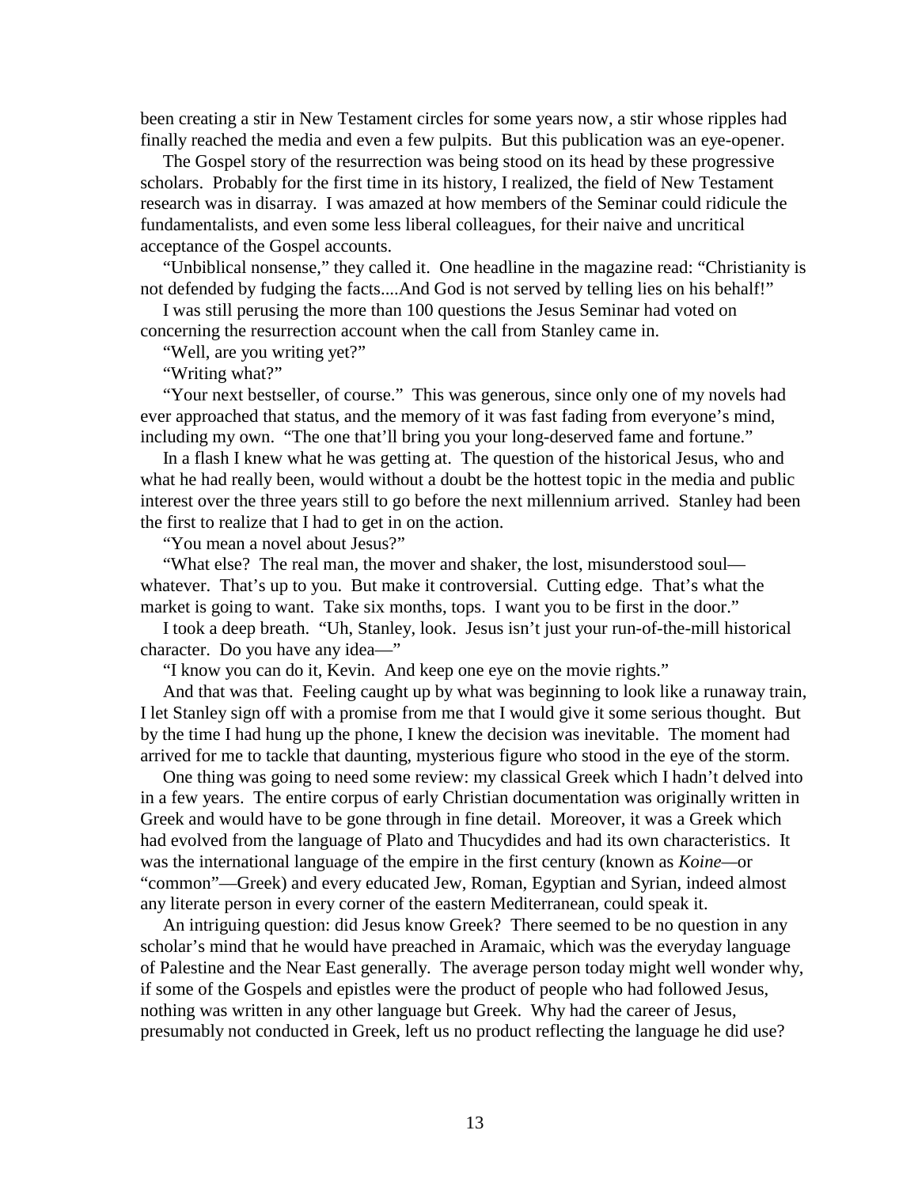been creating a stir in New Testament circles for some years now, a stir whose ripples had finally reached the media and even a few pulpits. But this publication was an eye-opener.

The Gospel story of the resurrection was being stood on its head by these progressive scholars. Probably for the first time in its history, I realized, the field of New Testament research was in disarray. I was amazed at how members of the Seminar could ridicule the fundamentalists, and even some less liberal colleagues, for their naive and uncritical acceptance of the Gospel accounts.

"Unbiblical nonsense," they called it. One headline in the magazine read: "Christianity is not defended by fudging the facts....And God is not served by telling lies on his behalf!"

I was still perusing the more than 100 questions the Jesus Seminar had voted on concerning the resurrection account when the call from Stanley came in.

"Well, are you writing yet?"

"Writing what?"

"Your next bestseller, of course." This was generous, since only one of my novels had ever approached that status, and the memory of it was fast fading from everyone's mind, including my own. "The one that'll bring you your long-deserved fame and fortune."

In a flash I knew what he was getting at. The question of the historical Jesus, who and what he had really been, would without a doubt be the hottest topic in the media and public interest over the three years still to go before the next millennium arrived. Stanley had been the first to realize that I had to get in on the action.

"You mean a novel about Jesus?"

"What else? The real man, the mover and shaker, the lost, misunderstood soul—whatever. That's up to you. But make it controversial. Cutting edge. That's what the market is going to want. Take six months, tops. I want you to be first in the door."

I took a deep breath. "Uh, Stanley, look. Jesus isn't just your run-of-the-mill historical character. Do you have any idea—"

"I know you can do it, Kevin. And keep one eye on the movie rights."

And that was that. Feeling caught up by what was beginning to look like a runaway train, I let Stanley sign off with a promise from me that I would give it some serious thought. But by the time I had hung up the phone, I knew the decision was inevitable. The moment had arrived for me to tackle that daunting, mysterious figure who stood in the eye of the storm.

One thing was going to need some review: my classical Greek which I hadn't delved into in a few years. The entire corpus of early Christian documentation was originally written in Greek and would have to be gone through in fine detail. Moreover, it was a Greek which had evolved from the language of Plato and Thucydides and had its own characteristics. It was the international language of the empire in the first century (known as *Koine*—or "common"—Greek) and every educated Jew, Roman, Egyptian and Syrian, indeed almost any literate person in every corner of the eastern Mediterranean, could speak it.

An intriguing question: did Jesus know Greek? There seemed to be no question in any scholar's mind that he would have preached in Aramaic, which was the everyday language of Palestine and the Near East generally. The average person today might well wonder why, if some of the Gospels and epistles were the product of people who had followed Jesus, nothing was written in any other language but Greek. Why had the career of Jesus, presumably not conducted in Greek, left us no product reflecting the language he did use?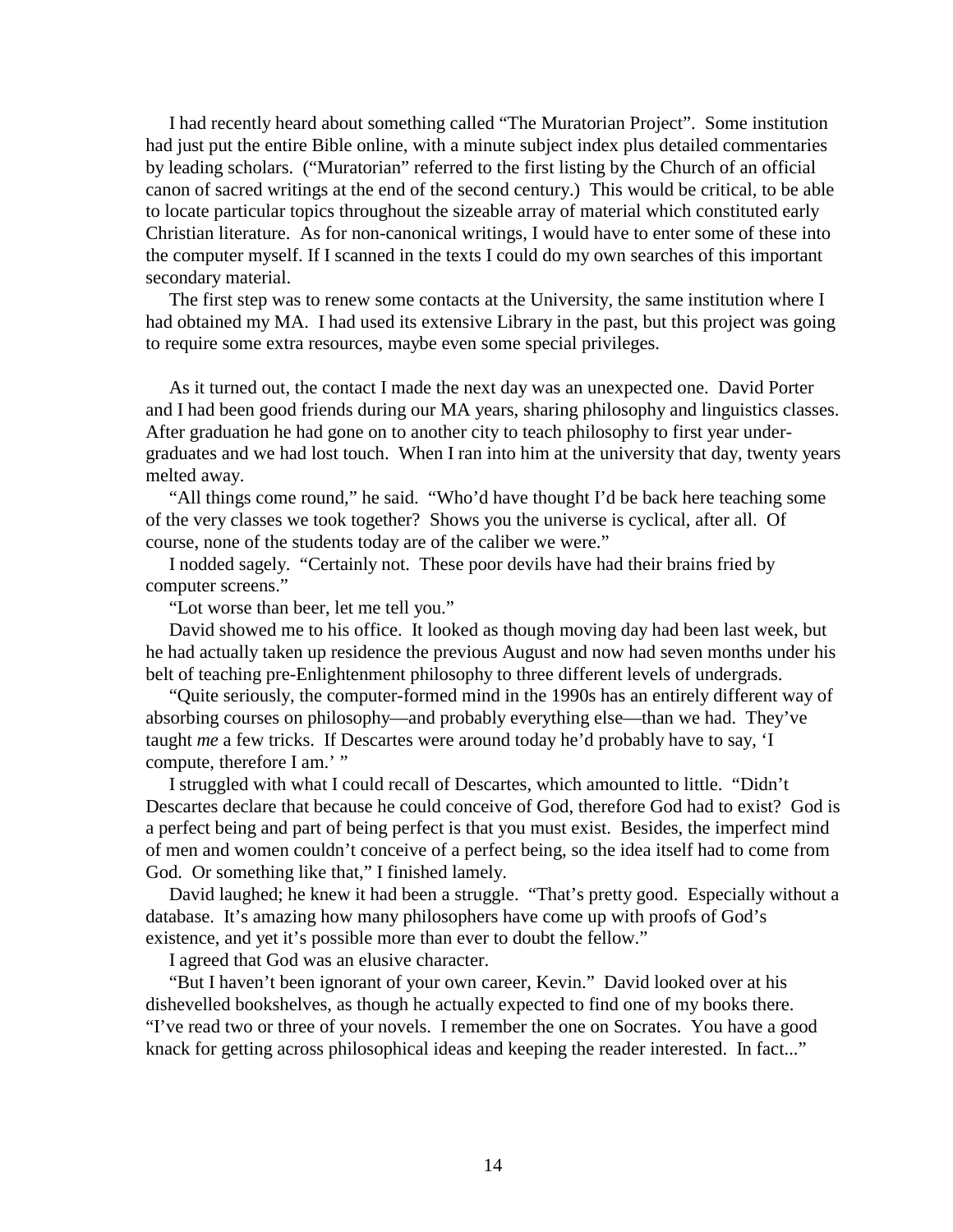I had recently heard about something called "The Muratorian Project". Some institution had just put the entire Bible online, with a minute subject index plus detailed commentaries by leading scholars. ("Muratorian" referred to the first listing by the Church of an official canon of sacred writings at the end of the second century.) This would be critical, to be able to locate particular topics throughout the sizeable array of material which constituted early Christian literature. As for non-canonical writings, I would have to enter some of these into the computer myself. If I scanned in the texts I could do my own searches of this important secondary material.

The first step was to renew some contacts at the University, the same institution where I had obtained my MA. I had used its extensive Library in the past, but this project was going to require some extra resources, maybe even some special privileges.

As it turned out, the contact I made the next day was an unexpected one. David Porter and I had been good friends during our MA years, sharing philosophy and linguistics classes. After graduation he had gone on to another city to teach philosophy to first year undergraduates and we had lost touch. When I ran into him at the university that day, twenty years melted away.

"All things come round," he said. "Who'd have thought I'd be back here teaching some of the very classes we took together? Shows you the universe is cyclical, after all. Of course, none of the students today are of the caliber we were."

I nodded sagely. "Certainly not. These poor devils have had their brains fried by computer screens."

"Lot worse than beer, let me tell you."

David showed me to his office. It looked as though moving day had been last week, but he had actually taken up residence the previous August and now had seven months under his belt of teaching pre-Enlightenment philosophy to three different levels of undergrads.

"Quite seriously, the computer-formed mind in the 1990s has an entirely different way of absorbing courses on philosophy—and probably everything else—than we had. They've taught *me* a few tricks. If Descartes were around today he'd probably have to say, 'I compute, therefore I am.' "

I struggled with what I could recall of Descartes, which amounted to little. "Didn't Descartes declare that because he could conceive of God, therefore God had to exist? God is a perfect being and part of being perfect is that you must exist. Besides, the imperfect mind of men and women couldn't conceive of a perfect being, so the idea itself had to come from God. Or something like that," I finished lamely.

David laughed; he knew it had been a struggle. "That's pretty good. Especially without a database. It's amazing how many philosophers have come up with proofs of God's existence, and yet it's possible more than ever to doubt the fellow."

I agreed that God was an elusive character.

"But I haven't been ignorant of your own career, Kevin." David looked over at his dishevelled bookshelves, as though he actually expected to find one of my books there. "I've read two or three of your novels. I remember the one on Socrates. You have a good knack for getting across philosophical ideas and keeping the reader interested. In fact..."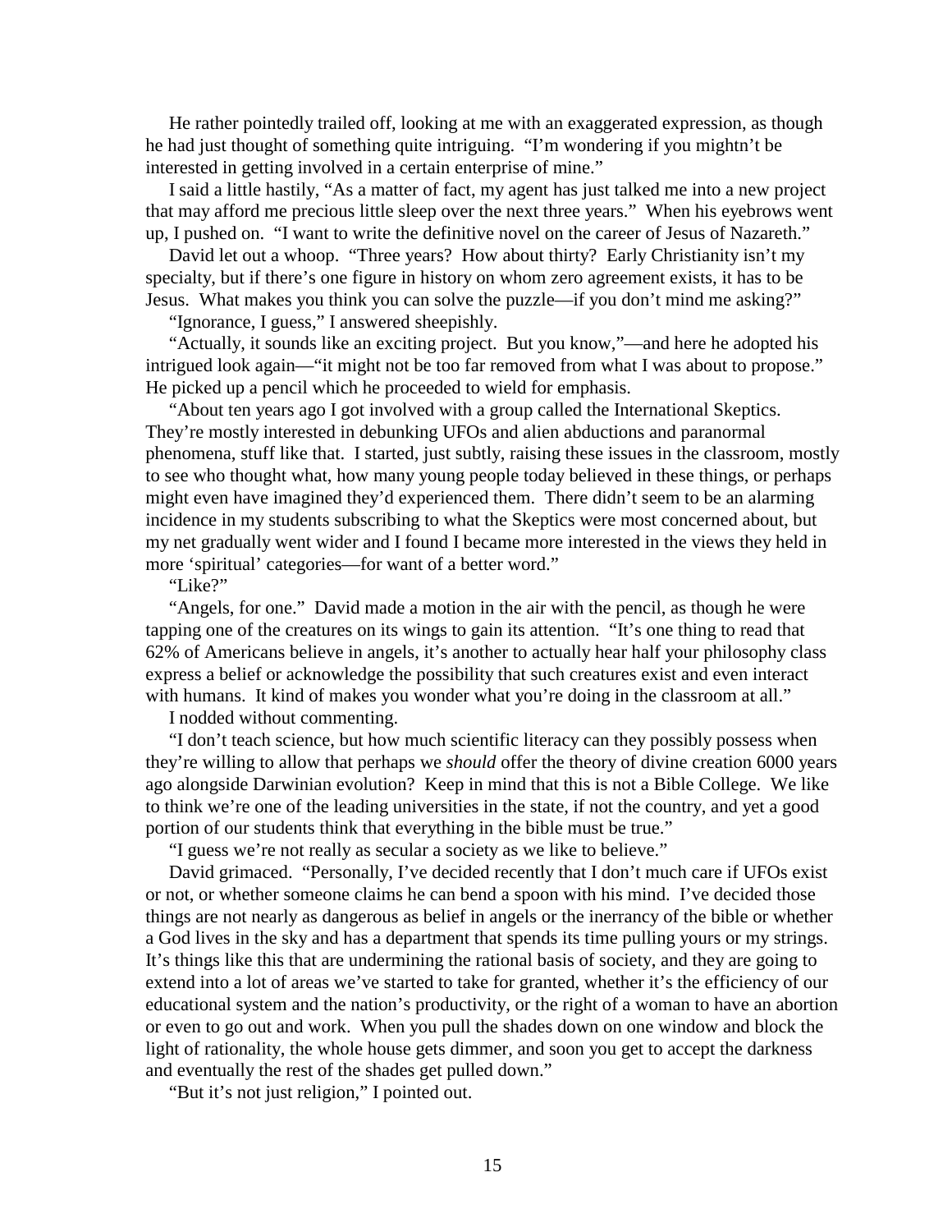He rather pointedly trailed off, looking at me with an exaggerated expression, as though he had just thought of something quite intriguing. "I'm wondering if you mightn't be interested in getting involved in a certain enterprise of mine."

I said a little hastily, "As a matter of fact, my agent has just talked me into a new project that may afford me precious little sleep over the next three years." When his eyebrows went up, I pushed on. "I want to write the definitive novel on the career of Jesus of Nazareth."

David let out a whoop. "Three years? How about thirty? Early Christianity isn't my specialty, but if there's one figure in history on whom zero agreement exists, it has to be Jesus. What makes you think you can solve the puzzle—if you don't mind me asking?"

"Ignorance, I guess," I answered sheepishly.

"Actually, it sounds like an exciting project. But you know,"—and here he adopted his intrigued look again—"it might not be too far removed from what I was about to propose." He picked up a pencil which he proceeded to wield for emphasis.

"About ten years ago I got involved with a group called the International Skeptics. They're mostly interested in debunking UFOs and alien abductions and paranormal phenomena, stuff like that. I started, just subtly, raising these issues in the classroom, mostly to see who thought what, how many young people today believed in these things, or perhaps might even have imagined they'd experienced them. There didn't seem to be an alarming incidence in my students subscribing to what the Skeptics were most concerned about, but my net gradually went wider and I found I became more interested in the views they held in more 'spiritual' categories—for want of a better word."

"Like?"

"Angels, for one." David made a motion in the air with the pencil, as though he were tapping one of the creatures on its wings to gain its attention. "It's one thing to read that 62% of Americans believe in angels, it's another to actually hear half your philosophy class express a belief or acknowledge the possibility that such creatures exist and even interact with humans. It kind of makes you wonder what you're doing in the classroom at all."

I nodded without commenting.

"I don't teach science, but how much scientific literacy can they possibly possess when they're willing to allow that perhaps we *should* offer the theory of divine creation 6000 years ago alongside Darwinian evolution? Keep in mind that this is not a Bible College. We like to think we're one of the leading universities in the state, if not the country, and yet a good portion of our students think that everything in the bible must be true."

"I guess we're not really as secular a society as we like to believe."

David grimaced. "Personally, I've decided recently that I don't much care if UFOs exist or not, or whether someone claims he can bend a spoon with his mind. I've decided those things are not nearly as dangerous as belief in angels or the inerrancy of the bible or whether a God lives in the sky and has a department that spends its time pulling yours or my strings. It's things like this that are undermining the rational basis of society, and they are going to extend into a lot of areas we've started to take for granted, whether it's the efficiency of our educational system and the nation's productivity, or the right of a woman to have an abortion or even to go out and work. When you pull the shades down on one window and block the light of rationality, the whole house gets dimmer, and soon you get to accept the darkness and eventually the rest of the shades get pulled down."

"But it's not just religion," I pointed out.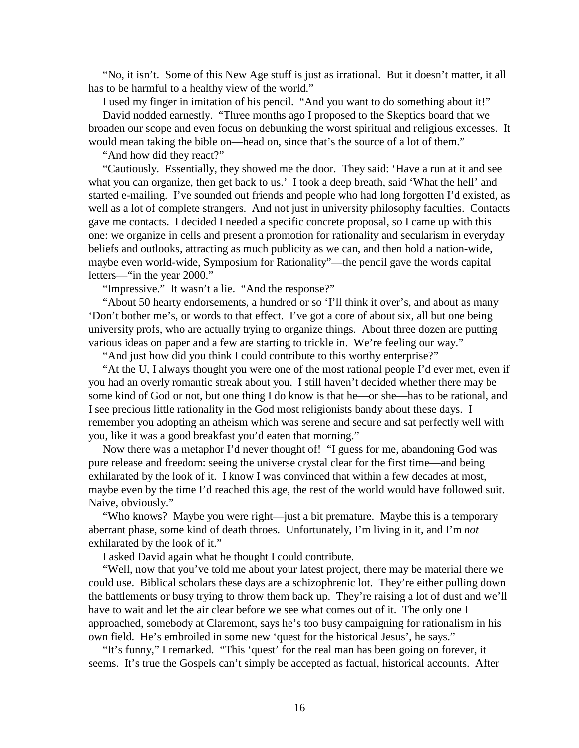"No, it isn't. Some of this New Age stuff is just as irrational. But it doesn't matter, it all has to be harmful to a healthy view of the world."

I used my finger in imitation of his pencil. "And you want to do something about it!"

David nodded earnestly. "Three months ago I proposed to the Skeptics board that we broaden our scope and even focus on debunking the worst spiritual and religious excesses. It would mean taking the bible on—head on, since that's the source of a lot of them."

"And how did they react?"

"Cautiously. Essentially, they showed me the door. They said: 'Have a run at it and see what you can organize, then get back to us.' I took a deep breath, said 'What the hell' and started e-mailing. I've sounded out friends and people who had long forgotten I'd existed, as well as a lot of complete strangers. And not just in university philosophy faculties. Contacts gave me contacts. I decided I needed a specific concrete proposal, so I came up with this one: we organize in cells and present a promotion for rationality and secularism in everyday beliefs and outlooks, attracting as much publicity as we can, and then hold a nation-wide, maybe even world-wide, Symposium for Rationality"—the pencil gave the words capital letters—"in the year 2000."

"Impressive." It wasn't a lie. "And the response?"

"About 50 hearty endorsements, a hundred or so 'I'll think it over's, and about as many 'Don't bother me's, or words to that effect. I've got a core of about six, all but one being university profs, who are actually trying to organize things. About three dozen are putting various ideas on paper and a few are starting to trickle in. We're feeling our way."

"And just how did you think I could contribute to this worthy enterprise?"

"At the U, I always thought you were one of the most rational people I'd ever met, even if you had an overly romantic streak about you. I still haven't decided whether there may be some kind of God or not, but one thing I do know is that he—or she—has to be rational, and I see precious little rationality in the God most religionists bandy about these days. I remember you adopting an atheism which was serene and secure and sat perfectly well with you, like it was a good breakfast you'd eaten that morning."

Now there was a metaphor I'd never thought of! "I guess for me, abandoning God was pure release and freedom: seeing the universe crystal clear for the first time—and being exhilarated by the look of it. I know I was convinced that within a few decades at most, maybe even by the time I'd reached this age, the rest of the world would have followed suit. Naive, obviously."

"Who knows? Maybe you were right—just a bit premature. Maybe this is a temporary aberrant phase, some kind of death throes. Unfortunately, I'm living in it, and I'm *not* exhilarated by the look of it."

I asked David again what he thought I could contribute.

"Well, now that you've told me about your latest project, there may be material there we could use. Biblical scholars these days are a schizophrenic lot. They're either pulling down the battlements or busy trying to throw them back up. They're raising a lot of dust and we'll have to wait and let the air clear before we see what comes out of it. The only one I approached, somebody at Claremont, says he's too busy campaigning for rationalism in his own field. He's embroiled in some new 'quest for the historical Jesus', he says."

"It's funny," I remarked. "This 'quest' for the real man has been going on forever, it seems. It's true the Gospels can't simply be accepted as factual, historical accounts. After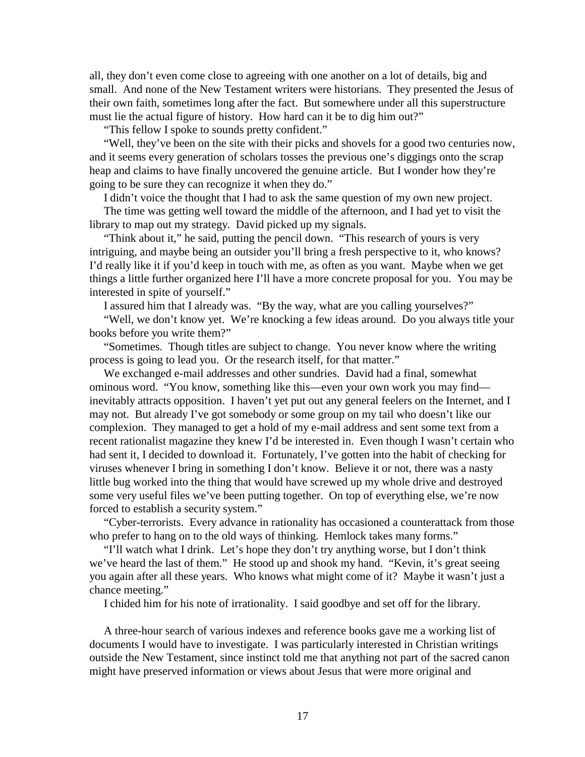all, they don't even come close to agreeing with one another on a lot of details, big and small. And none of the New Testament writers were historians. They presented the Jesus of their own faith, sometimes long after the fact. But somewhere under all this superstructure must lie the actual figure of history. How hard can it be to dig him out?"

"This fellow I spoke to sounds pretty confident."

"Well, they've been on the site with their picks and shovels for a good two centuries now, and it seems every generation of scholars tosses the previous one's diggings onto the scrap heap and claims to have finally uncovered the genuine article. But I wonder how they're going to be sure they can recognize it when they do."

I didn't voice the thought that I had to ask the same question of my own new project.

The time was getting well toward the middle of the afternoon, and I had yet to visit the library to map out my strategy. David picked up my signals.

"Think about it," he said, putting the pencil down. "This research of yours is very intriguing, and maybe being an outsider you'll bring a fresh perspective to it, who knows? I'd really like it if you'd keep in touch with me, as often as you want. Maybe when we get things a little further organized here I'll have a more concrete proposal for you. You may be interested in spite of yourself."

I assured him that I already was. "By the way, what are you calling yourselves?"

"Well, we don't know yet. We're knocking a few ideas around. Do you always title your books before you write them?"

"Sometimes. Though titles are subject to change. You never know where the writing process is going to lead you. Or the research itself, for that matter."

We exchanged e-mail addresses and other sundries. David had a final, somewhat ominous word. "You know, something like this—even your own work you may find—inevitably attracts opposition. I haven't yet put out any general feelers on the Internet, and I may not. But already I've got somebody or some group on my tail who doesn't like our complexion. They managed to get a hold of my e-mail address and sent some text from a recent rationalist magazine they knew I'd be interested in. Even though I wasn't certain who had sent it, I decided to download it. Fortunately, I've gotten into the habit of checking for viruses whenever I bring in something I don't know. Believe it or not, there was a nasty little bug worked into the thing that would have screwed up my whole drive and destroyed some very useful files we've been putting together. On top of everything else, we're now forced to establish a security system."

"Cyber-terrorists. Every advance in rationality has occasioned a counterattack from those who prefer to hang on to the old ways of thinking. Hemlock takes many forms."

"I'll watch what I drink. Let's hope they don't try anything worse, but I don't think we've heard the last of them." He stood up and shook my hand. "Kevin, it's great seeing you again after all these years. Who knows what might come of it? Maybe it wasn't just a chance meeting."

I chided him for his note of irrationality. I said goodbye and set off for the library.

A three-hour search of various indexes and reference books gave me a working list of documents I would have to investigate. I was particularly interested in Christian writings outside the New Testament, since instinct told me that anything not part of the sacred canon might have preserved information or views about Jesus that were more original and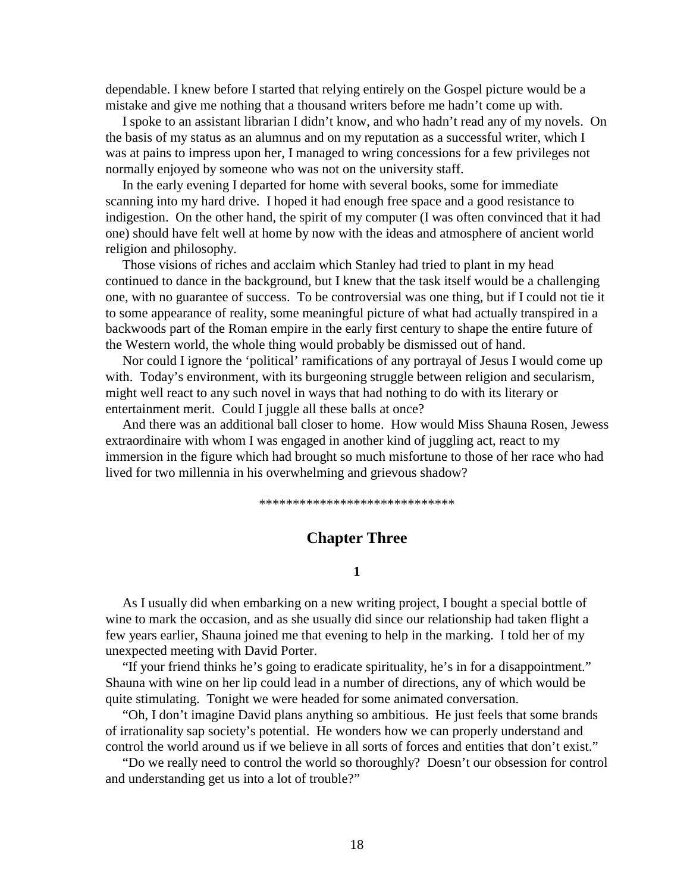dependable. I knew before I started that relying entirely on the Gospel picture would be a mistake and give me nothing that a thousand writers before me hadn't come up with.

I spoke to an assistant librarian I didn't know, and who hadn't read any of my novels. On the basis of my status as an alumnus and on my reputation as a successful writer, which I was at pains to impress upon her, I managed to wring concessions for a few privileges not normally enjoyed by someone who was not on the university staff.

In the early evening I departed for home with several books, some for immediate scanning into my hard drive. I hoped it had enough free space and a good resistance to indigestion. On the other hand, the spirit of my computer (I was often convinced that it had one) should have felt well at home by now with the ideas and atmosphere of ancient world religion and philosophy.

Those visions of riches and acclaim which Stanley had tried to plant in my head continued to dance in the background, but I knew that the task itself would be a challenging one, with no guarantee of success. To be controversial was one thing, but if I could not tie it to some appearance of reality, some meaningful picture of what had actually transpired in a backwoods part of the Roman empire in the early first century to shape the entire future of the Western world, the whole thing would probably be dismissed out of hand.

Nor could I ignore the 'political' ramifications of any portrayal of Jesus I would come up with. Today's environment, with its burgeoning struggle between religion and secularism, might well react to any such novel in ways that had nothing to do with its literary or entertainment merit. Could I juggle all these balls at once?

And there was an additional ball closer to home. How would Miss Shauna Rosen, Jewess extraordinaire with whom I was engaged in another kind of juggling act, react to my immersion in the figure which had brought so much misfortune to those of her race who had lived for two millennia in his overwhelming and grievous shadow?

*****************************

## Chapter Three

### 1

As I usually did when embarking on a new writing project, I bought a special bottle of wine to mark the occasion, and as she usually did since our relationship had taken flight a few years earlier, Shauna joined me that evening to help in the marking. I told her of my unexpected meeting with David Porter.

"If your friend thinks he's going to eradicate spirituality, he's in for a disappointment." Shauna with wine on her lip could lead in a number of directions, any of which would be quite stimulating. Tonight we were headed for some animated conversation.

"Oh, I don't imagine David plans anything so ambitious. He just feels that some brands of irrationality sap society's potential. He wonders how we can properly understand and control the world around us if we believe in all sorts of forces and entities that don't exist."

"Do we really need to control the world so thoroughly? Doesn't our obsession for control and understanding get us into a lot of trouble?"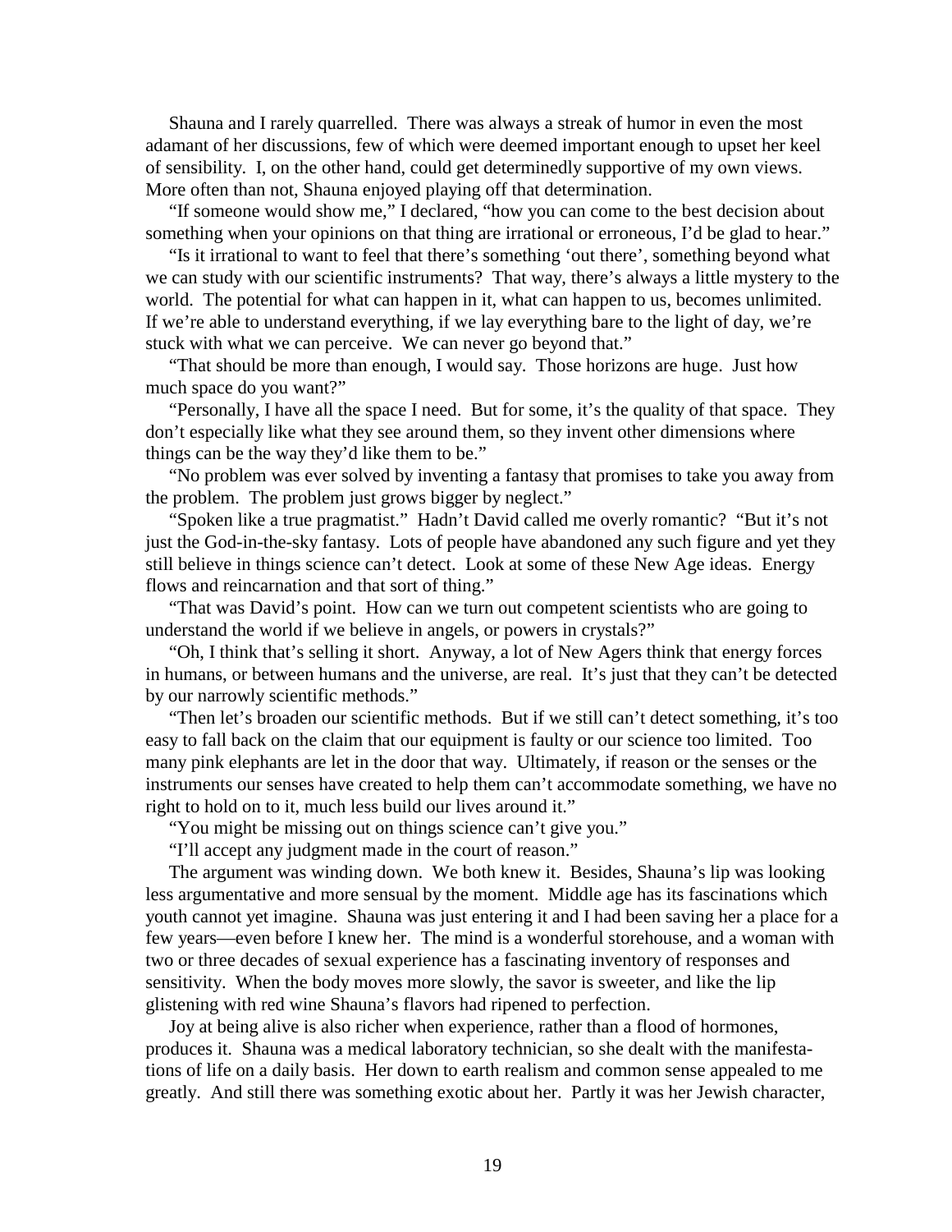Shauna and I rarely quarrelled. There was always a streak of humor in even the most adamant of her discussions, few of which were deemed important enough to upset her keel of sensibility. I, on the other hand, could get determinedly supportive of my own views. More often than not, Shauna enjoyed playing off that determination.

"If someone would show me," I declared, "how you can come to the best decision about something when your opinions on that thing are irrational or erroneous, I'd be glad to hear."

"Is it irrational to want to feel that there's something 'out there', something beyond what we can study with our scientific instruments? That way, there's always a little mystery to the world. The potential for what can happen in it, what can happen to us, becomes unlimited. If we're able to understand everything, if we lay everything bare to the light of day, we're stuck with what we can perceive. We can never go beyond that."

"That should be more than enough, I would say. Those horizons are huge. Just how much space do you want?"

"Personally, I have all the space I need. But for some, it's the quality of that space. They don't especially like what they see around them, so they invent other dimensions where things can be the way they'd like them to be."

"No problem was ever solved by inventing a fantasy that promises to take you away from the problem. The problem just grows bigger by neglect."

"Spoken like a true pragmatist." Hadn't David called me overly romantic? "But it's not just the God-in-the-sky fantasy. Lots of people have abandoned any such figure and yet they still believe in things science can't detect. Look at some of these New Age ideas. Energy flows and reincarnation and that sort of thing."

"That was David's point. How can we turn out competent scientists who are going to understand the world if we believe in angels, or powers in crystals?"

"Oh, I think that's selling it short. Anyway, a lot of New Agers think that energy forces in humans, or between humans and the universe, are real. It's just that they can't be detected by our narrowly scientific methods."

"Then let's broaden our scientific methods. But if we still can't detect something, it's too easy to fall back on the claim that our equipment is faulty or our science too limited. Too many pink elephants are let in the door that way. Ultimately, if reason or the senses or the instruments our senses have created to help them can't accommodate something, we have no right to hold on to it, much less build our lives around it."

"You might be missing out on things science can't give you."

"I'll accept any judgment made in the court of reason."

The argument was winding down. We both knew it. Besides, Shauna's lip was looking less argumentative and more sensual by the moment. Middle age has its fascinations which youth cannot yet imagine. Shauna was just entering it and I had been saving her a place for a few years—even before I knew her. The mind is a wonderful storehouse, and a woman with two or three decades of sexual experience has a fascinating inventory of responses and sensitivity. When the body moves more slowly, the savor is sweeter, and like the lip glistening with red wine Shauna's flavors had ripened to perfection.

Joy at being alive is also richer when experience, rather than a flood of hormones, produces it. Shauna was a medical laboratory technician, so she dealt with the manifestations of life on a daily basis. Her down to earth realism and common sense appealed to me greatly. And still there was something exotic about her. Partly it was her Jewish character,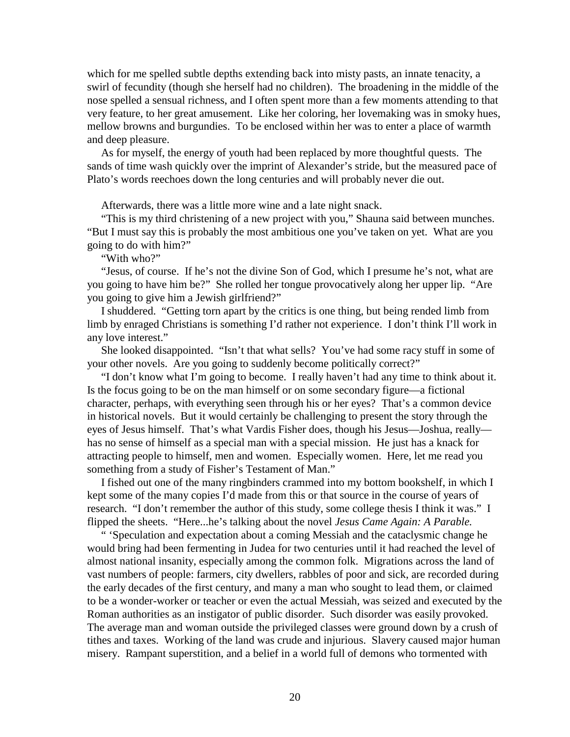which for me spelled subtle depths extending back into misty pasts, an innate tenacity, a swirl of fecundity (though she herself had no children). The broadening in the middle of the nose spelled a sensual richness, and I often spent more than a few moments attending to that very feature, to her great amusement. Like her coloring, her lovemaking was in smoky hues, mellow browns and burgundies. To be enclosed within her was to enter a place of warmth and deep pleasure.

As for myself, the energy of youth had been replaced by more thoughtful quests. The sands of time wash quickly over the imprint of Alexander's stride, but the measured pace of Plato's words reechoes down the long centuries and will probably never die out.

Afterwards, there was a little more wine and a late night snack.

"This is my third christening of a new project with you," Shauna said between munches. "But I must say this is probably the most ambitious one you've taken on yet. What are you going to do with him?"

"With who?"

"Jesus, of course. If he's not the divine Son of God, which I presume he's not, what are you going to have him be?" She rolled her tongue provocatively along her upper lip. "Are you going to give him a Jewish girlfriend?"

I shuddered. "Getting torn apart by the critics is one thing, but being rended limb from limb by enraged Christians is something I'd rather not experience. I don't think I'll work in any love interest."

She looked disappointed. "Isn't that what sells? You've had some racy stuff in some of your other novels. Are you going to suddenly become politically correct?"

"I don't know what I'm going to become. I really haven't had any time to think about it. Is the focus going to be on the man himself or on some secondary figure—a fictional character, perhaps, with everything seen through his or her eyes? That's a common device in historical novels. But it would certainly be challenging to present the story through the eyes of Jesus himself. That's what Vardis Fisher does, though his Jesus—Joshua, really—has no sense of himself as a special man with a special mission. He just has a knack for attracting people to himself, men and women. Especially women. Here, let me read you something from a study of Fisher's Testament of Man."

I fished out one of the many ringbinders crammed into my bottom bookshelf, in which I kept some of the many copies I'd made from this or that source in the course of years of research. "I don't remember the author of this study, some college thesis I think it was." I flipped the sheets. "Here...he's talking about the novel *Jesus Came Again: A Parable.*

" 'Speculation and expectation about a coming Messiah and the cataclysmic change he would bring had been fermenting in Judea for two centuries until it had reached the level of almost national insanity, especially among the common folk. Migrations across the land of vast numbers of people: farmers, city dwellers, rabbles of poor and sick, are recorded during the early decades of the first century, and many a man who sought to lead them, or claimed to be a wonder-worker or teacher or even the actual Messiah, was seized and executed by the Roman authorities as an instigator of public disorder. Such disorder was easily provoked. The average man and woman outside the privileged classes were ground down by a crush of tithes and taxes. Working of the land was crude and injurious. Slavery caused major human misery. Rampant superstition, and a belief in a world full of demons who tormented with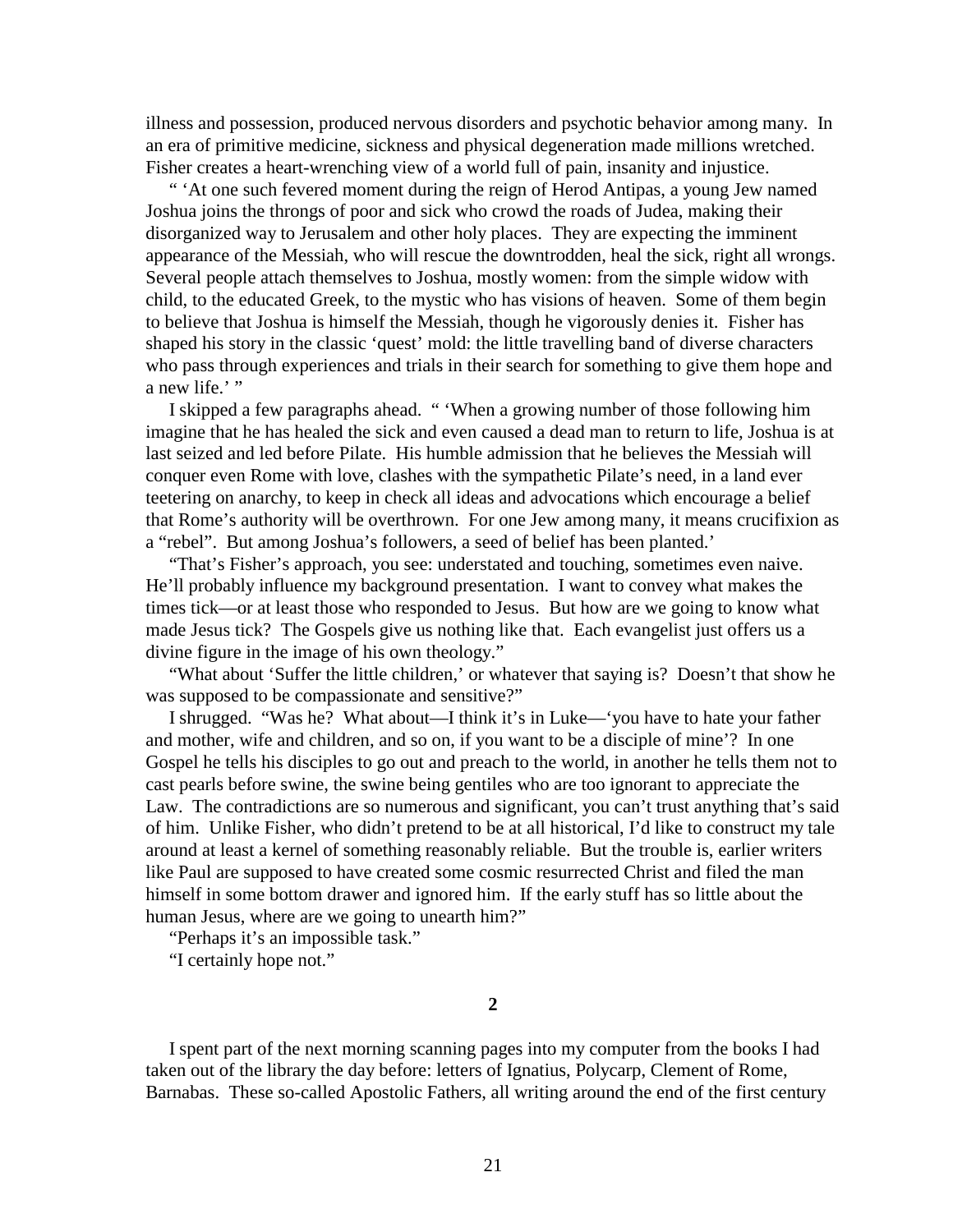illness and possession, produced nervous disorders and psychotic behavior among many. In an era of primitive medicine, sickness and physical degeneration made millions wretched. Fisher creates a heart-wrenching view of a world full of pain, insanity and injustice.

" 'At one such fevered moment during the reign of Herod Antipas, a young Jew named Joshua joins the throngs of poor and sick who crowd the roads of Judea, making their disorganized way to Jerusalem and other holy places. They are expecting the imminent appearance of the Messiah, who will rescue the downtrodden, heal the sick, right all wrongs. Several people attach themselves to Joshua, mostly women: from the simple widow with child, to the educated Greek, to the mystic who has visions of heaven. Some of them begin to believe that Joshua is himself the Messiah, though he vigorously denies it. Fisher has shaped his story in the classic 'quest' mold: the little travelling band of diverse characters who pass through experiences and trials in their search for something to give them hope and a new life.' "

I skipped a few paragraphs ahead. " 'When a growing number of those following him imagine that he has healed the sick and even caused a dead man to return to life, Joshua is at last seized and led before Pilate. His humble admission that he believes the Messiah will conquer even Rome with love, clashes with the sympathetic Pilate's need, in a land ever teetering on anarchy, to keep in check all ideas and advocations which encourage a belief that Rome's authority will be overthrown. For one Jew among many, it means crucifixion as a "rebel". But among Joshua's followers, a seed of belief has been planted.'

"That's Fisher's approach, you see: understated and touching, sometimes even naive. He'll probably influence my background presentation. I want to convey what makes the times tick—or at least those who responded to Jesus. But how are we going to know what made Jesus tick? The Gospels give us nothing like that. Each evangelist just offers us a divine figure in the image of his own theology."

"What about 'Suffer the little children,' or whatever that saying is? Doesn't that show he was supposed to be compassionate and sensitive?"

I shrugged. "Was he? What about—I think it's in Luke—'you have to hate your father and mother, wife and children, and so on, if you want to be a disciple of mine'? In one Gospel he tells his disciples to go out and preach to the world, in another he tells them not to cast pearls before swine, the swine being gentiles who are too ignorant to appreciate the Law. The contradictions are so numerous and significant, you can't trust anything that's said of him. Unlike Fisher, who didn't pretend to be at all historical, I'd like to construct my tale around at least a kernel of something reasonably reliable. But the trouble is, earlier writers like Paul are supposed to have created some cosmic resurrected Christ and filed the man himself in some bottom drawer and ignored him. If the early stuff has so little about the human Jesus, where are we going to unearth him?"

"Perhaps it's an impossible task."

"I certainly hope not."

## 2

I spent part of the next morning scanning pages into my computer from the books I had taken out of the library the day before: letters of Ignatius, Polycarp, Clement of Rome, Barnabas. These so-called Apostolic Fathers, all writing around the end of the first century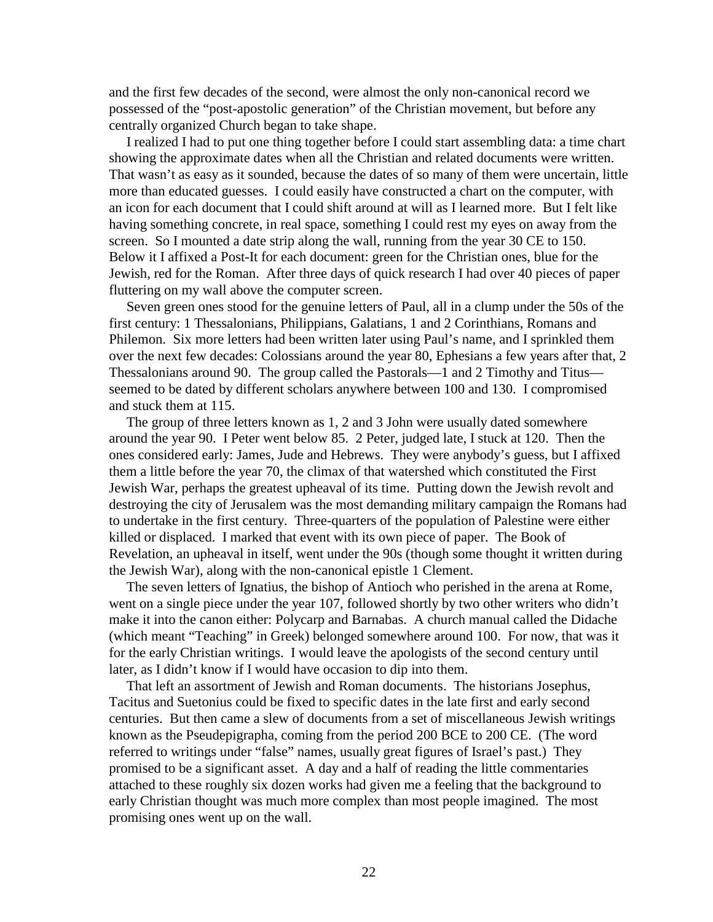and the first few decades of the second, were almost the only non-canonical record we possessed of the "post-apostolic generation" of the Christian movement, but before any centrally organized Church began to take shape.

I realized I had to put one thing together before I could start assembling data: a time chart showing the approximate dates when all the Christian and related documents were written. That wasn't as easy as it sounded, because the dates of so many of them were uncertain, little more than educated guesses. I could easily have constructed a chart on the computer, with an icon for each document that I could shift around at will as I learned more. But I felt like having something concrete, in real space, something I could rest my eyes on away from the screen. So I mounted a date strip along the wall, running from the year 30 CE to 150. Below it I affixed a Post-It for each document: green for the Christian ones, blue for the Jewish, red for the Roman. After three days of quick research I had over 40 pieces of paper fluttering on my wall above the computer screen.

Seven green ones stood for the genuine letters of Paul, all in a clump under the 50s of the first century: 1 Thessalonians, Philippians, Galatians, 1 and 2 Corinthians, Romans and Philemon. Six more letters had been written later using Paul's name, and I sprinkled them over the next few decades: Colossians around the year 80, Ephesians a few years after that, 2 Thessalonians around 90. The group called the Pastorals—1 and 2 Timothy and Titus—seemed to be dated by different scholars anywhere between 100 and 130. I compromised and stuck them at 115.

The group of three letters known as 1, 2 and 3 John were usually dated somewhere around the year 90. I Peter went below 85. 2 Peter, judged late, I stuck at 120. Then the ones considered early: James, Jude and Hebrews. They were anybody's guess, but I affixed them a little before the year 70, the climax of that watershed which constituted the First Jewish War, perhaps the greatest upheaval of its time. Putting down the Jewish revolt and destroying the city of Jerusalem was the most demanding military campaign the Romans had to undertake in the first century. Three-quarters of the population of Palestine were either killed or displaced. I marked that event with its own piece of paper. The Book of Revelation, an upheaval in itself, went under the 90s (though some thought it written during the Jewish War), along with the non-canonical epistle 1 Clement.

The seven letters of Ignatius, the bishop of Antioch who perished in the arena at Rome, went on a single piece under the year 107, followed shortly by two other writers who didn't make it into the canon either: Polycarp and Barnabas. A church manual called the Didache (which meant "Teaching" in Greek) belonged somewhere around 100. For now, that was it for the early Christian writings. I would leave the apologists of the second century until later, as I didn't know if I would have occasion to dip into them.

That left an assortment of Jewish and Roman documents. The historians Josephus, Tacitus and Suetonius could be fixed to specific dates in the late first and early second centuries. But then came a slew of documents from a set of miscellaneous Jewish writings known as the Pseudepigrapha, coming from the period 200 BCE to 200 CE. (The word referred to writings under "false" names, usually great figures of Israel's past.) They promised to be a significant asset. A day and a half of reading the little commentaries attached to these roughly six dozen works had given me a feeling that the background to early Christian thought was much more complex than most people imagined. The most promising ones went up on the wall.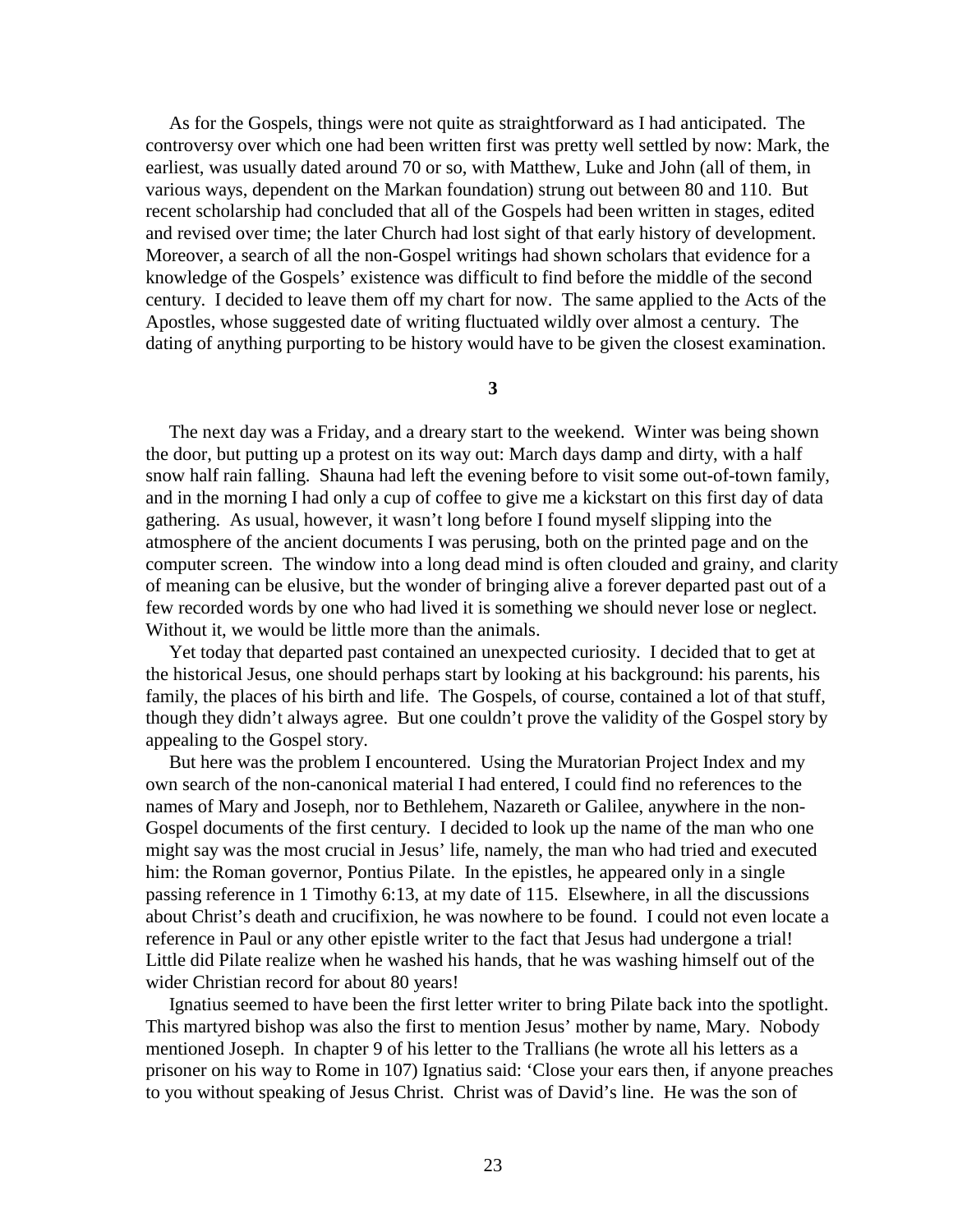As for the Gospels, things were not quite as straightforward as I had anticipated. The controversy over which one had been written first was pretty well settled by now: Mark, the earliest, was usually dated around 70 or so, with Matthew, Luke and John (all of them, in various ways, dependent on the Markan foundation) strung out between 80 and 110. But recent scholarship had concluded that all of the Gospels had been written in stages, edited and revised over time; the later Church had lost sight of that early history of development. Moreover, a search of all the non-Gospel writings had shown scholars that evidence for a knowledge of the Gospels' existence was difficult to find before the middle of the second century. I decided to leave them off my chart for now. The same applied to the Acts of the Apostles, whose suggested date of writing fluctuated wildly over almost a century. The dating of anything purporting to be history would have to be given the closest examination.

**3**

The next day was a Friday, and a dreary start to the weekend. Winter was being shown the door, but putting up a protest on its way out: March days damp and dirty, with a half snow half rain falling. Shauna had left the evening before to visit some out-of-town family, and in the morning I had only a cup of coffee to give me a kickstart on this first day of data gathering. As usual, however, it wasn't long before I found myself slipping into the atmosphere of the ancient documents I was perusing, both on the printed page and on the computer screen. The window into a long dead mind is often clouded and grainy, and clarity of meaning can be elusive, but the wonder of bringing alive a forever departed past out of a few recorded words by one who had lived it is something we should never lose or neglect. Without it, we would be little more than the animals.

Yet today that departed past contained an unexpected curiosity. I decided that to get at the historical Jesus, one should perhaps start by looking at his background: his parents, his family, the places of his birth and life. The Gospels, of course, contained a lot of that stuff, though they didn't always agree. But one couldn't prove the validity of the Gospel story by appealing to the Gospel story.

But here was the problem I encountered. Using the Muratorian Project Index and my own search of the non-canonical material I had entered, I could find no references to the names of Mary and Joseph, nor to Bethlehem, Nazareth or Galilee, anywhere in the non-Gospel documents of the first century. I decided to look up the name of the man who one might say was the most crucial in Jesus' life, namely, the man who had tried and executed him: the Roman governor, Pontius Pilate. In the epistles, he appeared only in a single passing reference in 1 Timothy 6:13, at my date of 115. Elsewhere, in all the discussions about Christ's death and crucifixion, he was nowhere to be found. I could not even locate a reference in Paul or any other epistle writer to the fact that Jesus had undergone a trial! Little did Pilate realize when he washed his hands, that he was washing himself out of the wider Christian record for about 80 years!

Ignatius seemed to have been the first letter writer to bring Pilate back into the spotlight. This martyred bishop was also the first to mention Jesus' mother by name, Mary. Nobody mentioned Joseph. In chapter 9 of his letter to the Trallians (he wrote all his letters as a prisoner on his way to Rome in 107) Ignatius said: 'Close your ears then, if anyone preaches to you without speaking of Jesus Christ. Christ was of David's line. He was the son of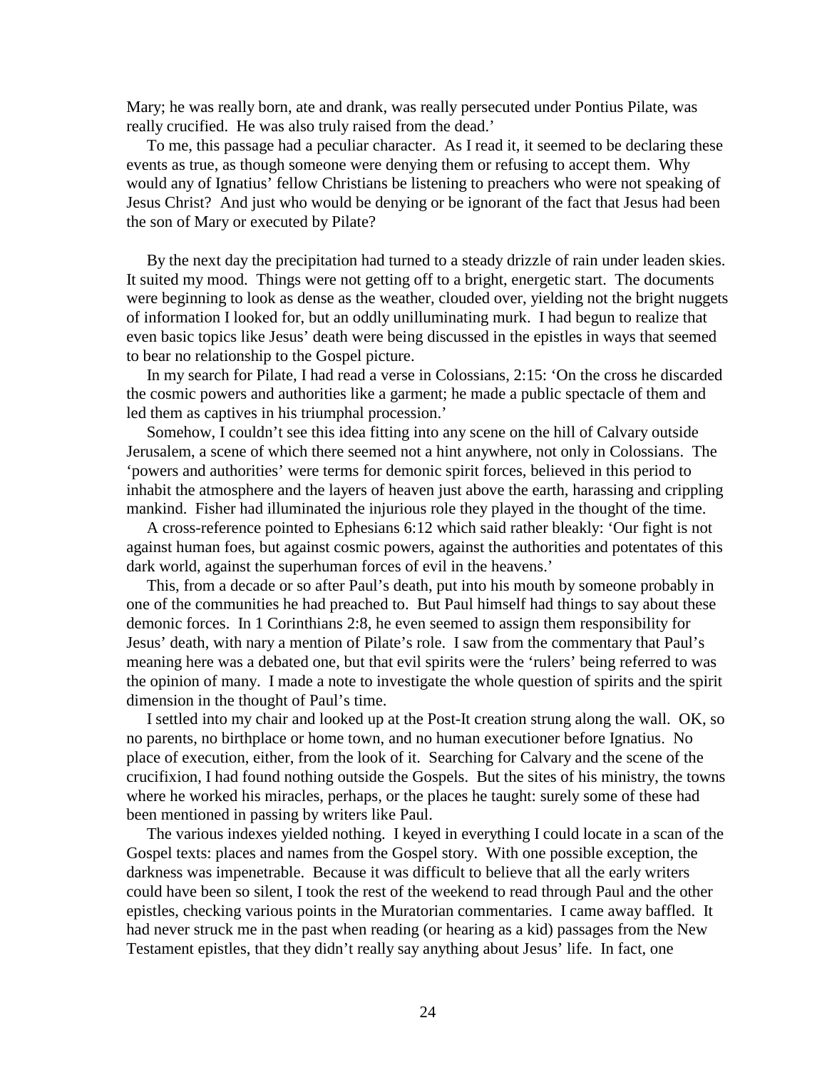Mary; he was really born, ate and drank, was really persecuted under Pontius Pilate, was really crucified. He was also truly raised from the dead.'

To me, this passage had a peculiar character. As I read it, it seemed to be declaring these events as true, as though someone were denying them or refusing to accept them. Why would any of Ignatius' fellow Christians be listening to preachers who were not speaking of Jesus Christ? And just who would be denying or be ignorant of the fact that Jesus had been the son of Mary or executed by Pilate?

By the next day the precipitation had turned to a steady drizzle of rain under leaden skies. It suited my mood. Things were not getting off to a bright, energetic start. The documents were beginning to look as dense as the weather, clouded over, yielding not the bright nuggets of information I looked for, but an oddly unilluminating murk. I had begun to realize that even basic topics like Jesus' death were being discussed in the epistles in ways that seemed to bear no relationship to the Gospel picture.

In my search for Pilate, I had read a verse in Colossians, 2:15: 'On the cross he discarded the cosmic powers and authorities like a garment; he made a public spectacle of them and led them as captives in his triumphal procession.'

Somehow, I couldn't see this idea fitting into any scene on the hill of Calvary outside Jerusalem, a scene of which there seemed not a hint anywhere, not only in Colossians. The 'powers and authorities' were terms for demonic spirit forces, believed in this period to inhabit the atmosphere and the layers of heaven just above the earth, harassing and crippling mankind. Fisher had illuminated the injurious role they played in the thought of the time.

A cross-reference pointed to Ephesians 6:12 which said rather bleakly: 'Our fight is not against human foes, but against cosmic powers, against the authorities and potentates of this dark world, against the superhuman forces of evil in the heavens.'

This, from a decade or so after Paul's death, put into his mouth by someone probably in one of the communities he had preached to. But Paul himself had things to say about these demonic forces. In 1 Corinthians 2:8, he even seemed to assign them responsibility for Jesus' death, with nary a mention of Pilate's role. I saw from the commentary that Paul's meaning here was a debated one, but that evil spirits were the 'rulers' being referred to was the opinion of many. I made a note to investigate the whole question of spirits and the spirit dimension in the thought of Paul's time.

I settled into my chair and looked up at the Post-It creation strung along the wall. OK, so no parents, no birthplace or home town, and no human executioner before Ignatius. No place of execution, either, from the look of it. Searching for Calvary and the scene of the crucifixion, I had found nothing outside the Gospels. But the sites of his ministry, the towns where he worked his miracles, perhaps, or the places he taught: surely some of these had been mentioned in passing by writers like Paul.

The various indexes yielded nothing. I keyed in everything I could locate in a scan of the Gospel texts: places and names from the Gospel story. With one possible exception, the darkness was impenetrable. Because it was difficult to believe that all the early writers could have been so silent, I took the rest of the weekend to read through Paul and the other epistles, checking various points in the Muratorian commentaries. I came away baffled. It had never struck me in the past when reading (or hearing as a kid) passages from the New Testament epistles, that they didn't really say anything about Jesus' life. In fact, one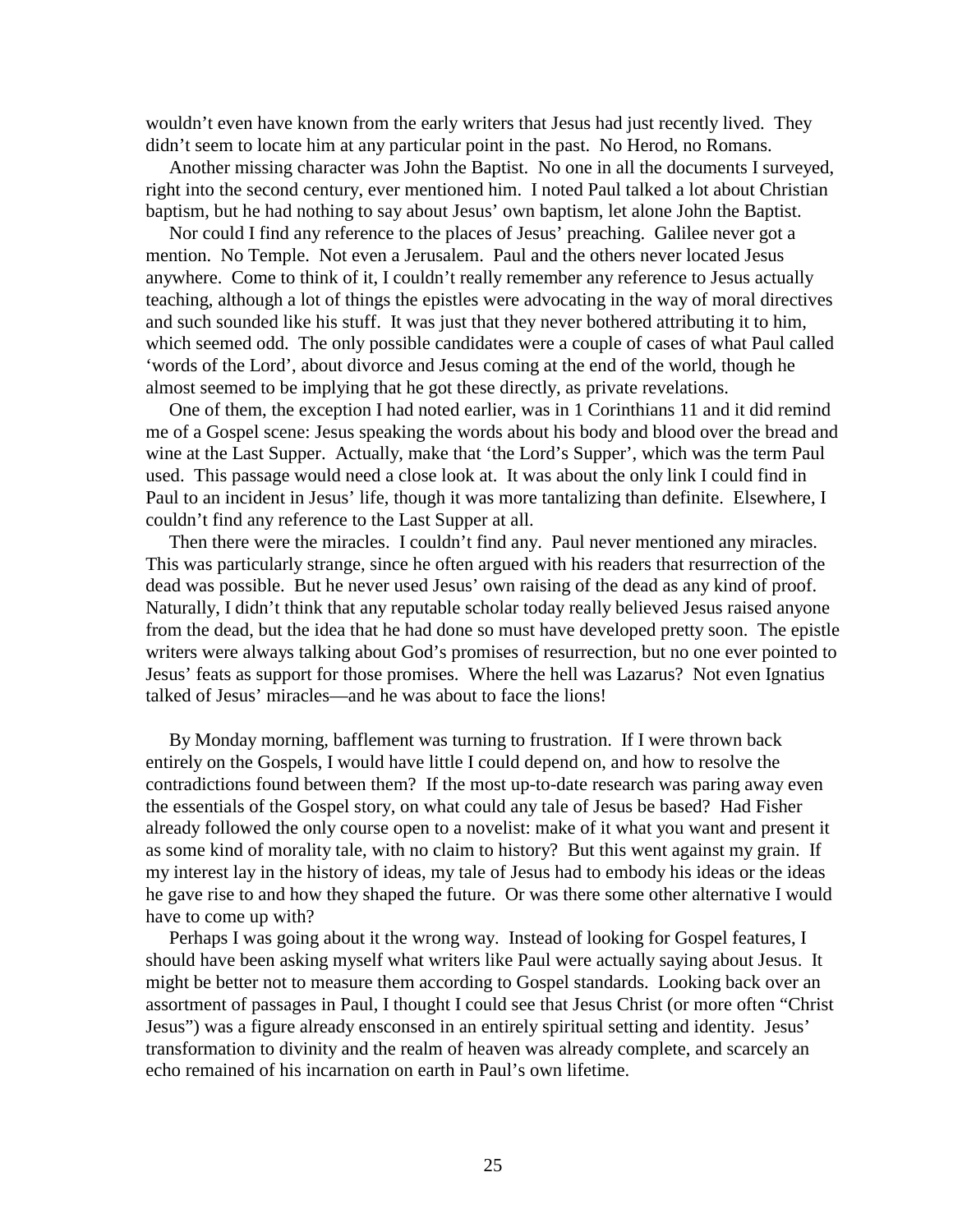wouldn't even have known from the early writers that Jesus had just recently lived. They didn't seem to locate him at any particular point in the past. No Herod, no Romans.

Another missing character was John the Baptist. No one in all the documents I surveyed, right into the second century, ever mentioned him. I noted Paul talked a lot about Christian baptism, but he had nothing to say about Jesus' own baptism, let alone John the Baptist.

Nor could I find any reference to the places of Jesus' preaching. Galilee never got a mention. No Temple. Not even a Jerusalem. Paul and the others never located Jesus anywhere. Come to think of it, I couldn't really remember any reference to Jesus actually teaching, although a lot of things the epistles were advocating in the way of moral directives and such sounded like his stuff. It was just that they never bothered attributing it to him, which seemed odd. The only possible candidates were a couple of cases of what Paul called 'words of the Lord', about divorce and Jesus coming at the end of the world, though he almost seemed to be implying that he got these directly, as private revelations.

One of them, the exception I had noted earlier, was in 1 Corinthians 11 and it did remind me of a Gospel scene: Jesus speaking the words about his body and blood over the bread and wine at the Last Supper. Actually, make that 'the Lord's Supper', which was the term Paul used. This passage would need a close look at. It was about the only link I could find in Paul to an incident in Jesus' life, though it was more tantalizing than definite. Elsewhere, I couldn't find any reference to the Last Supper at all.

Then there were the miracles. I couldn't find any. Paul never mentioned any miracles. This was particularly strange, since he often argued with his readers that resurrection of the dead was possible. But he never used Jesus' own raising of the dead as any kind of proof. Naturally, I didn't think that any reputable scholar today really believed Jesus raised anyone from the dead, but the idea that he had done so must have developed pretty soon. The epistle writers were always talking about God's promises of resurrection, but no one ever pointed to Jesus' feats as support for those promises. Where the hell was Lazarus? Not even Ignatius talked of Jesus' miracles—and he was about to face the lions!

By Monday morning, bafflement was turning to frustration. If I were thrown back entirely on the Gospels, I would have little I could depend on, and how to resolve the contradictions found between them? If the most up-to-date research was paring away even the essentials of the Gospel story, on what could any tale of Jesus be based? Had Fisher already followed the only course open to a novelist: make of it what you want and present it as some kind of morality tale, with no claim to history? But this went against my grain. If my interest lay in the history of ideas, my tale of Jesus had to embody his ideas or the ideas he gave rise to and how they shaped the future. Or was there some other alternative I would have to come up with?

Perhaps I was going about it the wrong way. Instead of looking for Gospel features, I should have been asking myself what writers like Paul were actually saying about Jesus. It might be better not to measure them according to Gospel standards. Looking back over an assortment of passages in Paul, I thought I could see that Jesus Christ (or more often "Christ Jesus") was a figure already ensconsed in an entirely spiritual setting and identity. Jesus' transformation to divinity and the realm of heaven was already complete, and scarcely an echo remained of his incarnation on earth in Paul's own lifetime.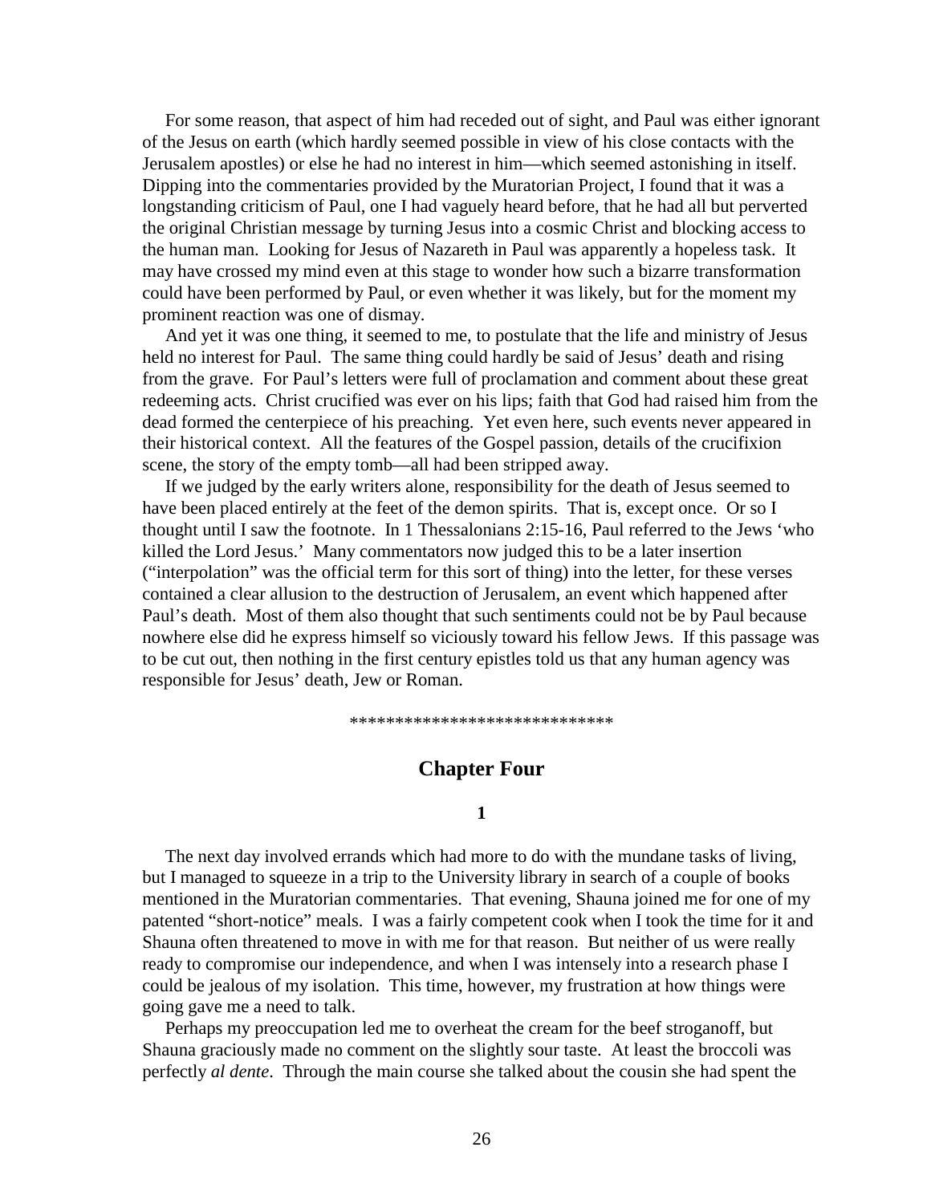For some reason, that aspect of him had receded out of sight, and Paul was either ignorant of the Jesus on earth (which hardly seemed possible in view of his close contacts with the Jerusalem apostles) or else he had no interest in him—which seemed astonishing in itself. Dipping into the commentaries provided by the Muratorian Project, I found that it was a longstanding criticism of Paul, one I had vaguely heard before, that he had all but perverted the original Christian message by turning Jesus into a cosmic Christ and blocking access to the human man. Looking for Jesus of Nazareth in Paul was apparently a hopeless task. It may have crossed my mind even at this stage to wonder how such a bizarre transformation could have been performed by Paul, or even whether it was likely, but for the moment my prominent reaction was one of dismay.

And yet it was one thing, it seemed to me, to postulate that the life and ministry of Jesus held no interest for Paul. The same thing could hardly be said of Jesus' death and rising from the grave. For Paul's letters were full of proclamation and comment about these great redeeming acts. Christ crucified was ever on his lips; faith that God had raised him from the dead formed the centerpiece of his preaching. Yet even here, such events never appeared in their historical context. All the features of the Gospel passion, details of the crucifixion scene, the story of the empty tomb—all had been stripped away.

If we judged by the early writers alone, responsibility for the death of Jesus seemed to have been placed entirely at the feet of the demon spirits. That is, except once. Or so I thought until I saw the footnote. In 1 Thessalonians 2:15-16, Paul referred to the Jews 'who killed the Lord Jesus.' Many commentators now judged this to be a later insertion ("interpolation" was the official term for this sort of thing) into the letter, for these verses contained a clear allusion to the destruction of Jerusalem, an event which happened after Paul's death. Most of them also thought that such sentiments could not be by Paul because nowhere else did he express himself so viciously toward his fellow Jews. If this passage was to be cut out, then nothing in the first century epistles told us that any human agency was responsible for Jesus' death, Jew or Roman.

*****************************

## Chapter Four

### 1

The next day involved errands which had more to do with the mundane tasks of living, but I managed to squeeze in a trip to the University library in search of a couple of books mentioned in the Muratorian commentaries. That evening, Shauna joined me for one of my patented "short-notice" meals. I was a fairly competent cook when I took the time for it and Shauna often threatened to move in with me for that reason. But neither of us were really ready to compromise our independence, and when I was intensely into a research phase I could be jealous of my isolation. This time, however, my frustration at how things were going gave me a need to talk.

Perhaps my preoccupation led me to overheat the cream for the beef stroganoff, but Shauna graciously made no comment on the slightly sour taste. At least the broccoli was perfectly *al dente*. Through the main course she talked about the cousin she had spent the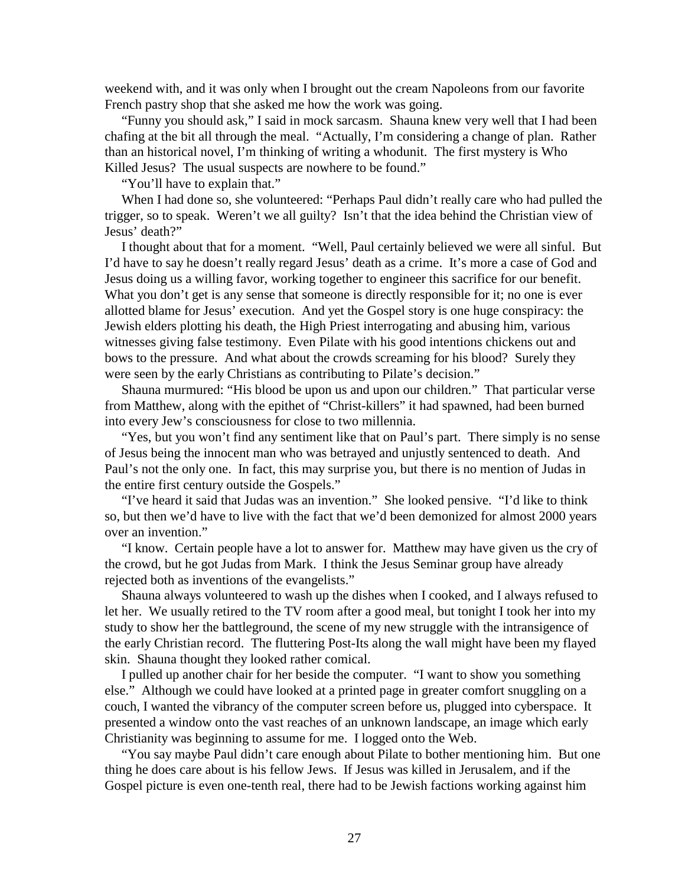weekend with, and it was only when I brought out the cream Napoleons from our favorite French pastry shop that she asked me how the work was going.

"Funny you should ask," I said in mock sarcasm. Shauna knew very well that I had been chafing at the bit all through the meal. "Actually, I'm considering a change of plan. Rather than an historical novel, I'm thinking of writing a whodunit. The first mystery is Who Killed Jesus? The usual suspects are nowhere to be found."

"You'll have to explain that."

When I had done so, she volunteered: "Perhaps Paul didn't really care who had pulled the trigger, so to speak. Weren't we all guilty? Isn't that the idea behind the Christian view of Jesus' death?"

I thought about that for a moment. "Well, Paul certainly believed we were all sinful. But I'd have to say he doesn't really regard Jesus' death as a crime. It's more a case of God and Jesus doing us a willing favor, working together to engineer this sacrifice for our benefit. What you don't get is any sense that someone is directly responsible for it; no one is ever allotted blame for Jesus' execution. And yet the Gospel story is one huge conspiracy: the Jewish elders plotting his death, the High Priest interrogating and abusing him, various witnesses giving false testimony. Even Pilate with his good intentions chickens out and bows to the pressure. And what about the crowds screaming for his blood? Surely they were seen by the early Christians as contributing to Pilate's decision."

Shauna murmured: "His blood be upon us and upon our children." That particular verse from Matthew, along with the epithet of "Christ-killers" it had spawned, had been burned into every Jew's consciousness for close to two millennia.

"Yes, but you won't find any sentiment like that on Paul's part. There simply is no sense of Jesus being the innocent man who was betrayed and unjustly sentenced to death. And Paul's not the only one. In fact, this may surprise you, but there is no mention of Judas in the entire first century outside the Gospels."

"I've heard it said that Judas was an invention." She looked pensive. "I'd like to think so, but then we'd have to live with the fact that we'd been demonized for almost 2000 years over an invention."

"I know. Certain people have a lot to answer for. Matthew may have given us the cry of the crowd, but he got Judas from Mark. I think the Jesus Seminar group have already rejected both as inventions of the evangelists."

Shauna always volunteered to wash up the dishes when I cooked, and I always refused to let her. We usually retired to the TV room after a good meal, but tonight I took her into my study to show her the battleground, the scene of my new struggle with the intransigence of the early Christian record. The fluttering Post-Its along the wall might have been my flayed skin. Shauna thought they looked rather comical.

I pulled up another chair for her beside the computer. "I want to show you something else." Although we could have looked at a printed page in greater comfort snuggling on a couch, I wanted the vibrancy of the computer screen before us, plugged into cyberspace. It presented a window onto the vast reaches of an unknown landscape, an image which early Christianity was beginning to assume for me. I logged onto the Web.

"You say maybe Paul didn't care enough about Pilate to bother mentioning him. But one thing he does care about is his fellow Jews. If Jesus was killed in Jerusalem, and if the Gospel picture is even one-tenth real, there had to be Jewish factions working against him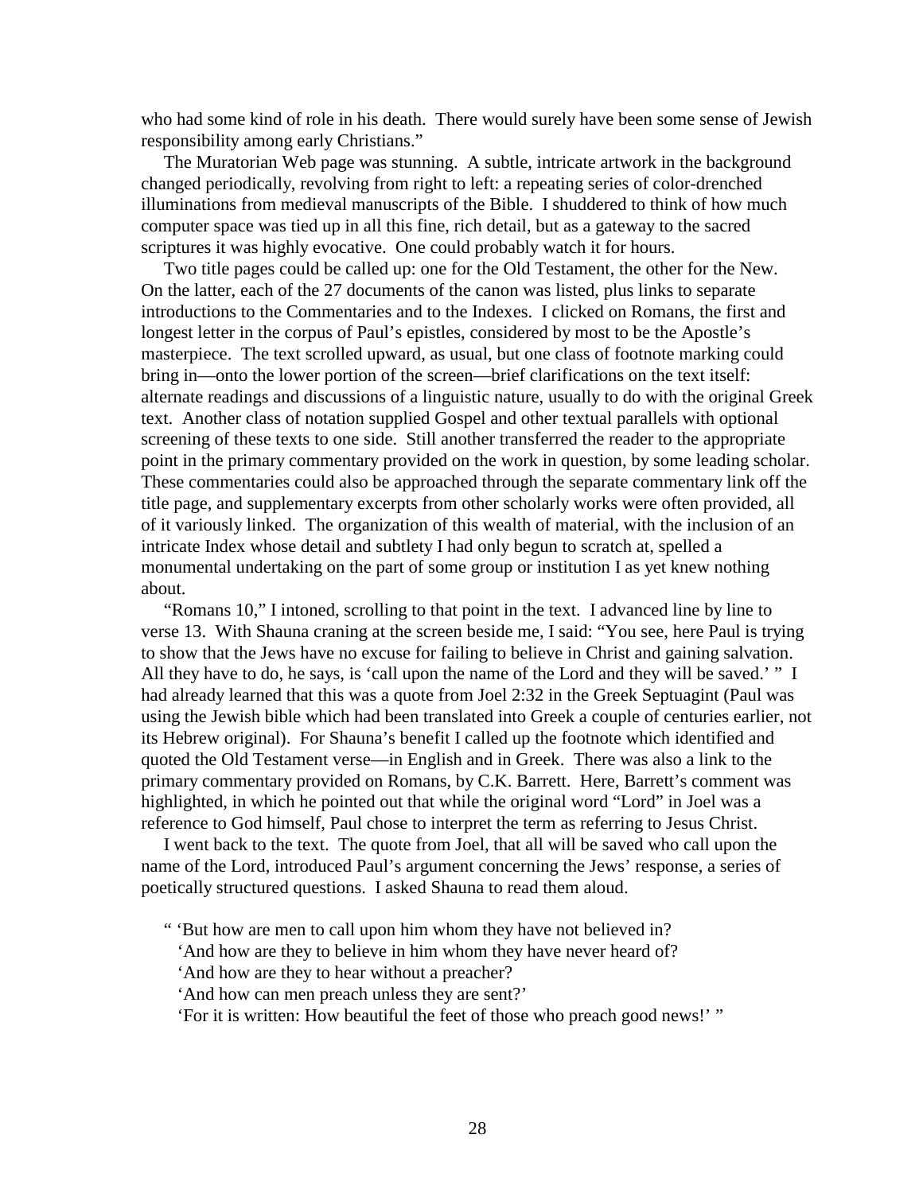who had some kind of role in his death. There would surely have been some sense of Jewish responsibility among early Christians."

The Muratorian Web page was stunning. A subtle, intricate artwork in the background changed periodically, revolving from right to left: a repeating series of color-drenched illuminations from medieval manuscripts of the Bible. I shuddered to think of how much computer space was tied up in all this fine, rich detail, but as a gateway to the sacred scriptures it was highly evocative. One could probably watch it for hours.

Two title pages could be called up: one for the Old Testament, the other for the New. On the latter, each of the 27 documents of the canon was listed, plus links to separate introductions to the Commentaries and to the Indexes. I clicked on Romans, the first and longest letter in the corpus of Paul's epistles, considered by most to be the Apostle's masterpiece. The text scrolled upward, as usual, but one class of footnote marking could bring in—onto the lower portion of the screen—brief clarifications on the text itself: alternate readings and discussions of a linguistic nature, usually to do with the original Greek text. Another class of notation supplied Gospel and other textual parallels with optional screening of these texts to one side. Still another transferred the reader to the appropriate point in the primary commentary provided on the work in question, by some leading scholar. These commentaries could also be approached through the separate commentary link off the title page, and supplementary excerpts from other scholarly works were often provided, all of it variously linked. The organization of this wealth of material, with the inclusion of an intricate Index whose detail and subtlety I had only begun to scratch at, spelled a monumental undertaking on the part of some group or institution I as yet knew nothing about.

"Romans 10," I intoned, scrolling to that point in the text. I advanced line by line to verse 13. With Shauna craning at the screen beside me, I said: "You see, here Paul is trying to show that the Jews have no excuse for failing to believe in Christ and gaining salvation. All they have to do, he says, is 'call upon the name of the Lord and they will be saved.' " I had already learned that this was a quote from Joel 2:32 in the Greek Septuagint (Paul was using the Jewish bible which had been translated into Greek a couple of centuries earlier, not its Hebrew original). For Shauna's benefit I called up the footnote which identified and quoted the Old Testament verse—in English and in Greek. There was also a link to the primary commentary provided on Romans, by C.K. Barrett. Here, Barrett's comment was highlighted, in which he pointed out that while the original word "Lord" in Joel was a reference to God himself, Paul chose to interpret the term as referring to Jesus Christ.

I went back to the text. The quote from Joel, that all will be saved who call upon the name of the Lord, introduced Paul's argument concerning the Jews' response, a series of poetically structured questions. I asked Shauna to read them aloud.

" 'But how are men to call upon him whom they have not believed in?
'And how are they to believe in him whom they have never heard of?
'And how are they to hear without a preacher?
'And how can men preach unless they are sent?'
'For it is written: How beautiful the feet of those who preach good news!' "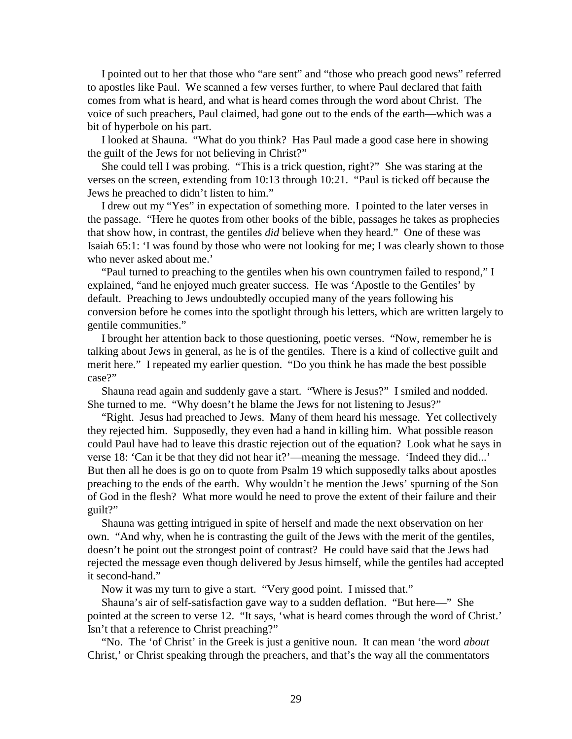I pointed out to her that those who "are sent" and "those who preach good news" referred to apostles like Paul. We scanned a few verses further, to where Paul declared that faith comes from what is heard, and what is heard comes through the word about Christ. The voice of such preachers, Paul claimed, had gone out to the ends of the earth—which was a bit of hyperbole on his part.

I looked at Shauna. "What do you think? Has Paul made a good case here in showing the guilt of the Jews for not believing in Christ?"

She could tell I was probing. "This is a trick question, right?" She was staring at the verses on the screen, extending from 10:13 through 10:21. "Paul is ticked off because the Jews he preached to didn't listen to him."

I drew out my "Yes" in expectation of something more. I pointed to the later verses in the passage. "Here he quotes from other books of the bible, passages he takes as prophecies that show how, in contrast, the gentiles *did* believe when they heard." One of these was Isaiah 65:1: 'I was found by those who were not looking for me; I was clearly shown to those who never asked about me.'

"Paul turned to preaching to the gentiles when his own countrymen failed to respond," I explained, "and he enjoyed much greater success. He was 'Apostle to the Gentiles' by default. Preaching to Jews undoubtedly occupied many of the years following his conversion before he comes into the spotlight through his letters, which are written largely to gentile communities."

I brought her attention back to those questioning, poetic verses. "Now, remember he is talking about Jews in general, as he is of the gentiles. There is a kind of collective guilt and merit here." I repeated my earlier question. "Do you think he has made the best possible case?"

Shauna read again and suddenly gave a start. "Where is Jesus?" I smiled and nodded. She turned to me. "Why doesn't he blame the Jews for not listening to Jesus?"

"Right. Jesus had preached to Jews. Many of them heard his message. Yet collectively they rejected him. Supposedly, they even had a hand in killing him. What possible reason could Paul have had to leave this drastic rejection out of the equation? Look what he says in verse 18: 'Can it be that they did not hear it?'—meaning the message. 'Indeed they did...' But then all he does is go on to quote from Psalm 19 which supposedly talks about apostles preaching to the ends of the earth. Why wouldn't he mention the Jews' spurning of the Son of God in the flesh? What more would he need to prove the extent of their failure and their guilt?"

Shauna was getting intrigued in spite of herself and made the next observation on her own. "And why, when he is contrasting the guilt of the Jews with the merit of the gentiles, doesn't he point out the strongest point of contrast? He could have said that the Jews had rejected the message even though delivered by Jesus himself, while the gentiles had accepted it second-hand."

Now it was my turn to give a start. "Very good point. I missed that."

Shauna's air of self-satisfaction gave way to a sudden deflation. "But here—" She pointed at the screen to verse 12. "It says, 'what is heard comes through the word of Christ.' Isn't that a reference to Christ preaching?"

"No. The 'of Christ' in the Greek is just a genitive noun. It can mean 'the word *about* Christ,' or Christ speaking through the preachers, and that's the way all the commentators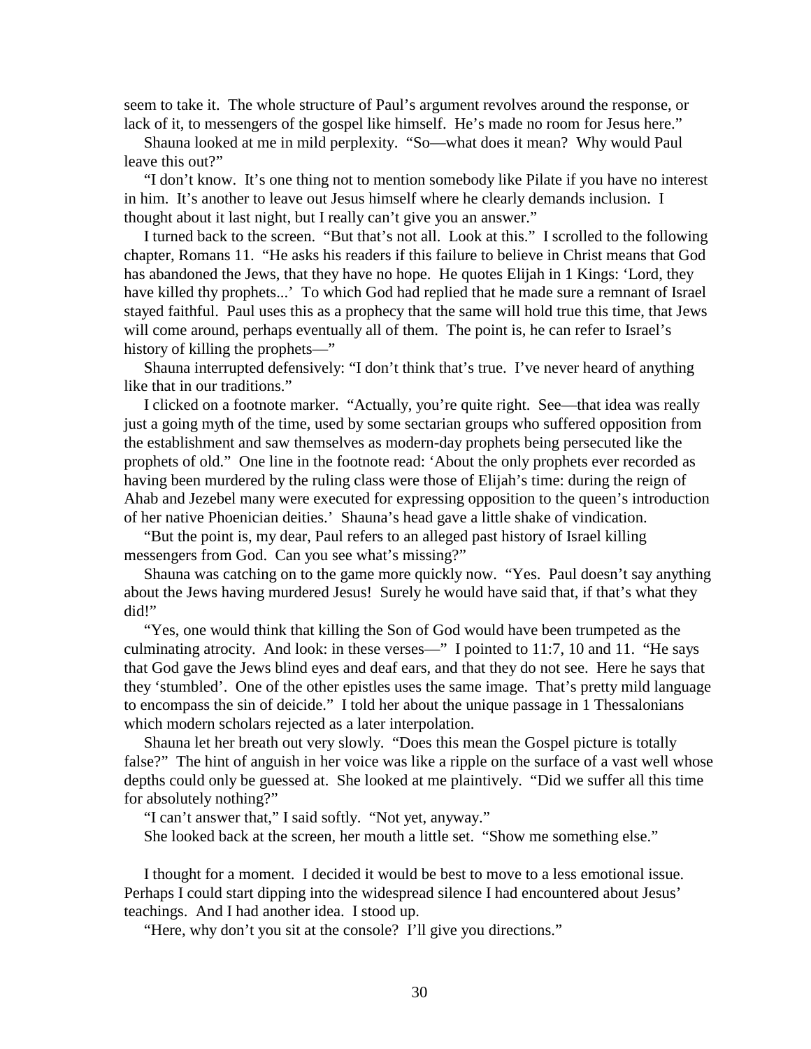seem to take it. The whole structure of Paul's argument revolves around the response, or lack of it, to messengers of the gospel like himself. He's made no room for Jesus here."

Shauna looked at me in mild perplexity. "So—what does it mean? Why would Paul leave this out?"

"I don't know. It's one thing not to mention somebody like Pilate if you have no interest in him. It's another to leave out Jesus himself where he clearly demands inclusion. I thought about it last night, but I really can't give you an answer."

I turned back to the screen. "But that's not all. Look at this." I scrolled to the following chapter, Romans 11. "He asks his readers if this failure to believe in Christ means that God has abandoned the Jews, that they have no hope. He quotes Elijah in 1 Kings: 'Lord, they have killed thy prophets...' To which God had replied that he made sure a remnant of Israel stayed faithful. Paul uses this as a prophecy that the same will hold true this time, that Jews will come around, perhaps eventually all of them. The point is, he can refer to Israel's history of killing the prophets—"

Shauna interrupted defensively: "I don't think that's true. I've never heard of anything like that in our traditions."

I clicked on a footnote marker. "Actually, you're quite right. See—that idea was really just a going myth of the time, used by some sectarian groups who suffered opposition from the establishment and saw themselves as modern-day prophets being persecuted like the prophets of old." One line in the footnote read: 'About the only prophets ever recorded as having been murdered by the ruling class were those of Elijah's time: during the reign of Ahab and Jezebel many were executed for expressing opposition to the queen's introduction of her native Phoenician deities.' Shauna's head gave a little shake of vindication.

"But the point is, my dear, Paul refers to an alleged past history of Israel killing messengers from God. Can you see what's missing?"

Shauna was catching on to the game more quickly now. "Yes. Paul doesn't say anything about the Jews having murdered Jesus! Surely he would have said that, if that's what they did!"

"Yes, one would think that killing the Son of God would have been trumpeted as the culminating atrocity. And look: in these verses—" I pointed to 11:7, 10 and 11. "He says that God gave the Jews blind eyes and deaf ears, and that they do not see. Here he says that they 'stumbled'. One of the other epistles uses the same image. That's pretty mild language to encompass the sin of deicide." I told her about the unique passage in 1 Thessalonians which modern scholars rejected as a later interpolation.

Shauna let her breath out very slowly. "Does this mean the Gospel picture is totally false?" The hint of anguish in her voice was like a ripple on the surface of a vast well whose depths could only be guessed at. She looked at me plaintively. "Did we suffer all this time for absolutely nothing?"

"I can't answer that," I said softly. "Not yet, anyway."

She looked back at the screen, her mouth a little set. "Show me something else."

I thought for a moment. I decided it would be best to move to a less emotional issue. Perhaps I could start dipping into the widespread silence I had encountered about Jesus' teachings. And I had another idea. I stood up.

"Here, why don't you sit at the console? I'll give you directions."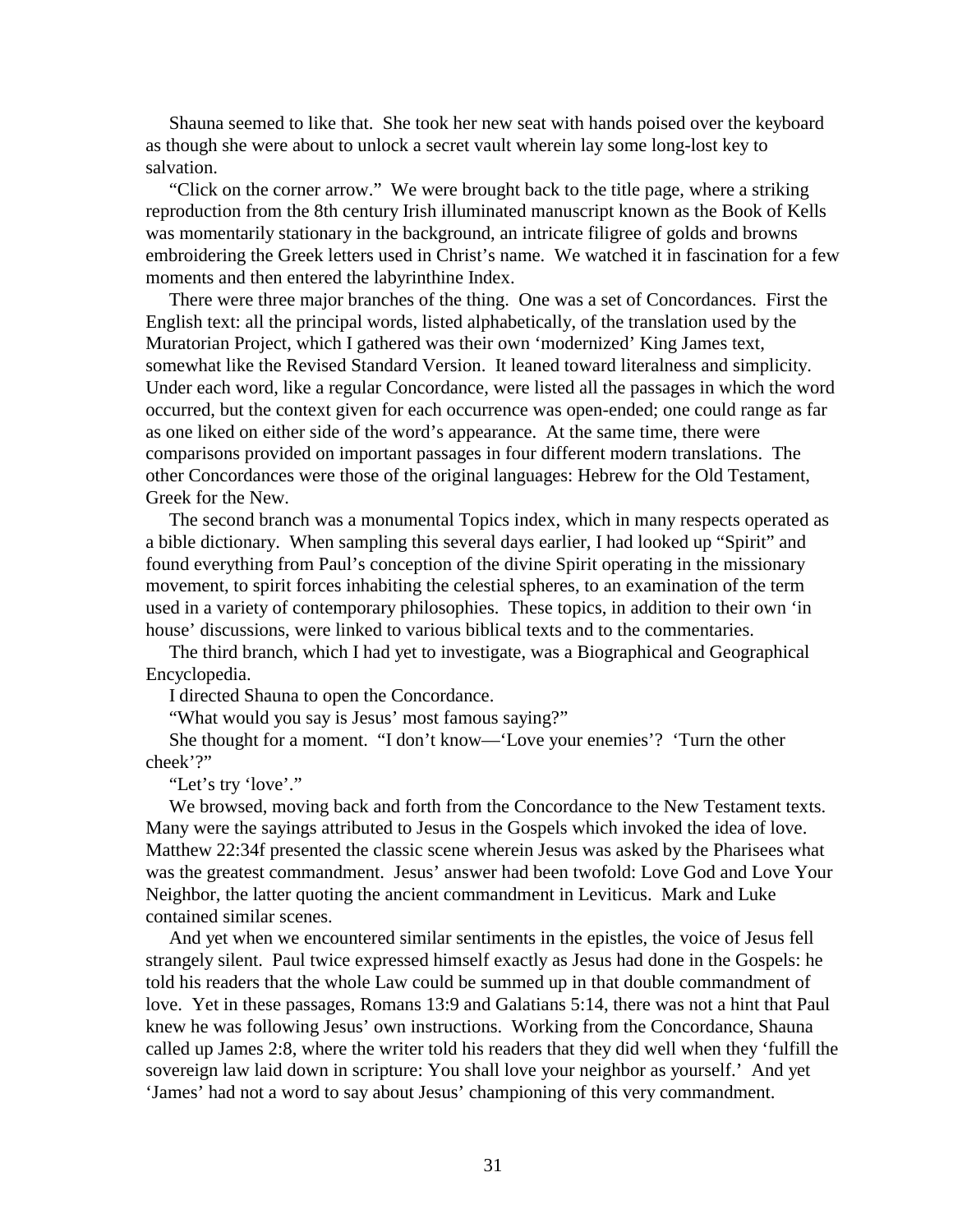Shauna seemed to like that. She took her new seat with hands poised over the keyboard as though she were about to unlock a secret vault wherein lay some long-lost key to salvation.

"Click on the corner arrow." We were brought back to the title page, where a striking reproduction from the 8th century Irish illuminated manuscript known as the Book of Kells was momentarily stationary in the background, an intricate filigree of golds and browns embroidering the Greek letters used in Christ's name. We watched it in fascination for a few moments and then entered the labyrinthine Index.

There were three major branches of the thing. One was a set of Concordances. First the English text: all the principal words, listed alphabetically, of the translation used by the Muratorian Project, which I gathered was their own 'modernized' King James text, somewhat like the Revised Standard Version. It leaned toward literalness and simplicity. Under each word, like a regular Concordance, were listed all the passages in which the word occurred, but the context given for each occurrence was open-ended; one could range as far as one liked on either side of the word's appearance. At the same time, there were comparisons provided on important passages in four different modern translations. The other Concordances were those of the original languages: Hebrew for the Old Testament, Greek for the New.

The second branch was a monumental Topics index, which in many respects operated as a bible dictionary. When sampling this several days earlier, I had looked up "Spirit" and found everything from Paul's conception of the divine Spirit operating in the missionary movement, to spirit forces inhabiting the celestial spheres, to an examination of the term used in a variety of contemporary philosophies. These topics, in addition to their own 'in house' discussions, were linked to various biblical texts and to the commentaries.

The third branch, which I had yet to investigate, was a Biographical and Geographical Encyclopedia.

I directed Shauna to open the Concordance.

"What would you say is Jesus' most famous saying?"

She thought for a moment. "I don't know—'Love your enemies'? 'Turn the other cheek'?"

"Let's try 'love'."

We browsed, moving back and forth from the Concordance to the New Testament texts. Many were the sayings attributed to Jesus in the Gospels which invoked the idea of love. Matthew 22:34f presented the classic scene wherein Jesus was asked by the Pharisees what was the greatest commandment. Jesus' answer had been twofold: Love God and Love Your Neighbor, the latter quoting the ancient commandment in Leviticus. Mark and Luke contained similar scenes.

And yet when we encountered similar sentiments in the epistles, the voice of Jesus fell strangely silent. Paul twice expressed himself exactly as Jesus had done in the Gospels: he told his readers that the whole Law could be summed up in that double commandment of love. Yet in these passages, Romans 13:9 and Galatians 5:14, there was not a hint that Paul knew he was following Jesus' own instructions. Working from the Concordance, Shauna called up James 2:8, where the writer told his readers that they did well when they 'fulfill the sovereign law laid down in scripture: You shall love your neighbor as yourself.' And yet 'James' had not a word to say about Jesus' championing of this very commandment.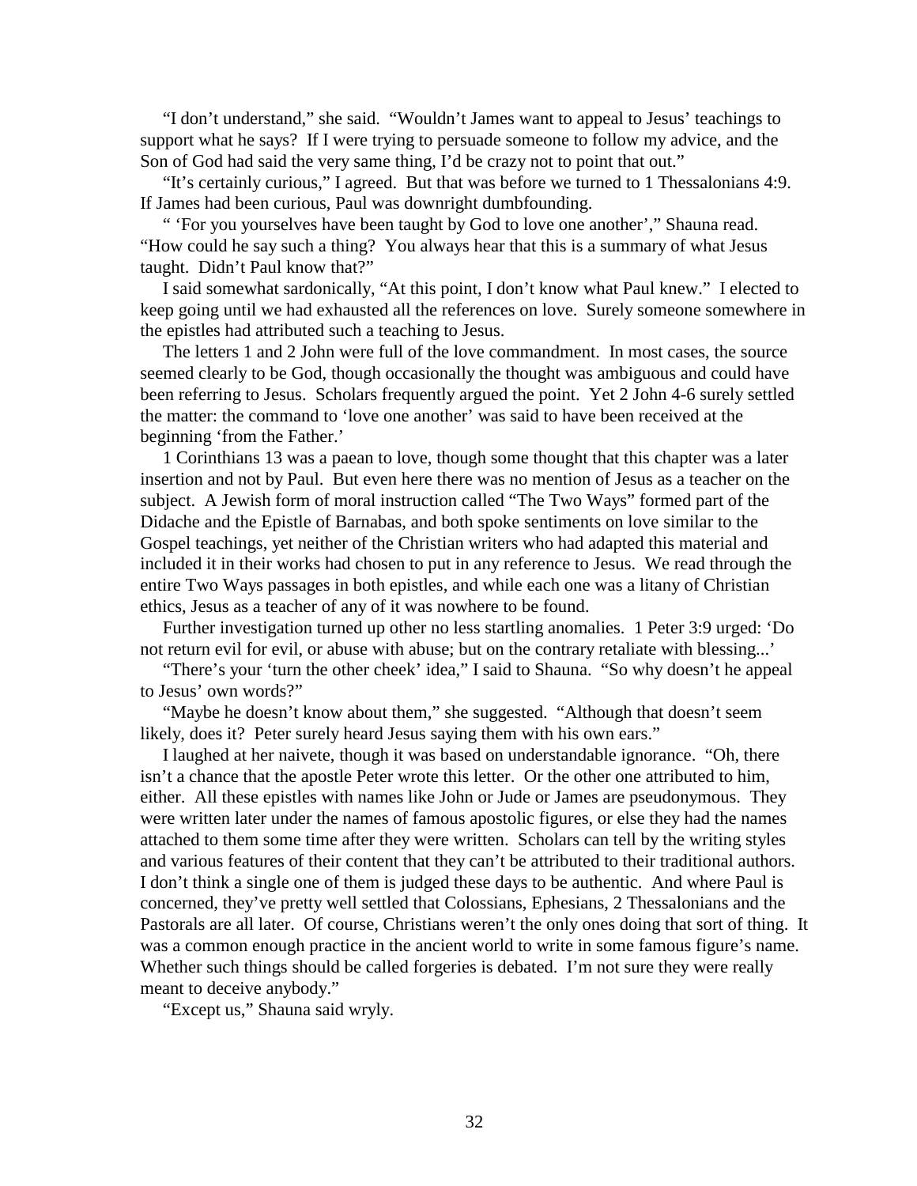"I don't understand," she said. "Wouldn't James want to appeal to Jesus' teachings to support what he says? If I were trying to persuade someone to follow my advice, and the Son of God had said the very same thing, I'd be crazy not to point that out."

"It's certainly curious," I agreed. But that was before we turned to 1 Thessalonians 4:9. If James had been curious, Paul was downright dumbfounding.

" 'For you yourselves have been taught by God to love one another'," Shauna read. "How could he say such a thing? You always hear that this is a summary of what Jesus taught. Didn't Paul know that?"

I said somewhat sardonically, "At this point, I don't know what Paul knew." I elected to keep going until we had exhausted all the references on love. Surely someone somewhere in the epistles had attributed such a teaching to Jesus.

The letters 1 and 2 John were full of the love commandment. In most cases, the source seemed clearly to be God, though occasionally the thought was ambiguous and could have been referring to Jesus. Scholars frequently argued the point. Yet 2 John 4-6 surely settled the matter: the command to 'love one another' was said to have been received at the beginning 'from the Father.'

1 Corinthians 13 was a paean to love, though some thought that this chapter was a later insertion and not by Paul. But even here there was no mention of Jesus as a teacher on the subject. A Jewish form of moral instruction called "The Two Ways" formed part of the Didache and the Epistle of Barnabas, and both spoke sentiments on love similar to the Gospel teachings, yet neither of the Christian writers who had adapted this material and included it in their works had chosen to put in any reference to Jesus. We read through the entire Two Ways passages in both epistles, and while each one was a litany of Christian ethics, Jesus as a teacher of any of it was nowhere to be found.

Further investigation turned up other no less startling anomalies. 1 Peter 3:9 urged: 'Do not return evil for evil, or abuse with abuse; but on the contrary retaliate with blessing...'

"There's your 'turn the other cheek' idea," I said to Shauna. "So why doesn't he appeal to Jesus' own words?"

"Maybe he doesn't know about them," she suggested. "Although that doesn't seem likely, does it? Peter surely heard Jesus saying them with his own ears."

I laughed at her naivete, though it was based on understandable ignorance. "Oh, there isn't a chance that the apostle Peter wrote this letter. Or the other one attributed to him, either. All these epistles with names like John or Jude or James are pseudonymous. They were written later under the names of famous apostolic figures, or else they had the names attached to them some time after they were written. Scholars can tell by the writing styles and various features of their content that they can't be attributed to their traditional authors. I don't think a single one of them is judged these days to be authentic. And where Paul is concerned, they've pretty well settled that Colossians, Ephesians, 2 Thessalonians and the Pastorals are all later. Of course, Christians weren't the only ones doing that sort of thing. It was a common enough practice in the ancient world to write in some famous figure's name. Whether such things should be called forgeries is debated. I'm not sure they were really meant to deceive anybody."

"Except us," Shauna said wryly.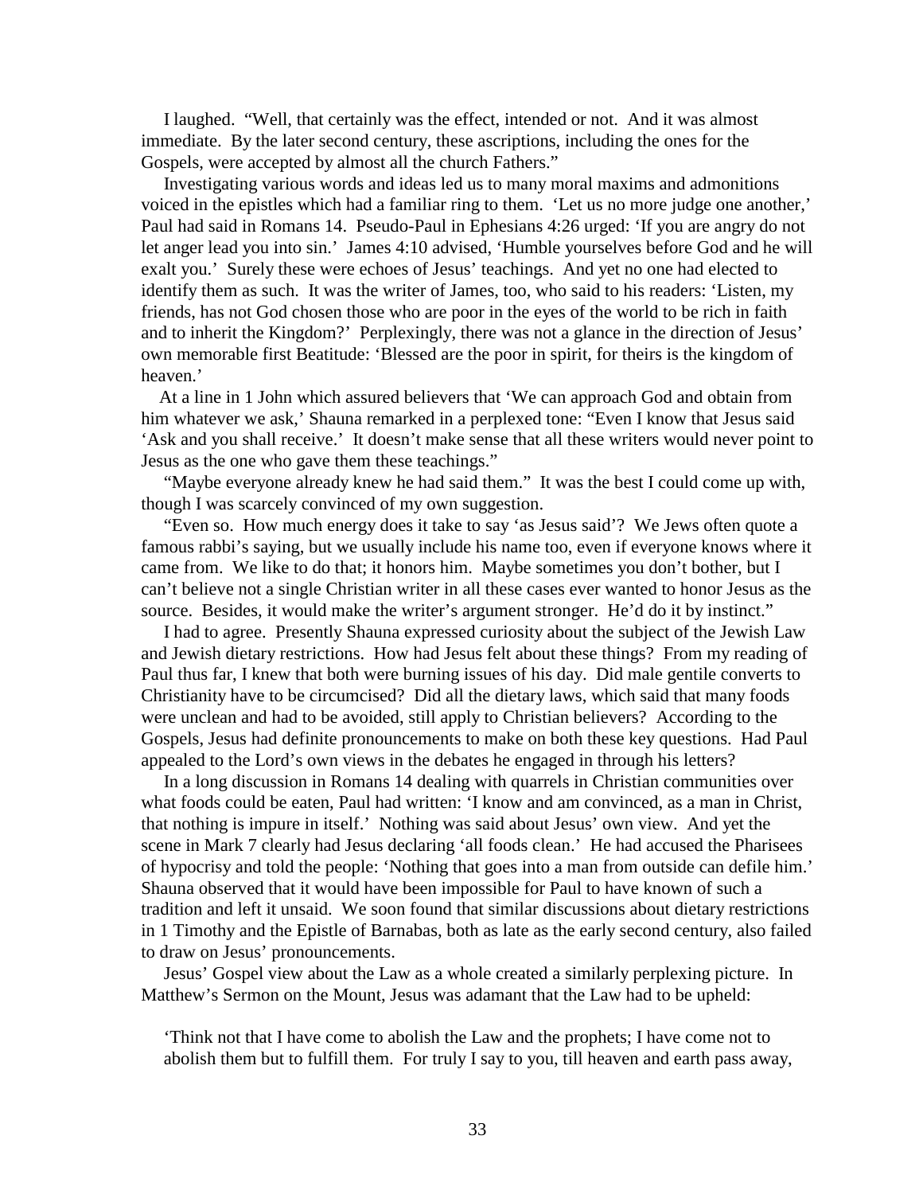I laughed. "Well, that certainly was the effect, intended or not. And it was almost immediate. By the later second century, these ascriptions, including the ones for the Gospels, were accepted by almost all the church Fathers."

Investigating various words and ideas led us to many moral maxims and admonitions voiced in the epistles which had a familiar ring to them. 'Let us no more judge one another,' Paul had said in Romans 14. Pseudo-Paul in Ephesians 4:26 urged: 'If you are angry do not let anger lead you into sin.' James 4:10 advised, 'Humble yourselves before God and he will exalt you.' Surely these were echoes of Jesus' teachings. And yet no one had elected to identify them as such. It was the writer of James, too, who said to his readers: 'Listen, my friends, has not God chosen those who are poor in the eyes of the world to be rich in faith and to inherit the Kingdom?' Perplexingly, there was not a glance in the direction of Jesus' own memorable first Beatitude: 'Blessed are the poor in spirit, for theirs is the kingdom of heaven.'

At a line in 1 John which assured believers that 'We can approach God and obtain from him whatever we ask,' Shauna remarked in a perplexed tone: "Even I know that Jesus said 'Ask and you shall receive.' It doesn't make sense that all these writers would never point to Jesus as the one who gave them these teachings."

"Maybe everyone already knew he had said them." It was the best I could come up with, though I was scarcely convinced of my own suggestion.

"Even so. How much energy does it take to say 'as Jesus said'? We Jews often quote a famous rabbi's saying, but we usually include his name too, even if everyone knows where it came from. We like to do that; it honors him. Maybe sometimes you don't bother, but I can't believe not a single Christian writer in all these cases ever wanted to honor Jesus as the source. Besides, it would make the writer's argument stronger. He'd do it by instinct."

I had to agree. Presently Shauna expressed curiosity about the subject of the Jewish Law and Jewish dietary restrictions. How had Jesus felt about these things? From my reading of Paul thus far, I knew that both were burning issues of his day. Did male gentile converts to Christianity have to be circumcised? Did all the dietary laws, which said that many foods were unclean and had to be avoided, still apply to Christian believers? According to the Gospels, Jesus had definite pronouncements to make on both these key questions. Had Paul appealed to the Lord's own views in the debates he engaged in through his letters?

In a long discussion in Romans 14 dealing with quarrels in Christian communities over what foods could be eaten, Paul had written: 'I know and am convinced, as a man in Christ, that nothing is impure in itself.' Nothing was said about Jesus' own view. And yet the scene in Mark 7 clearly had Jesus declaring 'all foods clean.' He had accused the Pharisees of hypocrisy and told the people: 'Nothing that goes into a man from outside can defile him.' Shauna observed that it would have been impossible for Paul to have known of such a tradition and left it unsaid. We soon found that similar discussions about dietary restrictions in 1 Timothy and the Epistle of Barnabas, both as late as the early second century, also failed to draw on Jesus' pronouncements.

Jesus' Gospel view about the Law as a whole created a similarly perplexing picture. In Matthew's Sermon on the Mount, Jesus was adamant that the Law had to be upheld:

> 'Think not that I have come to abolish the Law and the prophets; I have come not to abolish them but to fulfill them. For truly I say to you, till heaven and earth pass away,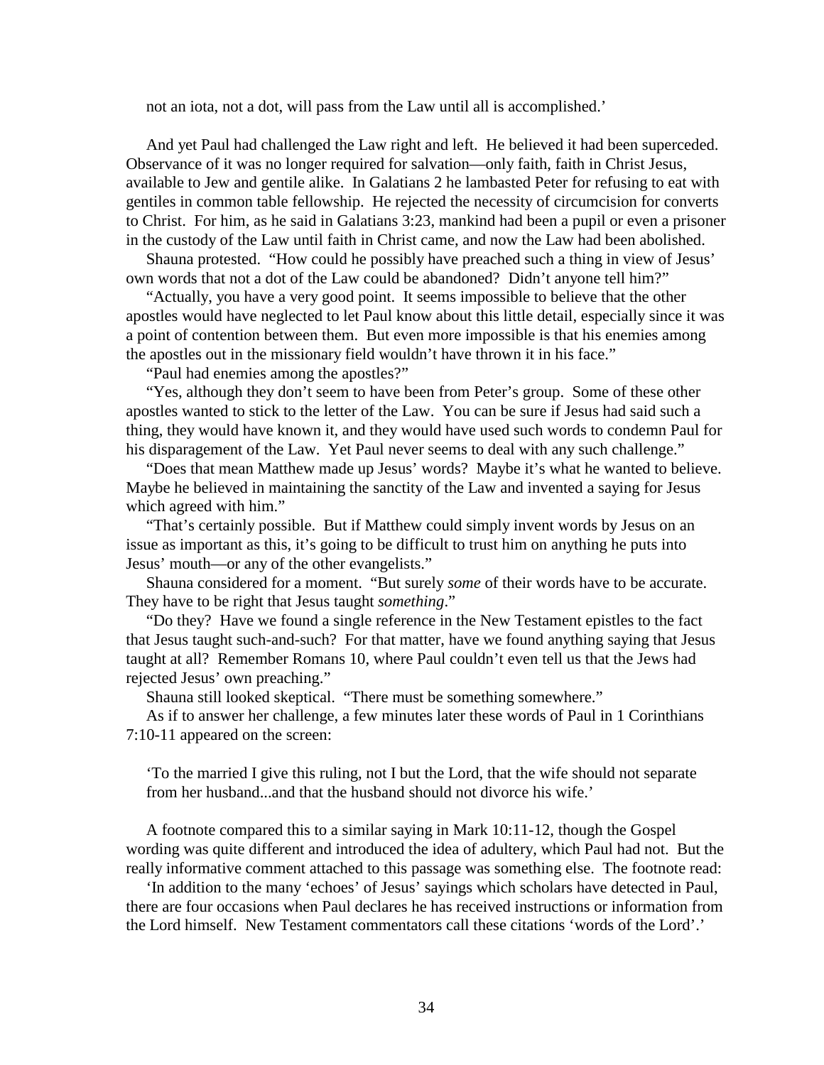not an iota, not a dot, will pass from the Law until all is accomplished.'

And yet Paul had challenged the Law right and left. He believed it had been superceded. Observance of it was no longer required for salvation—only faith, faith in Christ Jesus, available to Jew and gentile alike. In Galatians 2 he lambasted Peter for refusing to eat with gentiles in common table fellowship. He rejected the necessity of circumcision for converts to Christ. For him, as he said in Galatians 3:23, mankind had been a pupil or even a prisoner in the custody of the Law until faith in Christ came, and now the Law had been abolished.

Shauna protested. "How could he possibly have preached such a thing in view of Jesus' own words that not a dot of the Law could be abandoned? Didn't anyone tell him?"

"Actually, you have a very good point. It seems impossible to believe that the other apostles would have neglected to let Paul know about this little detail, especially since it was a point of contention between them. But even more impossible is that his enemies among the apostles out in the missionary field wouldn't have thrown it in his face."

"Paul had enemies among the apostles?"

"Yes, although they don't seem to have been from Peter's group. Some of these other apostles wanted to stick to the letter of the Law. You can be sure if Jesus had said such a thing, they would have known it, and they would have used such words to condemn Paul for his disparagement of the Law. Yet Paul never seems to deal with any such challenge."

"Does that mean Matthew made up Jesus' words? Maybe it's what he wanted to believe. Maybe he believed in maintaining the sanctity of the Law and invented a saying for Jesus which agreed with him."

"That's certainly possible. But if Matthew could simply invent words by Jesus on an issue as important as this, it's going to be difficult to trust him on anything he puts into Jesus' mouth—or any of the other evangelists."

Shauna considered for a moment. "But surely *some* of their words have to be accurate. They have to be right that Jesus taught *something*."

"Do they? Have we found a single reference in the New Testament epistles to the fact that Jesus taught such-and-such? For that matter, have we found anything saying that Jesus taught at all? Remember Romans 10, where Paul couldn't even tell us that the Jews had rejected Jesus' own preaching."

Shauna still looked skeptical. "There must be something somewhere."

As if to answer her challenge, a few minutes later these words of Paul in 1 Corinthians 7:10-11 appeared on the screen:

> 'To the married I give this ruling, not I but the Lord, that the wife should not separate from her husband...and that the husband should not divorce his wife.'

A footnote compared this to a similar saying in Mark 10:11-12, though the Gospel wording was quite different and introduced the idea of adultery, which Paul had not. But the really informative comment attached to this passage was something else. The footnote read:

'In addition to the many 'echoes' of Jesus' sayings which scholars have detected in Paul, there are four occasions when Paul declares he has received instructions or information from the Lord himself. New Testament commentators call these citations 'words of the Lord'.'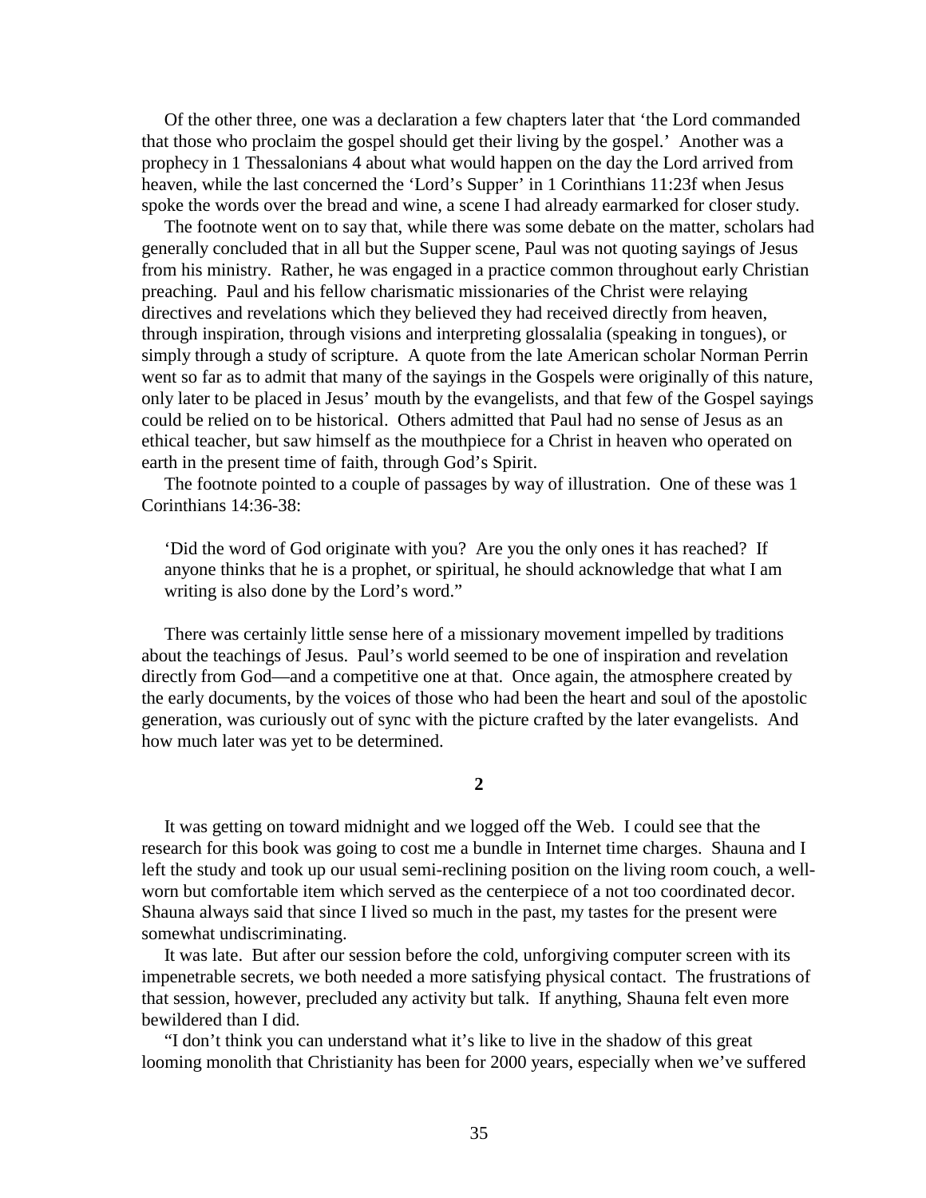Of the other three, one was a declaration a few chapters later that 'the Lord commanded that those who proclaim the gospel should get their living by the gospel.' Another was a prophecy in 1 Thessalonians 4 about what would happen on the day the Lord arrived from heaven, while the last concerned the 'Lord's Supper' in 1 Corinthians 11:23f when Jesus spoke the words over the bread and wine, a scene I had already earmarked for closer study.

The footnote went on to say that, while there was some debate on the matter, scholars had generally concluded that in all but the Supper scene, Paul was not quoting sayings of Jesus from his ministry. Rather, he was engaged in a practice common throughout early Christian preaching. Paul and his fellow charismatic missionaries of the Christ were relaying directives and revelations which they believed they had received directly from heaven, through inspiration, through visions and interpreting glossalalia (speaking in tongues), or simply through a study of scripture. A quote from the late American scholar Norman Perrin went so far as to admit that many of the sayings in the Gospels were originally of this nature, only later to be placed in Jesus' mouth by the evangelists, and that few of the Gospel sayings could be relied on to be historical. Others admitted that Paul had no sense of Jesus as an ethical teacher, but saw himself as the mouthpiece for a Christ in heaven who operated on earth in the present time of faith, through God's Spirit.

The footnote pointed to a couple of passages by way of illustration. One of these was 1 Corinthians 14:36-38:

> 'Did the word of God originate with you? Are you the only ones it has reached? If anyone thinks that he is a prophet, or spiritual, he should acknowledge that what I am writing is also done by the Lord's word."

There was certainly little sense here of a missionary movement impelled by traditions about the teachings of Jesus. Paul's world seemed to be one of inspiration and revelation directly from God—and a competitive one at that. Once again, the atmosphere created by the early documents, by the voices of those who had been the heart and soul of the apostolic generation, was curiously out of sync with the picture crafted by the later evangelists. And how much later was yet to be determined.

**2**

It was getting on toward midnight and we logged off the Web. I could see that the research for this book was going to cost me a bundle in Internet time charges. Shauna and I left the study and took up our usual semi-reclining position on the living room couch, a well-worn but comfortable item which served as the centerpiece of a not too coordinated decor. Shauna always said that since I lived so much in the past, my tastes for the present were somewhat undiscriminating.

It was late. But after our session before the cold, unforgiving computer screen with its impenetrable secrets, we both needed a more satisfying physical contact. The frustrations of that session, however, precluded any activity but talk. If anything, Shauna felt even more bewildered than I did.

"I don't think you can understand what it's like to live in the shadow of this great looming monolith that Christianity has been for 2000 years, especially when we've suffered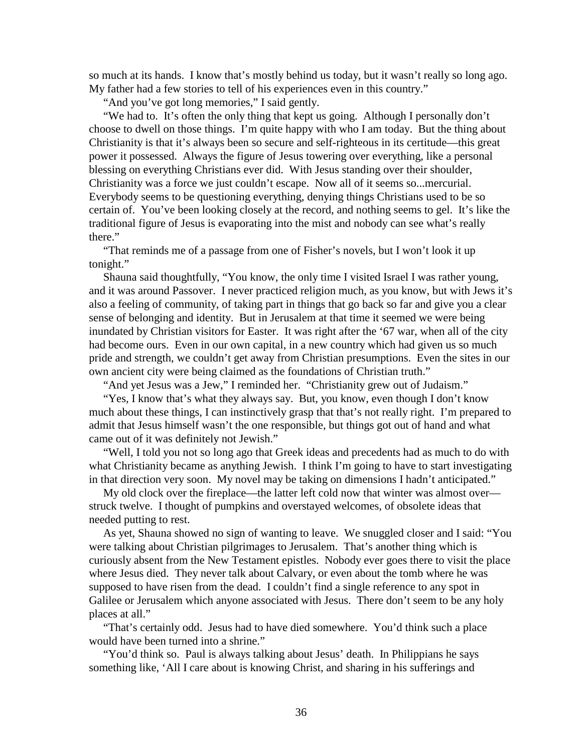so much at its hands. I know that's mostly behind us today, but it wasn't really so long ago. My father had a few stories to tell of his experiences even in this country."

"And you've got long memories," I said gently.

"We had to. It's often the only thing that kept us going. Although I personally don't choose to dwell on those things. I'm quite happy with who I am today. But the thing about Christianity is that it's always been so secure and self-righteous in its certitude—this great power it possessed. Always the figure of Jesus towering over everything, like a personal blessing on everything Christians ever did. With Jesus standing over their shoulder, Christianity was a force we just couldn't escape. Now all of it seems so...mercurial. Everybody seems to be questioning everything, denying things Christians used to be so certain of. You've been looking closely at the record, and nothing seems to gel. It's like the traditional figure of Jesus is evaporating into the mist and nobody can see what's really there."

"That reminds me of a passage from one of Fisher's novels, but I won't look it up tonight."

Shauna said thoughtfully, "You know, the only time I visited Israel I was rather young, and it was around Passover. I never practiced religion much, as you know, but with Jews it's also a feeling of community, of taking part in things that go back so far and give you a clear sense of belonging and identity. But in Jerusalem at that time it seemed we were being inundated by Christian visitors for Easter. It was right after the '67 war, when all of the city had become ours. Even in our own capital, in a new country which had given us so much pride and strength, we couldn't get away from Christian presumptions. Even the sites in our own ancient city were being claimed as the foundations of Christian truth."

"And yet Jesus was a Jew," I reminded her. "Christianity grew out of Judaism."

"Yes, I know that's what they always say. But, you know, even though I don't know much about these things, I can instinctively grasp that that's not really right. I'm prepared to admit that Jesus himself wasn't the one responsible, but things got out of hand and what came out of it was definitely not Jewish."

"Well, I told you not so long ago that Greek ideas and precedents had as much to do with what Christianity became as anything Jewish. I think I'm going to have to start investigating in that direction very soon. My novel may be taking on dimensions I hadn't anticipated."

My old clock over the fireplace—the latter left cold now that winter was almost over—struck twelve. I thought of pumpkins and overstayed welcomes, of obsolete ideas that needed putting to rest.

As yet, Shauna showed no sign of wanting to leave. We snuggled closer and I said: "You were talking about Christian pilgrimages to Jerusalem. That's another thing which is curiously absent from the New Testament epistles. Nobody ever goes there to visit the place where Jesus died. They never talk about Calvary, or even about the tomb where he was supposed to have risen from the dead. I couldn't find a single reference to any spot in Galilee or Jerusalem which anyone associated with Jesus. There don't seem to be any holy places at all."

"That's certainly odd. Jesus had to have died somewhere. You'd think such a place would have been turned into a shrine."

"You'd think so. Paul is always talking about Jesus' death. In Philippians he says something like, 'All I care about is knowing Christ, and sharing in his sufferings and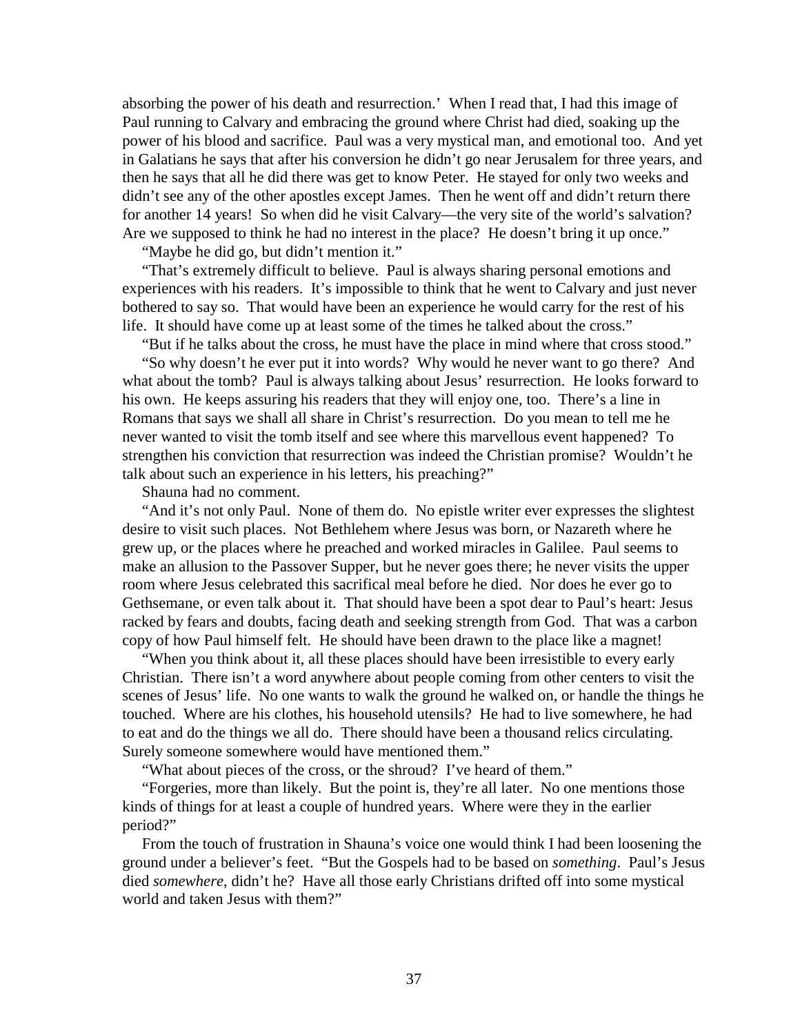absorbing the power of his death and resurrection.' When I read that, I had this image of Paul running to Calvary and embracing the ground where Christ had died, soaking up the power of his blood and sacrifice. Paul was a very mystical man, and emotional too. And yet in Galatians he says that after his conversion he didn't go near Jerusalem for three years, and then he says that all he did there was get to know Peter. He stayed for only two weeks and didn't see any of the other apostles except James. Then he went off and didn't return there for another 14 years! So when did he visit Calvary—the very site of the world's salvation? Are we supposed to think he had no interest in the place? He doesn't bring it up once."

"Maybe he did go, but didn't mention it."

"That's extremely difficult to believe. Paul is always sharing personal emotions and experiences with his readers. It's impossible to think that he went to Calvary and just never bothered to say so. That would have been an experience he would carry for the rest of his life. It should have come up at least some of the times he talked about the cross."

"But if he talks about the cross, he must have the place in mind where that cross stood."

"So why doesn't he ever put it into words? Why would he never want to go there? And what about the tomb? Paul is always talking about Jesus' resurrection. He looks forward to his own. He keeps assuring his readers that they will enjoy one, too. There's a line in Romans that says we shall all share in Christ's resurrection. Do you mean to tell me he never wanted to visit the tomb itself and see where this marvellous event happened? To strengthen his conviction that resurrection was indeed the Christian promise? Wouldn't he talk about such an experience in his letters, his preaching?"

Shauna had no comment.

"And it's not only Paul. None of them do. No epistle writer ever expresses the slightest desire to visit such places. Not Bethlehem where Jesus was born, or Nazareth where he grew up, or the places where he preached and worked miracles in Galilee. Paul seems to make an allusion to the Passover Supper, but he never goes there; he never visits the upper room where Jesus celebrated this sacrifical meal before he died. Nor does he ever go to Gethsemane, or even talk about it. That should have been a spot dear to Paul's heart: Jesus racked by fears and doubts, facing death and seeking strength from God. That was a carbon copy of how Paul himself felt. He should have been drawn to the place like a magnet!

"When you think about it, all these places should have been irresistible to every early Christian. There isn't a word anywhere about people coming from other centers to visit the scenes of Jesus' life. No one wants to walk the ground he walked on, or handle the things he touched. Where are his clothes, his household utensils? He had to live somewhere, he had to eat and do the things we all do. There should have been a thousand relics circulating. Surely someone somewhere would have mentioned them."

"What about pieces of the cross, or the shroud? I've heard of them."

"Forgeries, more than likely. But the point is, they're all later. No one mentions those kinds of things for at least a couple of hundred years. Where were they in the earlier period?"

From the touch of frustration in Shauna's voice one would think I had been loosening the ground under a believer's feet. "But the Gospels had to be based on *something*. Paul's Jesus died *somewhere*, didn't he? Have all those early Christians drifted off into some mystical world and taken Jesus with them?"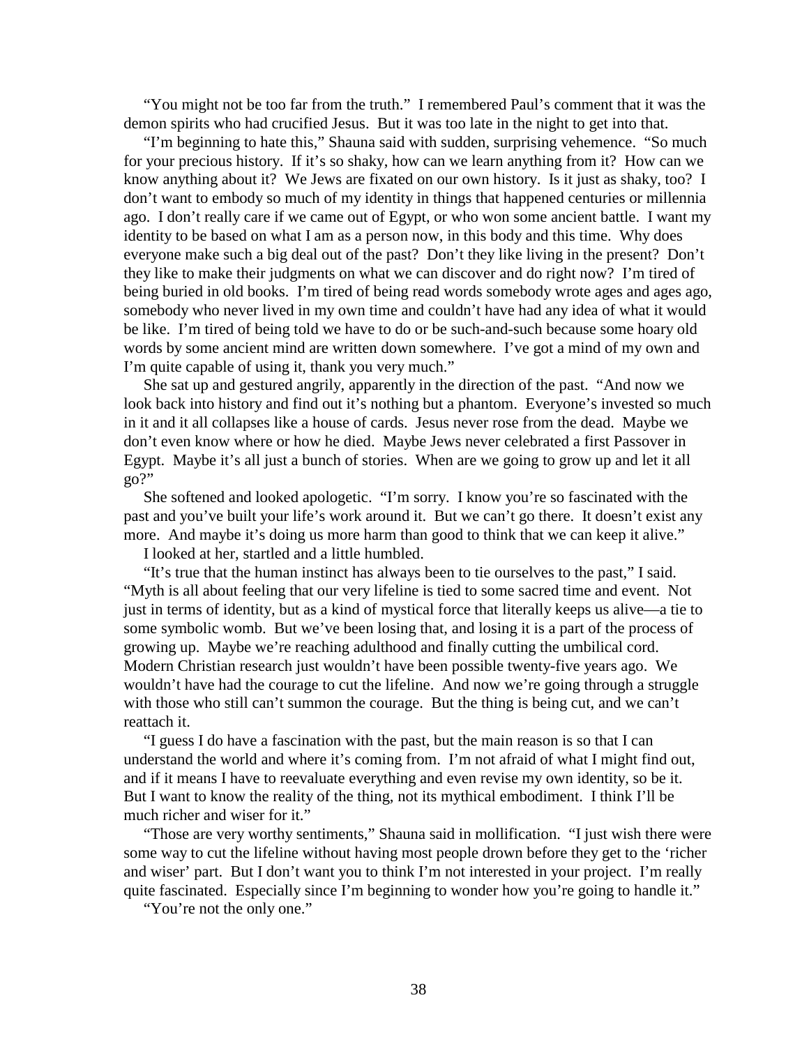"You might not be too far from the truth." I remembered Paul's comment that it was the demon spirits who had crucified Jesus. But it was too late in the night to get into that.

"I'm beginning to hate this," Shauna said with sudden, surprising vehemence. "So much for your precious history. If it's so shaky, how can we learn anything from it? How can we know anything about it? We Jews are fixated on our own history. Is it just as shaky, too? I don't want to embody so much of my identity in things that happened centuries or millennia ago. I don't really care if we came out of Egypt, or who won some ancient battle. I want my identity to be based on what I am as a person now, in this body and this time. Why does everyone make such a big deal out of the past? Don't they like living in the present? Don't they like to make their judgments on what we can discover and do right now? I'm tired of being buried in old books. I'm tired of being read words somebody wrote ages and ages ago, somebody who never lived in my own time and couldn't have had any idea of what it would be like. I'm tired of being told we have to do or be such-and-such because some hoary old words by some ancient mind are written down somewhere. I've got a mind of my own and I'm quite capable of using it, thank you very much."

She sat up and gestured angrily, apparently in the direction of the past. "And now we look back into history and find out it's nothing but a phantom. Everyone's invested so much in it and it all collapses like a house of cards. Jesus never rose from the dead. Maybe we don't even know where or how he died. Maybe Jews never celebrated a first Passover in Egypt. Maybe it's all just a bunch of stories. When are we going to grow up and let it all go?"

She softened and looked apologetic. "I'm sorry. I know you're so fascinated with the past and you've built your life's work around it. But we can't go there. It doesn't exist any more. And maybe it's doing us more harm than good to think that we can keep it alive."

I looked at her, startled and a little humbled.

"It's true that the human instinct has always been to tie ourselves to the past," I said. "Myth is all about feeling that our very lifeline is tied to some sacred time and event. Not just in terms of identity, but as a kind of mystical force that literally keeps us alive—a tie to some symbolic womb. But we've been losing that, and losing it is a part of the process of growing up. Maybe we're reaching adulthood and finally cutting the umbilical cord. Modern Christian research just wouldn't have been possible twenty-five years ago. We wouldn't have had the courage to cut the lifeline. And now we're going through a struggle with those who still can't summon the courage. But the thing is being cut, and we can't reattach it.

"I guess I do have a fascination with the past, but the main reason is so that I can understand the world and where it's coming from. I'm not afraid of what I might find out, and if it means I have to reevaluate everything and even revise my own identity, so be it. But I want to know the reality of the thing, not its mythical embodiment. I think I'll be much richer and wiser for it."

"Those are very worthy sentiments," Shauna said in mollification. "I just wish there were some way to cut the lifeline without having most people drown before they get to the 'richer and wiser' part. But I don't want you to think I'm not interested in your project. I'm really quite fascinated. Especially since I'm beginning to wonder how you're going to handle it."

"You're not the only one."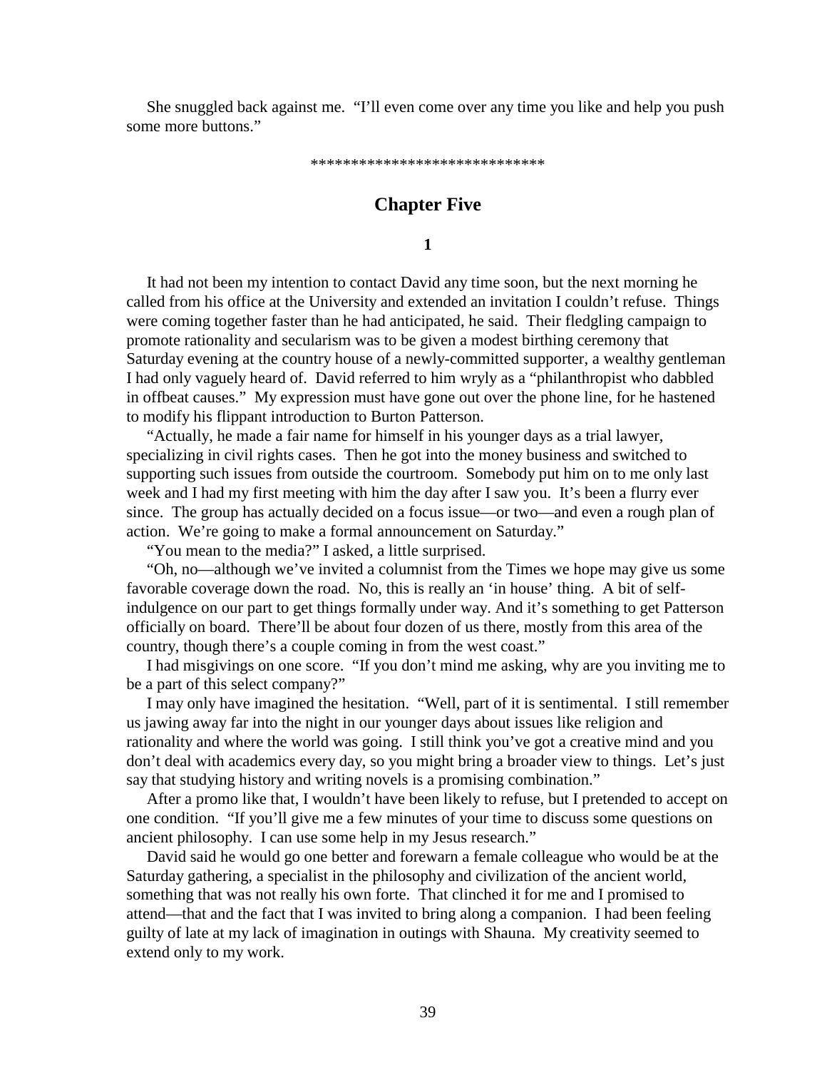She snuggled back against me. "I'll even come over any time you like and help you push some more buttons."

****************************

## Chapter Five

**1**

It had not been my intention to contact David any time soon, but the next morning he called from his office at the University and extended an invitation I couldn't refuse. Things were coming together faster than he had anticipated, he said. Their fledgling campaign to promote rationality and secularism was to be given a modest birthing ceremony that Saturday evening at the country house of a newly-committed supporter, a wealthy gentleman I had only vaguely heard of. David referred to him wryly as a "philanthropist who dabbled in offbeat causes." My expression must have gone out over the phone line, for he hastened to modify his flippant introduction to Burton Patterson.

"Actually, he made a fair name for himself in his younger days as a trial lawyer, specializing in civil rights cases. Then he got into the money business and switched to supporting such issues from outside the courtroom. Somebody put him on to me only last week and I had my first meeting with him the day after I saw you. It's been a flurry ever since. The group has actually decided on a focus issue—or two—and even a rough plan of action. We're going to make a formal announcement on Saturday."

"You mean to the media?" I asked, a little surprised.

"Oh, no—although we've invited a columnist from the Times we hope may give us some favorable coverage down the road. No, this is really an 'in house' thing. A bit of self-indulgence on our part to get things formally under way. And it's something to get Patterson officially on board. There'll be about four dozen of us there, mostly from this area of the country, though there's a couple coming in from the west coast."

I had misgivings on one score. "If you don't mind me asking, why are you inviting me to be a part of this select company?"

I may only have imagined the hesitation. "Well, part of it is sentimental. I still remember us jawing away far into the night in our younger days about issues like religion and rationality and where the world was going. I still think you've got a creative mind and you don't deal with academics every day, so you might bring a broader view to things. Let's just say that studying history and writing novels is a promising combination."

After a promo like that, I wouldn't have been likely to refuse, but I pretended to accept on one condition. "If you'll give me a few minutes of your time to discuss some questions on ancient philosophy. I can use some help in my Jesus research."

David said he would go one better and forewarn a female colleague who would be at the Saturday gathering, a specialist in the philosophy and civilization of the ancient world, something that was not really his own forte. That clinched it for me and I promised to attend—that and the fact that I was invited to bring along a companion. I had been feeling guilty of late at my lack of imagination in outings with Shauna. My creativity seemed to extend only to my work.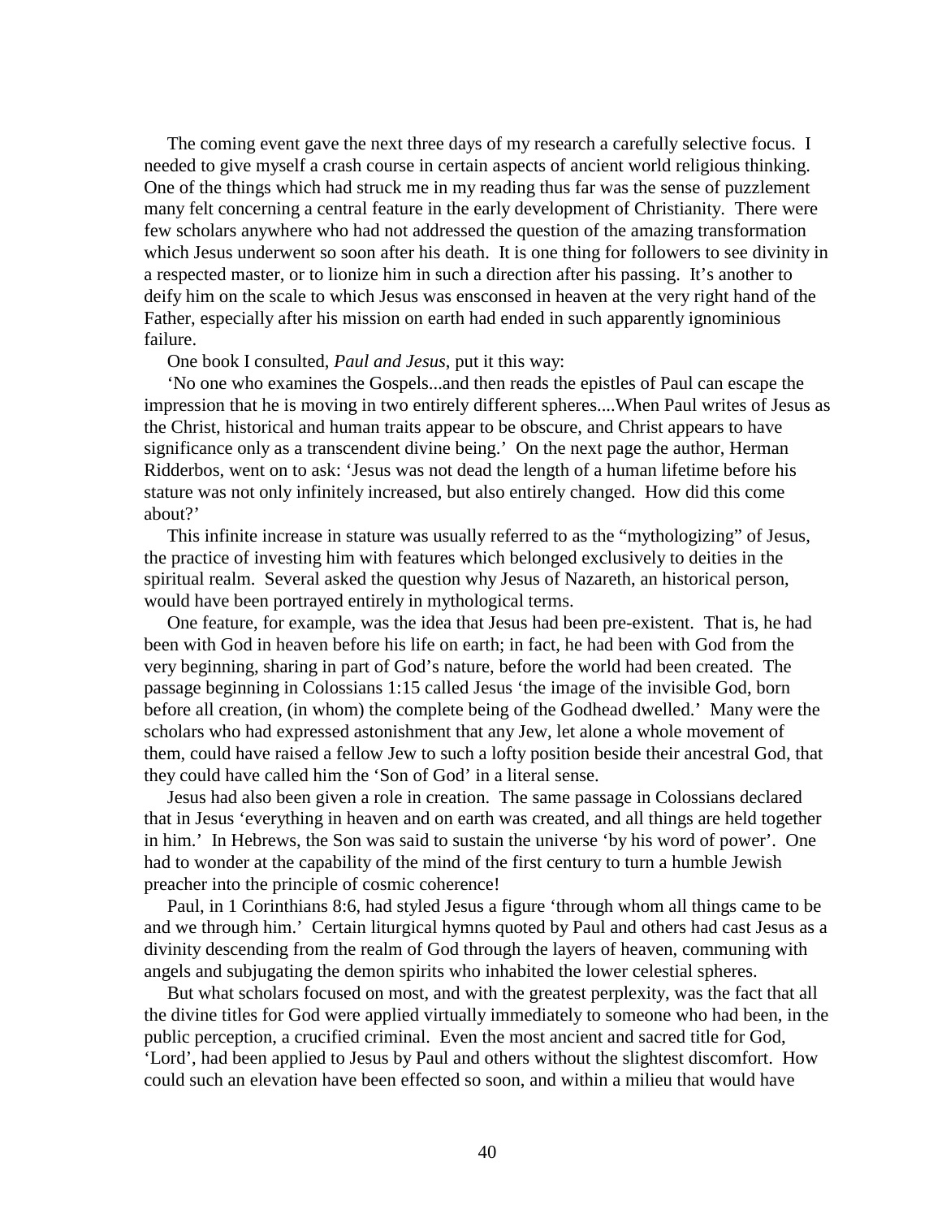The coming event gave the next three days of my research a carefully selective focus. I needed to give myself a crash course in certain aspects of ancient world religious thinking. One of the things which had struck me in my reading thus far was the sense of puzzlement many felt concerning a central feature in the early development of Christianity. There were few scholars anywhere who had not addressed the question of the amazing transformation which Jesus underwent so soon after his death. It is one thing for followers to see divinity in a respected master, or to lionize him in such a direction after his passing. It's another to deify him on the scale to which Jesus was ensconsed in heaven at the very right hand of the Father, especially after his mission on earth had ended in such apparently ignominious failure.

One book I consulted, *Paul and Jesus*, put it this way:

'No one who examines the Gospels...and then reads the epistles of Paul can escape the impression that he is moving in two entirely different spheres....When Paul writes of Jesus as the Christ, historical and human traits appear to be obscure, and Christ appears to have significance only as a transcendent divine being.' On the next page the author, Herman Ridderbos, went on to ask: 'Jesus was not dead the length of a human lifetime before his stature was not only infinitely increased, but also entirely changed. How did this come about?'

This infinite increase in stature was usually referred to as the "mythologizing" of Jesus, the practice of investing him with features which belonged exclusively to deities in the spiritual realm. Several asked the question why Jesus of Nazareth, an historical person, would have been portrayed entirely in mythological terms.

One feature, for example, was the idea that Jesus had been pre-existent. That is, he had been with God in heaven before his life on earth; in fact, he had been with God from the very beginning, sharing in part of God's nature, before the world had been created. The passage beginning in Colossians 1:15 called Jesus 'the image of the invisible God, born before all creation, (in whom) the complete being of the Godhead dwelled.' Many were the scholars who had expressed astonishment that any Jew, let alone a whole movement of them, could have raised a fellow Jew to such a lofty position beside their ancestral God, that they could have called him the 'Son of God' in a literal sense.

Jesus had also been given a role in creation. The same passage in Colossians declared that in Jesus 'everything in heaven and on earth was created, and all things are held together in him.' In Hebrews, the Son was said to sustain the universe 'by his word of power'. One had to wonder at the capability of the mind of the first century to turn a humble Jewish preacher into the principle of cosmic coherence!

Paul, in 1 Corinthians 8:6, had styled Jesus a figure 'through whom all things came to be and we through him.' Certain liturgical hymns quoted by Paul and others had cast Jesus as a divinity descending from the realm of God through the layers of heaven, communing with angels and subjugating the demon spirits who inhabited the lower celestial spheres.

But what scholars focused on most, and with the greatest perplexity, was the fact that all the divine titles for God were applied virtually immediately to someone who had been, in the public perception, a crucified criminal. Even the most ancient and sacred title for God, 'Lord', had been applied to Jesus by Paul and others without the slightest discomfort. How could such an elevation have been effected so soon, and within a milieu that would have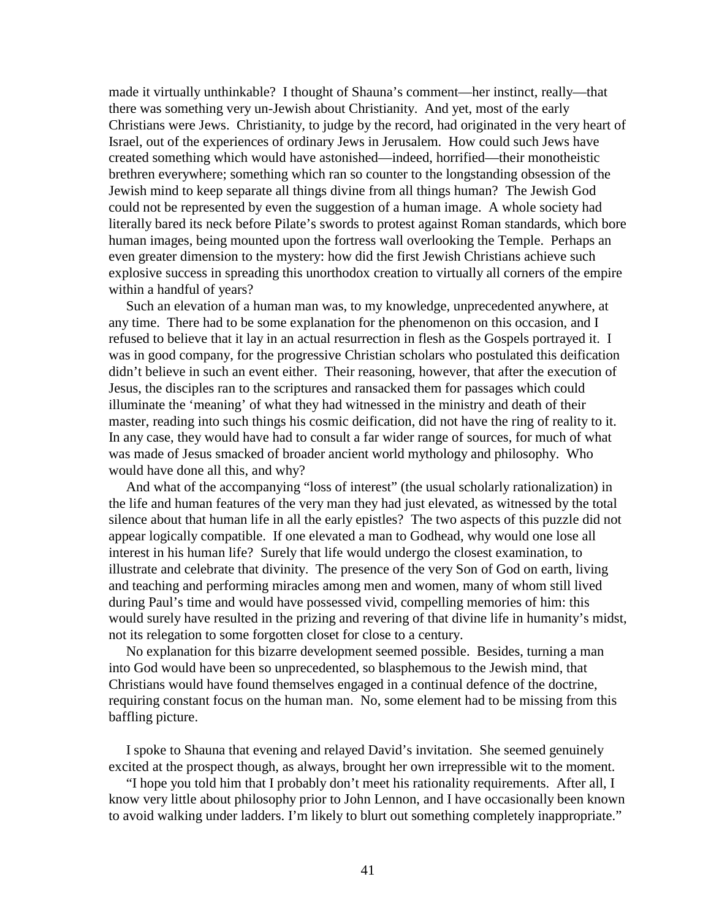made it virtually unthinkable? I thought of Shauna's comment—her instinct, really—that there was something very un-Jewish about Christianity. And yet, most of the early Christians were Jews. Christianity, to judge by the record, had originated in the very heart of Israel, out of the experiences of ordinary Jews in Jerusalem. How could such Jews have created something which would have astonished—indeed, horrified—their monotheistic brethren everywhere; something which ran so counter to the longstanding obsession of the Jewish mind to keep separate all things divine from all things human? The Jewish God could not be represented by even the suggestion of a human image. A whole society had literally bared its neck before Pilate's swords to protest against Roman standards, which bore human images, being mounted upon the fortress wall overlooking the Temple. Perhaps an even greater dimension to the mystery: how did the first Jewish Christians achieve such explosive success in spreading this unorthodox creation to virtually all corners of the empire within a handful of years?

Such an elevation of a human man was, to my knowledge, unprecedented anywhere, at any time. There had to be some explanation for the phenomenon on this occasion, and I refused to believe that it lay in an actual resurrection in flesh as the Gospels portrayed it. I was in good company, for the progressive Christian scholars who postulated this deification didn't believe in such an event either. Their reasoning, however, that after the execution of Jesus, the disciples ran to the scriptures and ransacked them for passages which could illuminate the 'meaning' of what they had witnessed in the ministry and death of their master, reading into such things his cosmic deification, did not have the ring of reality to it. In any case, they would have had to consult a far wider range of sources, for much of what was made of Jesus smacked of broader ancient world mythology and philosophy. Who would have done all this, and why?

And what of the accompanying "loss of interest" (the usual scholarly rationalization) in the life and human features of the very man they had just elevated, as witnessed by the total silence about that human life in all the early epistles? The two aspects of this puzzle did not appear logically compatible. If one elevated a man to Godhead, why would one lose all interest in his human life? Surely that life would undergo the closest examination, to illustrate and celebrate that divinity. The presence of the very Son of God on earth, living and teaching and performing miracles among men and women, many of whom still lived during Paul's time and would have possessed vivid, compelling memories of him: this would surely have resulted in the prizing and revering of that divine life in humanity's midst, not its relegation to some forgotten closet for close to a century.

No explanation for this bizarre development seemed possible. Besides, turning a man into God would have been so unprecedented, so blasphemous to the Jewish mind, that Christians would have found themselves engaged in a continual defence of the doctrine, requiring constant focus on the human man. No, some element had to be missing from this baffling picture.

I spoke to Shauna that evening and relayed David's invitation. She seemed genuinely excited at the prospect though, as always, brought her own irrepressible wit to the moment.

"I hope you told him that I probably don't meet his rationality requirements. After all, I know very little about philosophy prior to John Lennon, and I have occasionally been known to avoid walking under ladders. I'm likely to blurt out something completely inappropriate."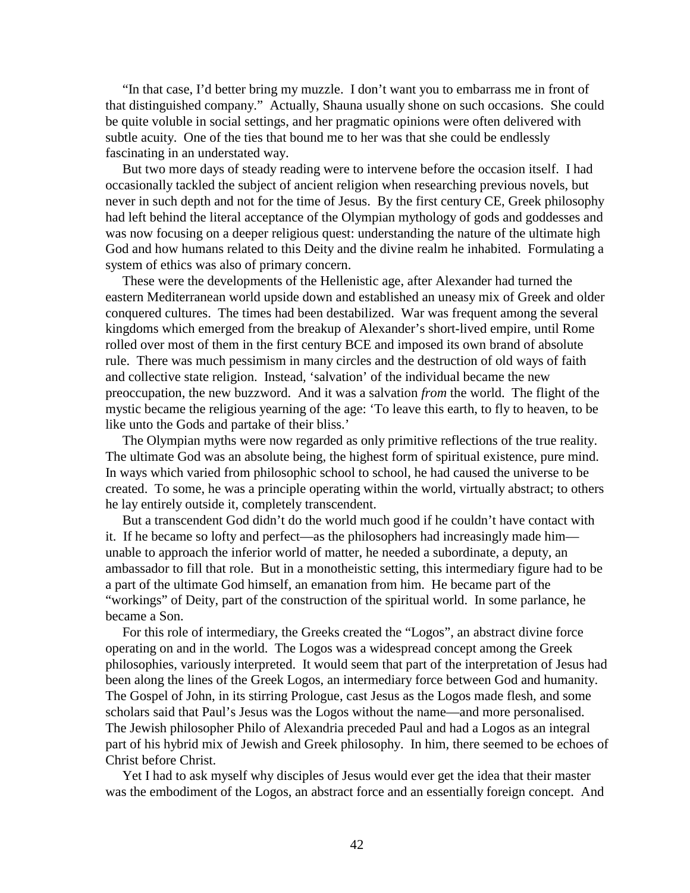"In that case, I'd better bring my muzzle. I don't want you to embarrass me in front of that distinguished company." Actually, Shauna usually shone on such occasions. She could be quite voluble in social settings, and her pragmatic opinions were often delivered with subtle acuity. One of the ties that bound me to her was that she could be endlessly fascinating in an understated way.

But two more days of steady reading were to intervene before the occasion itself. I had occasionally tackled the subject of ancient religion when researching previous novels, but never in such depth and not for the time of Jesus. By the first century CE, Greek philosophy had left behind the literal acceptance of the Olympian mythology of gods and goddesses and was now focusing on a deeper religious quest: understanding the nature of the ultimate high God and how humans related to this Deity and the divine realm he inhabited. Formulating a system of ethics was also of primary concern.

These were the developments of the Hellenistic age, after Alexander had turned the eastern Mediterranean world upside down and established an uneasy mix of Greek and older conquered cultures. The times had been destabilized. War was frequent among the several kingdoms which emerged from the breakup of Alexander's short-lived empire, until Rome rolled over most of them in the first century BCE and imposed its own brand of absolute rule. There was much pessimism in many circles and the destruction of old ways of faith and collective state religion. Instead, 'salvation' of the individual became the new preoccupation, the new buzzword. And it was a salvation *from* the world. The flight of the mystic became the religious yearning of the age: 'To leave this earth, to fly to heaven, to be like unto the Gods and partake of their bliss.'

The Olympian myths were now regarded as only primitive reflections of the true reality. The ultimate God was an absolute being, the highest form of spiritual existence, pure mind. In ways which varied from philosophic school to school, he had caused the universe to be created. To some, he was a principle operating within the world, virtually abstract; to others he lay entirely outside it, completely transcendent.

But a transcendent God didn't do the world much good if he couldn't have contact with it. If he became so lofty and perfect—as the philosophers had increasingly made him—unable to approach the inferior world of matter, he needed a subordinate, a deputy, an ambassador to fill that role. But in a monotheistic setting, this intermediary figure had to be a part of the ultimate God himself, an emanation from him. He became part of the "workings" of Deity, part of the construction of the spiritual world. In some parlance, he became a Son.

For this role of intermediary, the Greeks created the "Logos", an abstract divine force operating on and in the world. The Logos was a widespread concept among the Greek philosophies, variously interpreted. It would seem that part of the interpretation of Jesus had been along the lines of the Greek Logos, an intermediary force between God and humanity. The Gospel of John, in its stirring Prologue, cast Jesus as the Logos made flesh, and some scholars said that Paul's Jesus was the Logos without the name—and more personalised. The Jewish philosopher Philo of Alexandria preceded Paul and had a Logos as an integral part of his hybrid mix of Jewish and Greek philosophy. In him, there seemed to be echoes of Christ before Christ.

Yet I had to ask myself why disciples of Jesus would ever get the idea that their master was the embodiment of the Logos, an abstract force and an essentially foreign concept. And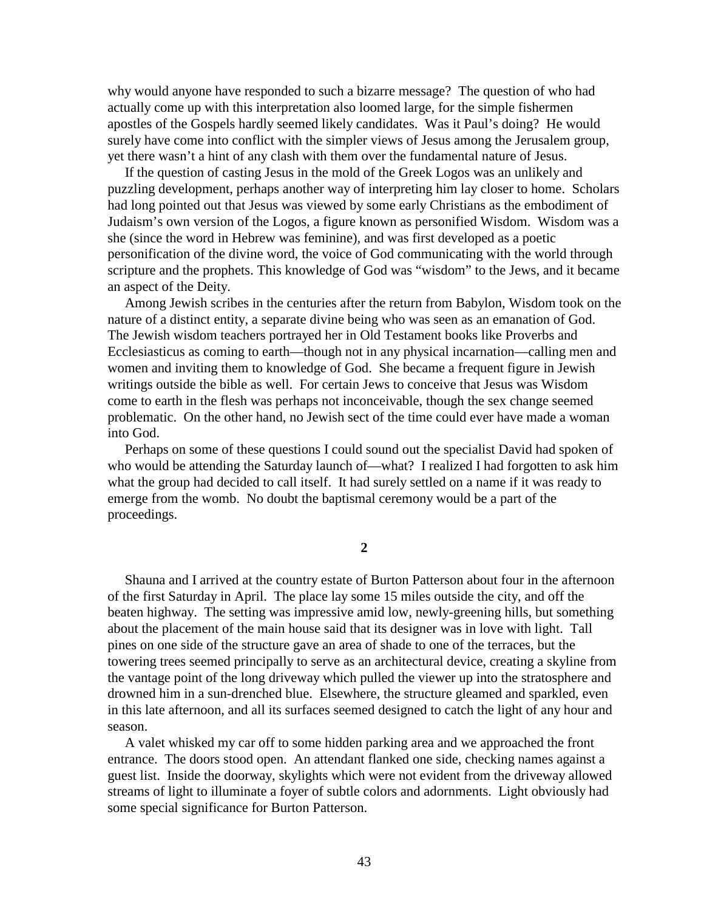why would anyone have responded to such a bizarre message? The question of who had actually come up with this interpretation also loomed large, for the simple fishermen apostles of the Gospels hardly seemed likely candidates. Was it Paul's doing? He would surely have come into conflict with the simpler views of Jesus among the Jerusalem group, yet there wasn't a hint of any clash with them over the fundamental nature of Jesus.

If the question of casting Jesus in the mold of the Greek Logos was an unlikely and puzzling development, perhaps another way of interpreting him lay closer to home. Scholars had long pointed out that Jesus was viewed by some early Christians as the embodiment of Judaism's own version of the Logos, a figure known as personified Wisdom. Wisdom was a she (since the word in Hebrew was feminine), and was first developed as a poetic personification of the divine word, the voice of God communicating with the world through scripture and the prophets. This knowledge of God was "wisdom" to the Jews, and it became an aspect of the Deity.

Among Jewish scribes in the centuries after the return from Babylon, Wisdom took on the nature of a distinct entity, a separate divine being who was seen as an emanation of God. The Jewish wisdom teachers portrayed her in Old Testament books like Proverbs and Ecclesiasticus as coming to earth—though not in any physical incarnation—calling men and women and inviting them to knowledge of God. She became a frequent figure in Jewish writings outside the bible as well. For certain Jews to conceive that Jesus was Wisdom come to earth in the flesh was perhaps not inconceivable, though the sex change seemed problematic. On the other hand, no Jewish sect of the time could ever have made a woman into God.

Perhaps on some of these questions I could sound out the specialist David had spoken of who would be attending the Saturday launch of—what? I realized I had forgotten to ask him what the group had decided to call itself. It had surely settled on a name if it was ready to emerge from the womb. No doubt the baptismal ceremony would be a part of the proceedings.

**2**

Shauna and I arrived at the country estate of Burton Patterson about four in the afternoon of the first Saturday in April. The place lay some 15 miles outside the city, and off the beaten highway. The setting was impressive amid low, newly-greening hills, but something about the placement of the main house said that its designer was in love with light. Tall pines on one side of the structure gave an area of shade to one of the terraces, but the towering trees seemed principally to serve as an architectural device, creating a skyline from the vantage point of the long driveway which pulled the viewer up into the stratosphere and drowned him in a sun-drenched blue. Elsewhere, the structure gleamed and sparkled, even in this late afternoon, and all its surfaces seemed designed to catch the light of any hour and season.

A valet whisked my car off to some hidden parking area and we approached the front entrance. The doors stood open. An attendant flanked one side, checking names against a guest list. Inside the doorway, skylights which were not evident from the driveway allowed streams of light to illuminate a foyer of subtle colors and adornments. Light obviously had some special significance for Burton Patterson.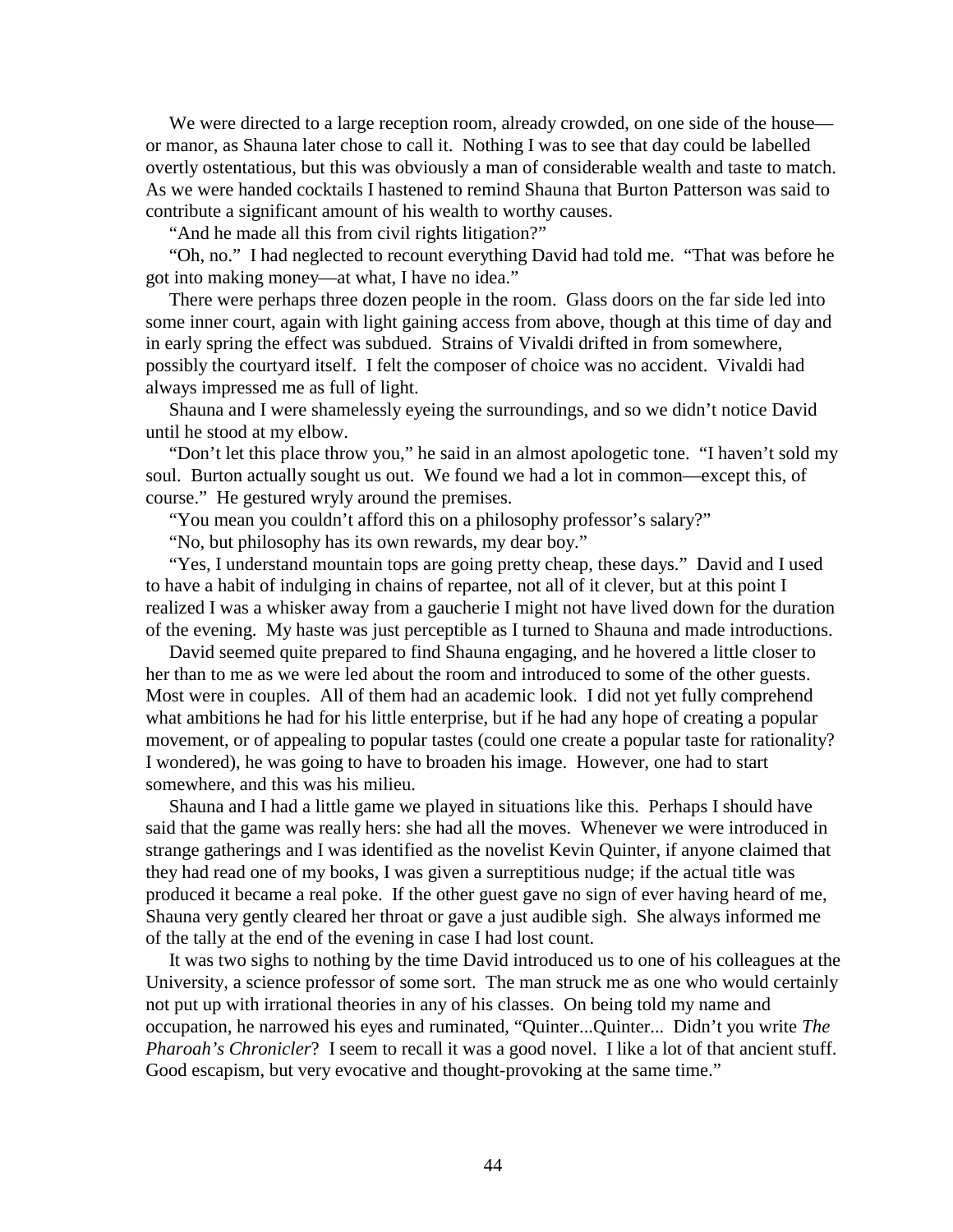We were directed to a large reception room, already crowded, on one side of the house—or manor, as Shauna later chose to call it. Nothing I was to see that day could be labelled overtly ostentatious, but this was obviously a man of considerable wealth and taste to match. As we were handed cocktails I hastened to remind Shauna that Burton Patterson was said to contribute a significant amount of his wealth to worthy causes.

"And he made all this from civil rights litigation?"

"Oh, no." I had neglected to recount everything David had told me. "That was before he got into making money—at what, I have no idea."

There were perhaps three dozen people in the room. Glass doors on the far side led into some inner court, again with light gaining access from above, though at this time of day and in early spring the effect was subdued. Strains of Vivaldi drifted in from somewhere, possibly the courtyard itself. I felt the composer of choice was no accident. Vivaldi had always impressed me as full of light.

Shauna and I were shamelessly eyeing the surroundings, and so we didn't notice David until he stood at my elbow.

"Don't let this place throw you," he said in an almost apologetic tone. "I haven't sold my soul. Burton actually sought us out. We found we had a lot in common—except this, of course." He gestured wryly around the premises.

"You mean you couldn't afford this on a philosophy professor's salary?"

"No, but philosophy has its own rewards, my dear boy."

"Yes, I understand mountain tops are going pretty cheap, these days." David and I used to have a habit of indulging in chains of repartee, not all of it clever, but at this point I realized I was a whisker away from a gaucherie I might not have lived down for the duration of the evening. My haste was just perceptible as I turned to Shauna and made introductions.

David seemed quite prepared to find Shauna engaging, and he hovered a little closer to her than to me as we were led about the room and introduced to some of the other guests. Most were in couples. All of them had an academic look. I did not yet fully comprehend what ambitions he had for his little enterprise, but if he had any hope of creating a popular movement, or of appealing to popular tastes (could one create a popular taste for rationality? I wondered), he was going to have to broaden his image. However, one had to start somewhere, and this was his milieu.

Shauna and I had a little game we played in situations like this. Perhaps I should have said that the game was really hers: she had all the moves. Whenever we were introduced in strange gatherings and I was identified as the novelist Kevin Quinter, if anyone claimed that they had read one of my books, I was given a surreptitious nudge; if the actual title was produced it became a real poke. If the other guest gave no sign of ever having heard of me, Shauna very gently cleared her throat or gave a just audible sigh. She always informed me of the tally at the end of the evening in case I had lost count.

It was two sighs to nothing by the time David introduced us to one of his colleagues at the University, a science professor of some sort. The man struck me as one who would certainly not put up with irrational theories in any of his classes. On being told my name and occupation, he narrowed his eyes and ruminated, "Quinter...Quinter... Didn't you write *The Pharoah's Chronicler*? I seem to recall it was a good novel. I like a lot of that ancient stuff. Good escapism, but very evocative and thought-provoking at the same time."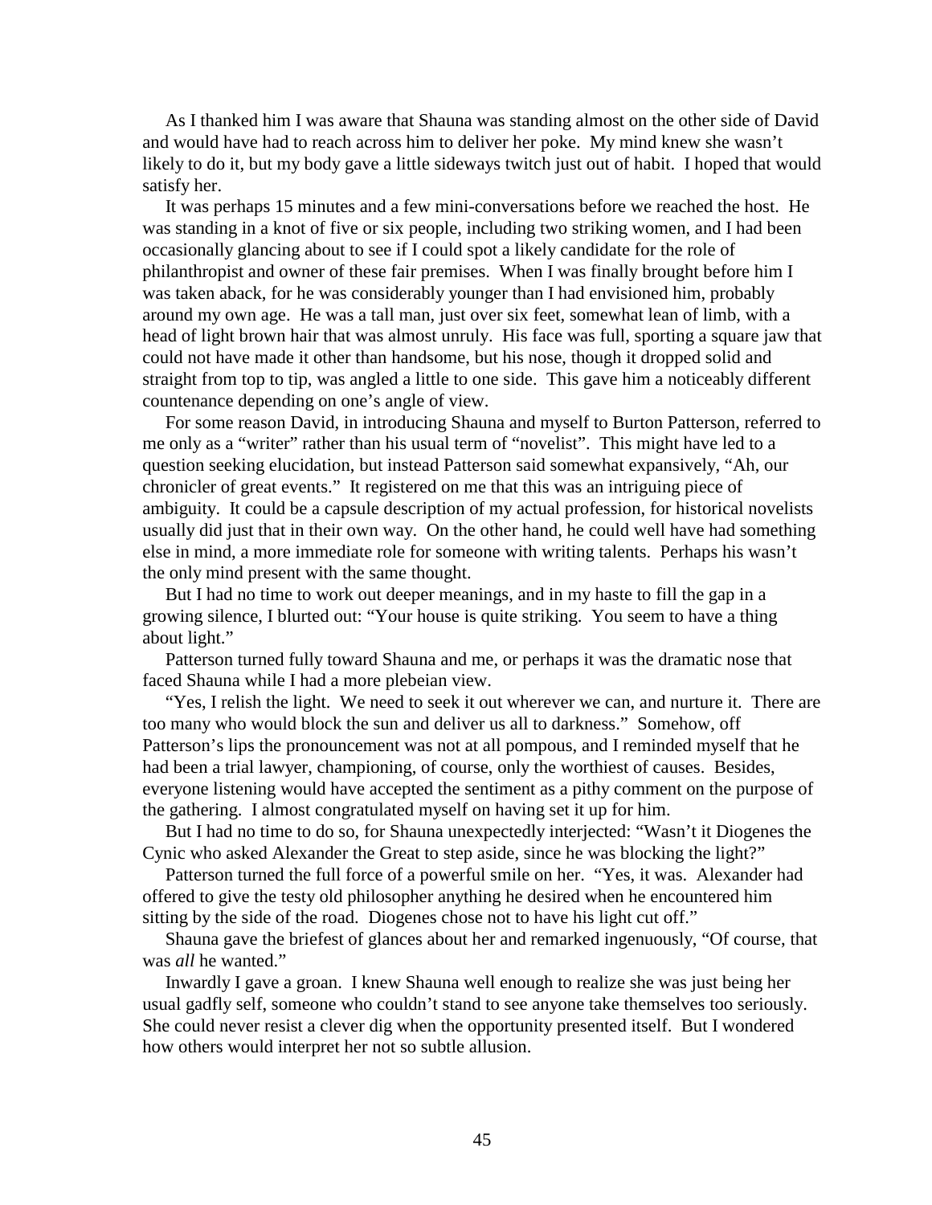As I thanked him I was aware that Shauna was standing almost on the other side of David and would have had to reach across him to deliver her poke. My mind knew she wasn't likely to do it, but my body gave a little sideways twitch just out of habit. I hoped that would satisfy her.

It was perhaps 15 minutes and a few mini-conversations before we reached the host. He was standing in a knot of five or six people, including two striking women, and I had been occasionally glancing about to see if I could spot a likely candidate for the role of philanthropist and owner of these fair premises. When I was finally brought before him I was taken aback, for he was considerably younger than I had envisioned him, probably around my own age. He was a tall man, just over six feet, somewhat lean of limb, with a head of light brown hair that was almost unruly. His face was full, sporting a square jaw that could not have made it other than handsome, but his nose, though it dropped solid and straight from top to tip, was angled a little to one side. This gave him a noticeably different countenance depending on one's angle of view.

For some reason David, in introducing Shauna and myself to Burton Patterson, referred to me only as a "writer" rather than his usual term of "novelist". This might have led to a question seeking elucidation, but instead Patterson said somewhat expansively, "Ah, our chronicler of great events." It registered on me that this was an intriguing piece of ambiguity. It could be a capsule description of my actual profession, for historical novelists usually did just that in their own way. On the other hand, he could well have had something else in mind, a more immediate role for someone with writing talents. Perhaps his wasn't the only mind present with the same thought.

But I had no time to work out deeper meanings, and in my haste to fill the gap in a growing silence, I blurted out: "Your house is quite striking. You seem to have a thing about light."

Patterson turned fully toward Shauna and me, or perhaps it was the dramatic nose that faced Shauna while I had a more plebeian view.

"Yes, I relish the light. We need to seek it out wherever we can, and nurture it. There are too many who would block the sun and deliver us all to darkness." Somehow, off Patterson's lips the pronouncement was not at all pompous, and I reminded myself that he had been a trial lawyer, championing, of course, only the worthiest of causes. Besides, everyone listening would have accepted the sentiment as a pithy comment on the purpose of the gathering. I almost congratulated myself on having set it up for him.

But I had no time to do so, for Shauna unexpectedly interjected: "Wasn't it Diogenes the Cynic who asked Alexander the Great to step aside, since he was blocking the light?"

Patterson turned the full force of a powerful smile on her. "Yes, it was. Alexander had offered to give the testy old philosopher anything he desired when he encountered him sitting by the side of the road. Diogenes chose not to have his light cut off."

Shauna gave the briefest of glances about her and remarked ingenuously, "Of course, that was *all* he wanted."

Inwardly I gave a groan. I knew Shauna well enough to realize she was just being her usual gadfly self, someone who couldn't stand to see anyone take themselves too seriously. She could never resist a clever dig when the opportunity presented itself. But I wondered how others would interpret her not so subtle allusion.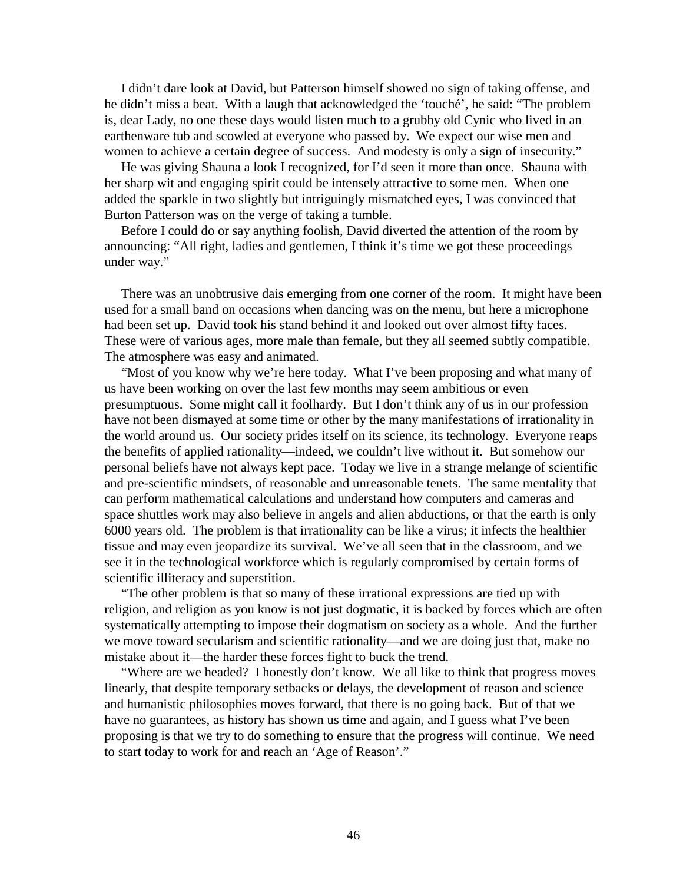I didn't dare look at David, but Patterson himself showed no sign of taking offense, and he didn't miss a beat. With a laugh that acknowledged the 'touché', he said: "The problem is, dear Lady, no one these days would listen much to a grubby old Cynic who lived in an earthenware tub and scowled at everyone who passed by. We expect our wise men and women to achieve a certain degree of success. And modesty is only a sign of insecurity."

He was giving Shauna a look I recognized, for I'd seen it more than once. Shauna with her sharp wit and engaging spirit could be intensely attractive to some men. When one added the sparkle in two slightly but intriguingly mismatched eyes, I was convinced that Burton Patterson was on the verge of taking a tumble.

Before I could do or say anything foolish, David diverted the attention of the room by announcing: "All right, ladies and gentlemen, I think it's time we got these proceedings under way."

There was an unobtrusive dais emerging from one corner of the room. It might have been used for a small band on occasions when dancing was on the menu, but here a microphone had been set up. David took his stand behind it and looked out over almost fifty faces. These were of various ages, more male than female, but they all seemed subtly compatible. The atmosphere was easy and animated.

"Most of you know why we're here today. What I've been proposing and what many of us have been working on over the last few months may seem ambitious or even presumptuous. Some might call it foolhardy. But I don't think any of us in our profession have not been dismayed at some time or other by the many manifestations of irrationality in the world around us. Our society prides itself on its science, its technology. Everyone reaps the benefits of applied rationality—indeed, we couldn't live without it. But somehow our personal beliefs have not always kept pace. Today we live in a strange melange of scientific and pre-scientific mindsets, of reasonable and unreasonable tenets. The same mentality that can perform mathematical calculations and understand how computers and cameras and space shuttles work may also believe in angels and alien abductions, or that the earth is only 6000 years old. The problem is that irrationality can be like a virus; it infects the healthier tissue and may even jeopardize its survival. We've all seen that in the classroom, and we see it in the technological workforce which is regularly compromised by certain forms of scientific illiteracy and superstition.

"The other problem is that so many of these irrational expressions are tied up with religion, and religion as you know is not just dogmatic, it is backed by forces which are often systematically attempting to impose their dogmatism on society as a whole. And the further we move toward secularism and scientific rationality—and we are doing just that, make no mistake about it—the harder these forces fight to buck the trend.

"Where are we headed? I honestly don't know. We all like to think that progress moves linearly, that despite temporary setbacks or delays, the development of reason and science and humanistic philosophies moves forward, that there is no going back. But of that we have no guarantees, as history has shown us time and again, and I guess what I've been proposing is that we try to do something to ensure that the progress will continue. We need to start today to work for and reach an 'Age of Reason'."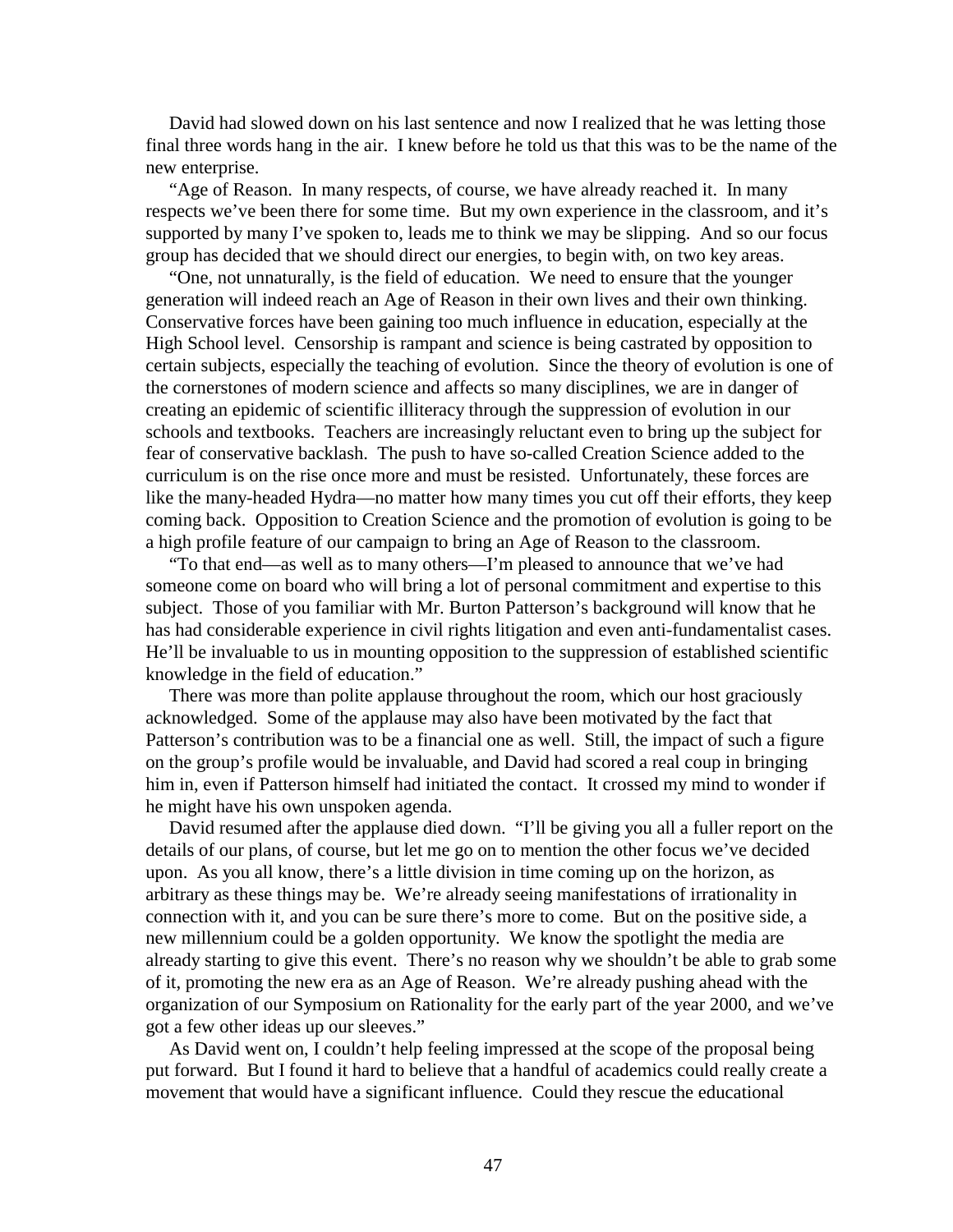David had slowed down on his last sentence and now I realized that he was letting those final three words hang in the air. I knew before he told us that this was to be the name of the new enterprise.

"Age of Reason. In many respects, of course, we have already reached it. In many respects we've been there for some time. But my own experience in the classroom, and it's supported by many I've spoken to, leads me to think we may be slipping. And so our focus group has decided that we should direct our energies, to begin with, on two key areas.

"One, not unnaturally, is the field of education. We need to ensure that the younger generation will indeed reach an Age of Reason in their own lives and their own thinking. Conservative forces have been gaining too much influence in education, especially at the High School level. Censorship is rampant and science is being castrated by opposition to certain subjects, especially the teaching of evolution. Since the theory of evolution is one of the cornerstones of modern science and affects so many disciplines, we are in danger of creating an epidemic of scientific illiteracy through the suppression of evolution in our schools and textbooks. Teachers are increasingly reluctant even to bring up the subject for fear of conservative backlash. The push to have so-called Creation Science added to the curriculum is on the rise once more and must be resisted. Unfortunately, these forces are like the many-headed Hydra—no matter how many times you cut off their efforts, they keep coming back. Opposition to Creation Science and the promotion of evolution is going to be a high profile feature of our campaign to bring an Age of Reason to the classroom.

"To that end—as well as to many others—I'm pleased to announce that we've had someone come on board who will bring a lot of personal commitment and expertise to this subject. Those of you familiar with Mr. Burton Patterson's background will know that he has had considerable experience in civil rights litigation and even anti-fundamentalist cases. He'll be invaluable to us in mounting opposition to the suppression of established scientific knowledge in the field of education."

There was more than polite applause throughout the room, which our host graciously acknowledged. Some of the applause may also have been motivated by the fact that Patterson's contribution was to be a financial one as well. Still, the impact of such a figure on the group's profile would be invaluable, and David had scored a real coup in bringing him in, even if Patterson himself had initiated the contact. It crossed my mind to wonder if he might have his own unspoken agenda.

David resumed after the applause died down. "I'll be giving you all a fuller report on the details of our plans, of course, but let me go on to mention the other focus we've decided upon. As you all know, there's a little division in time coming up on the horizon, as arbitrary as these things may be. We're already seeing manifestations of irrationality in connection with it, and you can be sure there's more to come. But on the positive side, a new millennium could be a golden opportunity. We know the spotlight the media are already starting to give this event. There's no reason why we shouldn't be able to grab some of it, promoting the new era as an Age of Reason. We're already pushing ahead with the organization of our Symposium on Rationality for the early part of the year 2000, and we've got a few other ideas up our sleeves."

As David went on, I couldn't help feeling impressed at the scope of the proposal being put forward. But I found it hard to believe that a handful of academics could really create a movement that would have a significant influence. Could they rescue the educational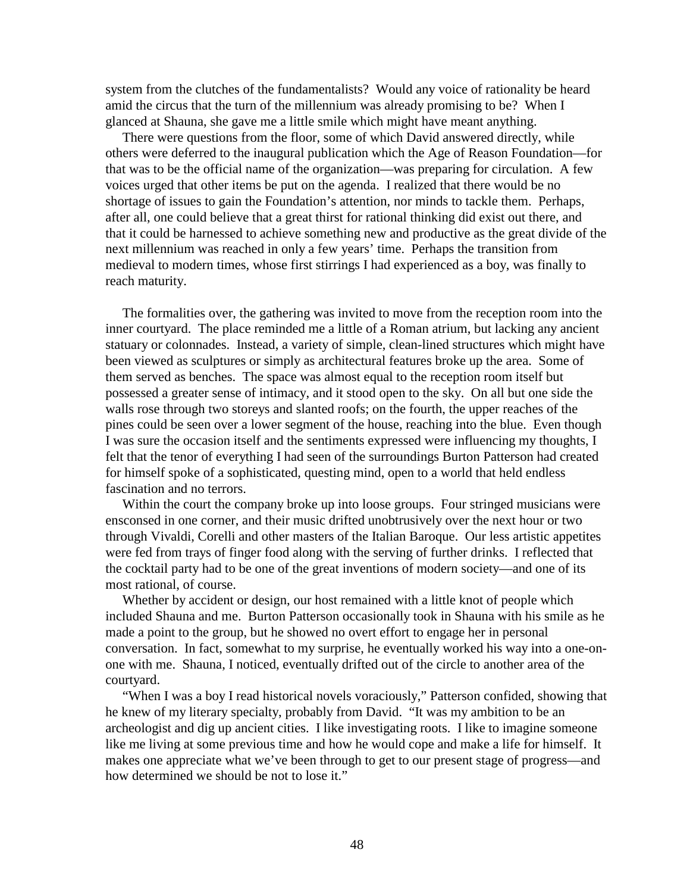system from the clutches of the fundamentalists? Would any voice of rationality be heard amid the circus that the turn of the millennium was already promising to be? When I glanced at Shauna, she gave me a little smile which might have meant anything.

There were questions from the floor, some of which David answered directly, while others were deferred to the inaugural publication which the Age of Reason Foundation—for that was to be the official name of the organization—was preparing for circulation. A few voices urged that other items be put on the agenda. I realized that there would be no shortage of issues to gain the Foundation's attention, nor minds to tackle them. Perhaps, after all, one could believe that a great thirst for rational thinking did exist out there, and that it could be harnessed to achieve something new and productive as the great divide of the next millennium was reached in only a few years' time. Perhaps the transition from medieval to modern times, whose first stirrings I had experienced as a boy, was finally to reach maturity.

The formalities over, the gathering was invited to move from the reception room into the inner courtyard. The place reminded me a little of a Roman atrium, but lacking any ancient statuary or colonnades. Instead, a variety of simple, clean-lined structures which might have been viewed as sculptures or simply as architectural features broke up the area. Some of them served as benches. The space was almost equal to the reception room itself but possessed a greater sense of intimacy, and it stood open to the sky. On all but one side the walls rose through two storeys and slanted roofs; on the fourth, the upper reaches of the pines could be seen over a lower segment of the house, reaching into the blue. Even though I was sure the occasion itself and the sentiments expressed were influencing my thoughts, I felt that the tenor of everything I had seen of the surroundings Burton Patterson had created for himself spoke of a sophisticated, questing mind, open to a world that held endless fascination and no terrors.

Within the court the company broke up into loose groups. Four stringed musicians were ensconsed in one corner, and their music drifted unobtrusively over the next hour or two through Vivaldi, Corelli and other masters of the Italian Baroque. Our less artistic appetites were fed from trays of finger food along with the serving of further drinks. I reflected that the cocktail party had to be one of the great inventions of modern society—and one of its most rational, of course.

Whether by accident or design, our host remained with a little knot of people which included Shauna and me. Burton Patterson occasionally took in Shauna with his smile as he made a point to the group, but he showed no overt effort to engage her in personal conversation. In fact, somewhat to my surprise, he eventually worked his way into a one-on-one with me. Shauna, I noticed, eventually drifted out of the circle to another area of the courtyard.

"When I was a boy I read historical novels voraciously," Patterson confided, showing that he knew of my literary specialty, probably from David. "It was my ambition to be an archeologist and dig up ancient cities. I like investigating roots. I like to imagine someone like me living at some previous time and how he would cope and make a life for himself. It makes one appreciate what we've been through to get to our present stage of progress—and how determined we should be not to lose it."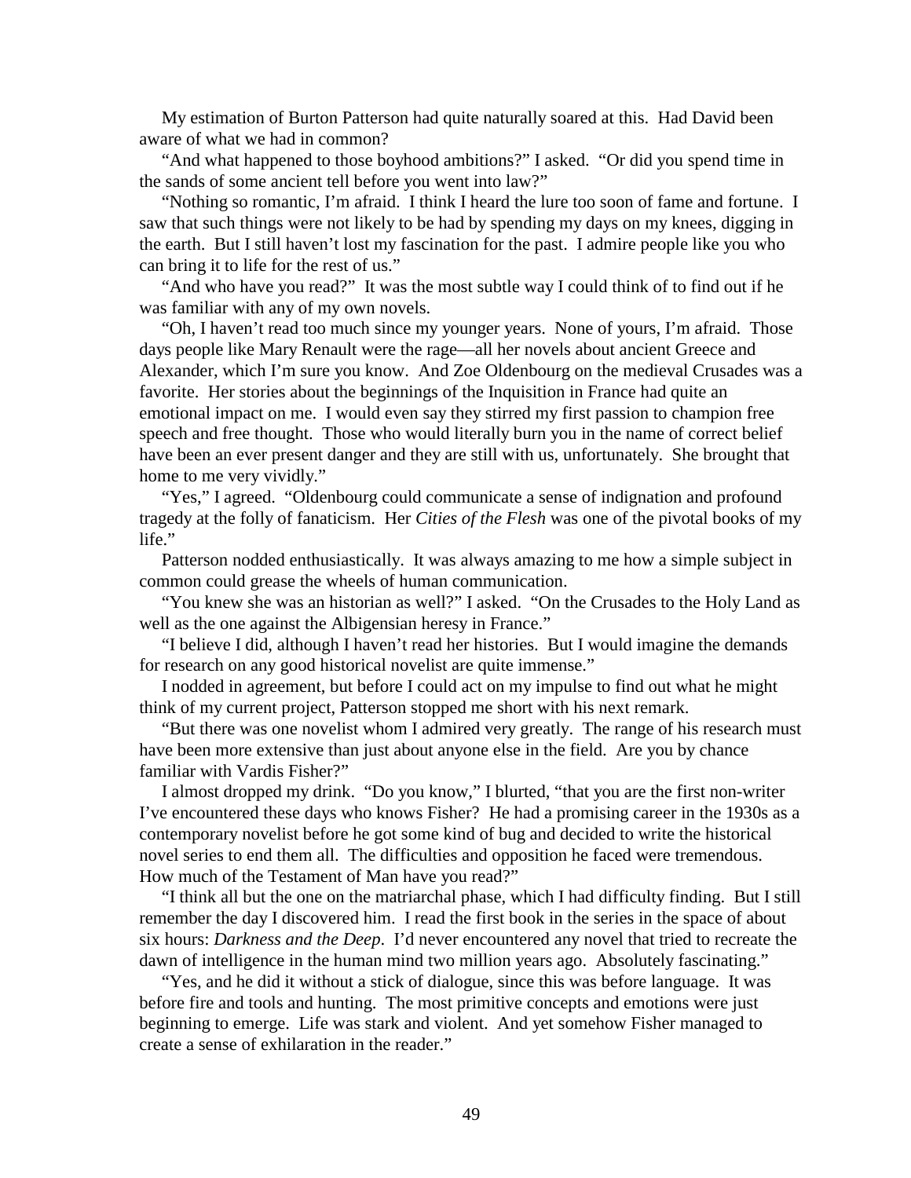My estimation of Burton Patterson had quite naturally soared at this. Had David been aware of what we had in common?

"And what happened to those boyhood ambitions?" I asked. "Or did you spend time in the sands of some ancient tell before you went into law?"

"Nothing so romantic, I'm afraid. I think I heard the lure too soon of fame and fortune. I saw that such things were not likely to be had by spending my days on my knees, digging in the earth. But I still haven't lost my fascination for the past. I admire people like you who can bring it to life for the rest of us."

"And who have you read?" It was the most subtle way I could think of to find out if he was familiar with any of my own novels.

"Oh, I haven't read too much since my younger years. None of yours, I'm afraid. Those days people like Mary Renault were the rage—all her novels about ancient Greece and Alexander, which I'm sure you know. And Zoe Oldenbourg on the medieval Crusades was a favorite. Her stories about the beginnings of the Inquisition in France had quite an emotional impact on me. I would even say they stirred my first passion to champion free speech and free thought. Those who would literally burn you in the name of correct belief have been an ever present danger and they are still with us, unfortunately. She brought that home to me very vividly."

"Yes," I agreed. "Oldenbourg could communicate a sense of indignation and profound tragedy at the folly of fanaticism. Her *Cities of the Flesh* was one of the pivotal books of my life."

Patterson nodded enthusiastically. It was always amazing to me how a simple subject in common could grease the wheels of human communication.

"You knew she was an historian as well?" I asked. "On the Crusades to the Holy Land as well as the one against the Albigensian heresy in France."

"I believe I did, although I haven't read her histories. But I would imagine the demands for research on any good historical novelist are quite immense."

I nodded in agreement, but before I could act on my impulse to find out what he might think of my current project, Patterson stopped me short with his next remark.

"But there was one novelist whom I admired very greatly. The range of his research must have been more extensive than just about anyone else in the field. Are you by chance familiar with Vardis Fisher?"

I almost dropped my drink. "Do you know," I blurted, "that you are the first non-writer I've encountered these days who knows Fisher? He had a promising career in the 1930s as a contemporary novelist before he got some kind of bug and decided to write the historical novel series to end them all. The difficulties and opposition he faced were tremendous. How much of the Testament of Man have you read?"

"I think all but the one on the matriarchal phase, which I had difficulty finding. But I still remember the day I discovered him. I read the first book in the series in the space of about six hours: *Darkness and the Deep*. I'd never encountered any novel that tried to recreate the dawn of intelligence in the human mind two million years ago. Absolutely fascinating."

"Yes, and he did it without a stick of dialogue, since this was before language. It was before fire and tools and hunting. The most primitive concepts and emotions were just beginning to emerge. Life was stark and violent. And yet somehow Fisher managed to create a sense of exhilaration in the reader."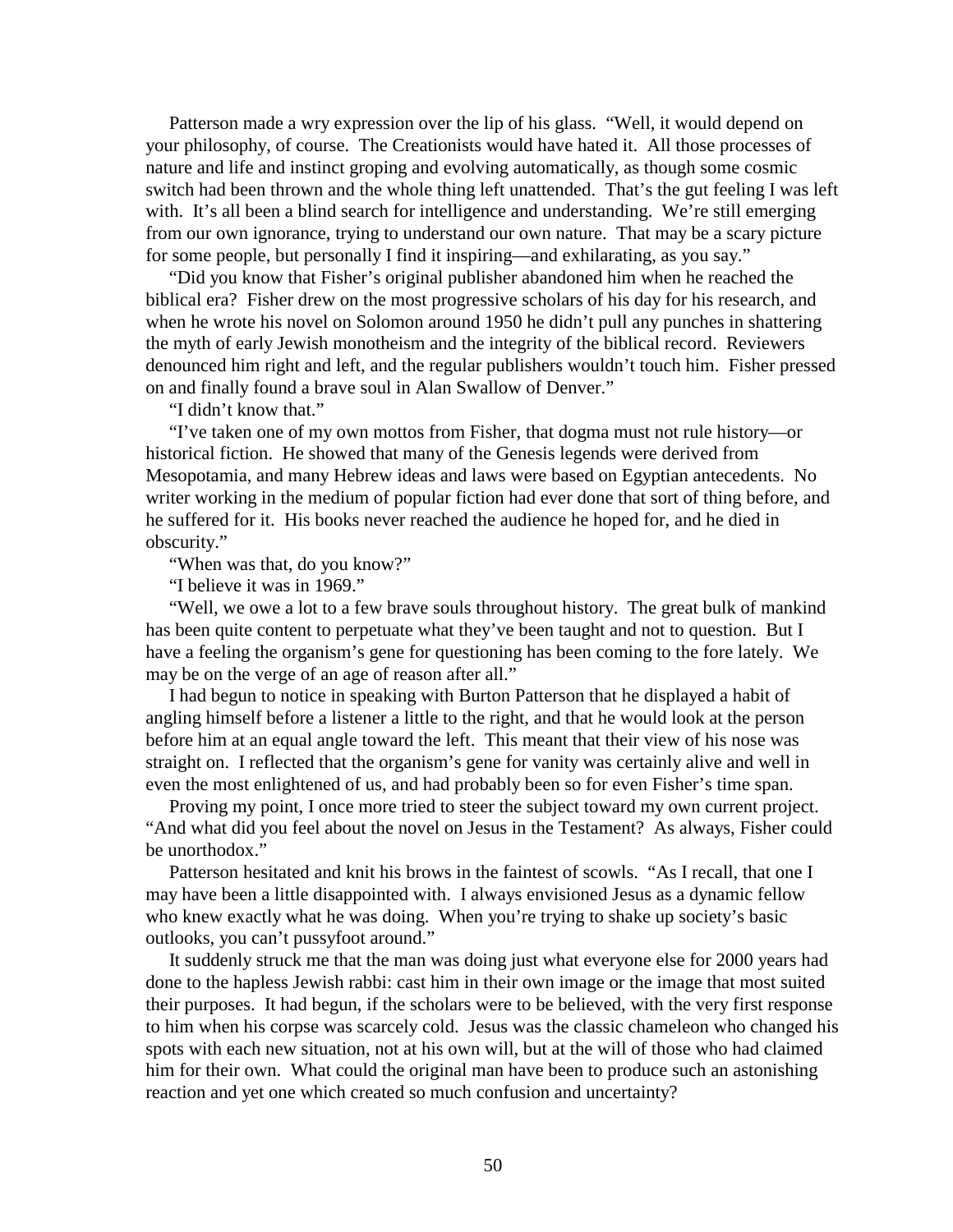Patterson made a wry expression over the lip of his glass. "Well, it would depend on your philosophy, of course. The Creationists would have hated it. All those processes of nature and life and instinct groping and evolving automatically, as though some cosmic switch had been thrown and the whole thing left unattended. That's the gut feeling I was left with. It's all been a blind search for intelligence and understanding. We're still emerging from our own ignorance, trying to understand our own nature. That may be a scary picture for some people, but personally I find it inspiring—and exhilarating, as you say."

"Did you know that Fisher's original publisher abandoned him when he reached the biblical era? Fisher drew on the most progressive scholars of his day for his research, and when he wrote his novel on Solomon around 1950 he didn't pull any punches in shattering the myth of early Jewish monotheism and the integrity of the biblical record. Reviewers denounced him right and left, and the regular publishers wouldn't touch him. Fisher pressed on and finally found a brave soul in Alan Swallow of Denver."

"I didn't know that."

"I've taken one of my own mottos from Fisher, that dogma must not rule history—or historical fiction. He showed that many of the Genesis legends were derived from Mesopotamia, and many Hebrew ideas and laws were based on Egyptian antecedents. No writer working in the medium of popular fiction had ever done that sort of thing before, and he suffered for it. His books never reached the audience he hoped for, and he died in obscurity."

"When was that, do you know?"

"I believe it was in 1969."

"Well, we owe a lot to a few brave souls throughout history. The great bulk of mankind has been quite content to perpetuate what they've been taught and not to question. But I have a feeling the organism's gene for questioning has been coming to the fore lately. We may be on the verge of an age of reason after all."

I had begun to notice in speaking with Burton Patterson that he displayed a habit of angling himself before a listener a little to the right, and that he would look at the person before him at an equal angle toward the left. This meant that their view of his nose was straight on. I reflected that the organism's gene for vanity was certainly alive and well in even the most enlightened of us, and had probably been so for even Fisher's time span.

Proving my point, I once more tried to steer the subject toward my own current project. "And what did you feel about the novel on Jesus in the Testament? As always, Fisher could be unorthodox."

Patterson hesitated and knit his brows in the faintest of scowls. "As I recall, that one I may have been a little disappointed with. I always envisioned Jesus as a dynamic fellow who knew exactly what he was doing. When you're trying to shake up society's basic outlooks, you can't pussyfoot around."

It suddenly struck me that the man was doing just what everyone else for 2000 years had done to the hapless Jewish rabbi: cast him in their own image or the image that most suited their purposes. It had begun, if the scholars were to be believed, with the very first response to him when his corpse was scarcely cold. Jesus was the classic chameleon who changed his spots with each new situation, not at his own will, but at the will of those who had claimed him for their own. What could the original man have been to produce such an astonishing reaction and yet one which created so much confusion and uncertainty?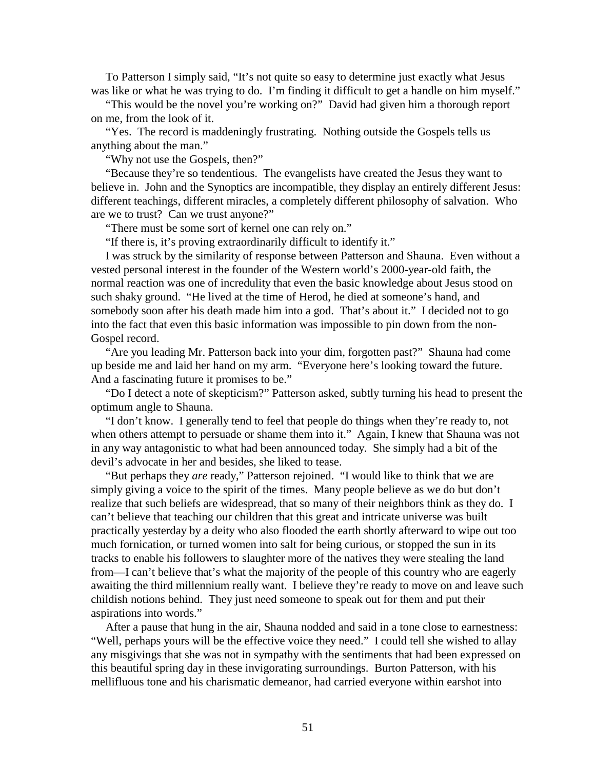To Patterson I simply said, "It's not quite so easy to determine just exactly what Jesus was like or what he was trying to do. I'm finding it difficult to get a handle on him myself."

"This would be the novel you're working on?" David had given him a thorough report on me, from the look of it.

"Yes. The record is maddeningly frustrating. Nothing outside the Gospels tells us anything about the man."

"Why not use the Gospels, then?"

"Because they're so tendentious. The evangelists have created the Jesus they want to believe in. John and the Synoptics are incompatible, they display an entirely different Jesus: different teachings, different miracles, a completely different philosophy of salvation. Who are we to trust? Can we trust anyone?"

"There must be some sort of kernel one can rely on."

"If there is, it's proving extraordinarily difficult to identify it."

I was struck by the similarity of response between Patterson and Shauna. Even without a vested personal interest in the founder of the Western world's 2000-year-old faith, the normal reaction was one of incredulity that even the basic knowledge about Jesus stood on such shaky ground. "He lived at the time of Herod, he died at someone's hand, and somebody soon after his death made him into a god. That's about it." I decided not to go into the fact that even this basic information was impossible to pin down from the non-Gospel record.

"Are you leading Mr. Patterson back into your dim, forgotten past?" Shauna had come up beside me and laid her hand on my arm. "Everyone here's looking toward the future. And a fascinating future it promises to be."

"Do I detect a note of skepticism?" Patterson asked, subtly turning his head to present the optimum angle to Shauna.

"I don't know. I generally tend to feel that people do things when they're ready to, not when others attempt to persuade or shame them into it." Again, I knew that Shauna was not in any way antagonistic to what had been announced today. She simply had a bit of the devil's advocate in her and besides, she liked to tease.

"But perhaps they *are* ready," Patterson rejoined. "I would like to think that we are simply giving a voice to the spirit of the times. Many people believe as we do but don't realize that such beliefs are widespread, that so many of their neighbors think as they do. I can't believe that teaching our children that this great and intricate universe was built practically yesterday by a deity who also flooded the earth shortly afterward to wipe out too much fornication, or turned women into salt for being curious, or stopped the sun in its tracks to enable his followers to slaughter more of the natives they were stealing the land from—I can't believe that's what the majority of the people of this country who are eagerly awaiting the third millennium really want. I believe they're ready to move on and leave such childish notions behind. They just need someone to speak out for them and put their aspirations into words."

After a pause that hung in the air, Shauna nodded and said in a tone close to earnestness: "Well, perhaps yours will be the effective voice they need." I could tell she wished to allay any misgivings that she was not in sympathy with the sentiments that had been expressed on this beautiful spring day in these invigorating surroundings. Burton Patterson, with his mellifluous tone and his charismatic demeanor, had carried everyone within earshot into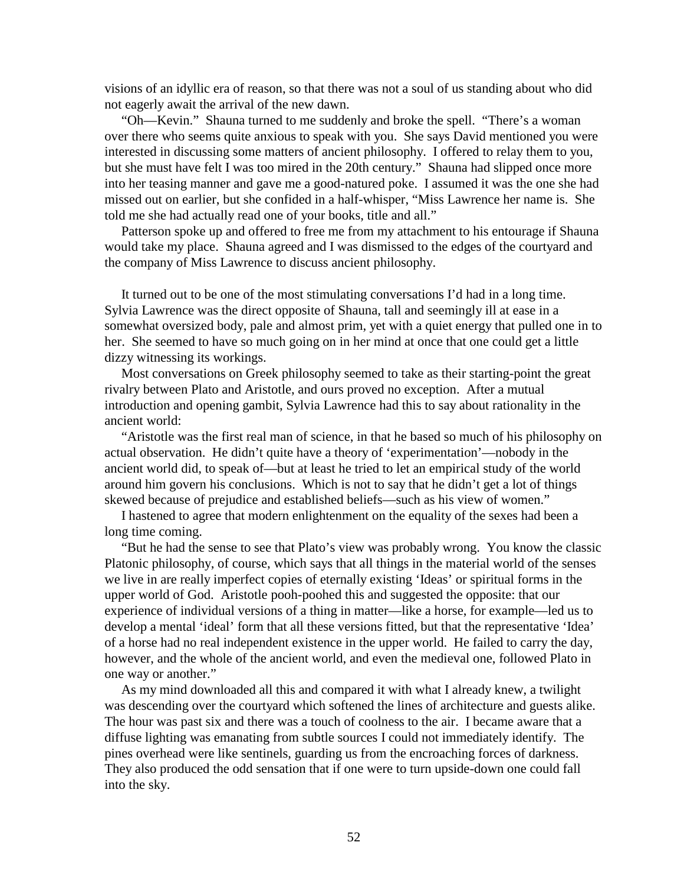visions of an idyllic era of reason, so that there was not a soul of us standing about who did not eagerly await the arrival of the new dawn.

"Oh—Kevin." Shauna turned to me suddenly and broke the spell. "There's a woman over there who seems quite anxious to speak with you. She says David mentioned you were interested in discussing some matters of ancient philosophy. I offered to relay them to you, but she must have felt I was too mired in the 20th century." Shauna had slipped once more into her teasing manner and gave me a good-natured poke. I assumed it was the one she had missed out on earlier, but she confided in a half-whisper, "Miss Lawrence her name is. She told me she had actually read one of your books, title and all."

Patterson spoke up and offered to free me from my attachment to his entourage if Shauna would take my place. Shauna agreed and I was dismissed to the edges of the courtyard and the company of Miss Lawrence to discuss ancient philosophy.

It turned out to be one of the most stimulating conversations I'd had in a long time. Sylvia Lawrence was the direct opposite of Shauna, tall and seemingly ill at ease in a somewhat oversized body, pale and almost prim, yet with a quiet energy that pulled one in to her. She seemed to have so much going on in her mind at once that one could get a little dizzy witnessing its workings.

Most conversations on Greek philosophy seemed to take as their starting-point the great rivalry between Plato and Aristotle, and ours proved no exception. After a mutual introduction and opening gambit, Sylvia Lawrence had this to say about rationality in the ancient world:

"Aristotle was the first real man of science, in that he based so much of his philosophy on actual observation. He didn't quite have a theory of 'experimentation'—nobody in the ancient world did, to speak of—but at least he tried to let an empirical study of the world around him govern his conclusions. Which is not to say that he didn't get a lot of things skewed because of prejudice and established beliefs—such as his view of women."

I hastened to agree that modern enlightenment on the equality of the sexes had been a long time coming.

"But he had the sense to see that Plato's view was probably wrong. You know the classic Platonic philosophy, of course, which says that all things in the material world of the senses we live in are really imperfect copies of eternally existing 'Ideas' or spiritual forms in the upper world of God. Aristotle pooh-poohed this and suggested the opposite: that our experience of individual versions of a thing in matter—like a horse, for example—led us to develop a mental 'ideal' form that all these versions fitted, but that the representative 'Idea' of a horse had no real independent existence in the upper world. He failed to carry the day, however, and the whole of the ancient world, and even the medieval one, followed Plato in one way or another."

As my mind downloaded all this and compared it with what I already knew, a twilight was descending over the courtyard which softened the lines of architecture and guests alike. The hour was past six and there was a touch of coolness to the air. I became aware that a diffuse lighting was emanating from subtle sources I could not immediately identify. The pines overhead were like sentinels, guarding us from the encroaching forces of darkness. They also produced the odd sensation that if one were to turn upside-down one could fall into the sky.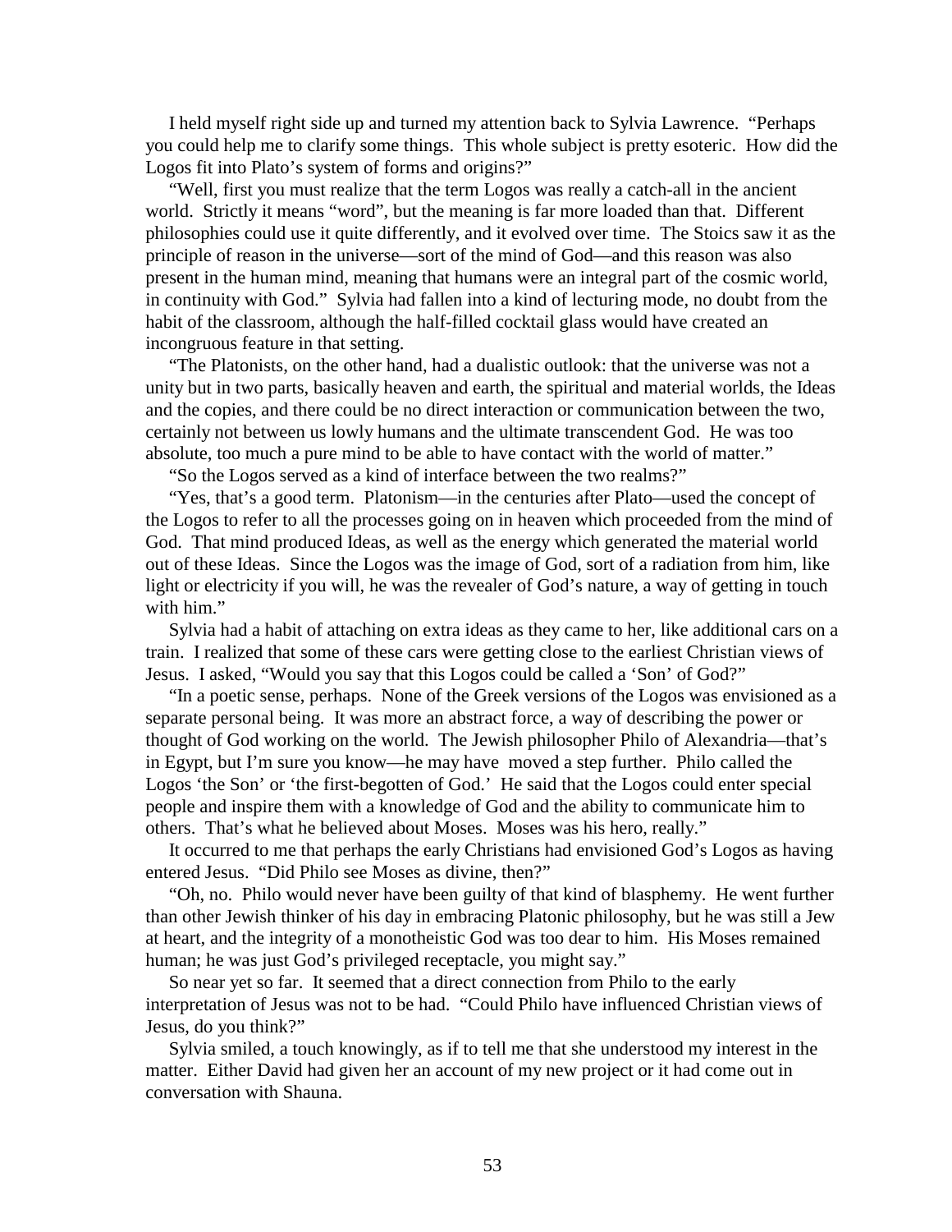I held myself right side up and turned my attention back to Sylvia Lawrence. "Perhaps you could help me to clarify some things. This whole subject is pretty esoteric. How did the Logos fit into Plato's system of forms and origins?"

"Well, first you must realize that the term Logos was really a catch-all in the ancient world. Strictly it means "word", but the meaning is far more loaded than that. Different philosophies could use it quite differently, and it evolved over time. The Stoics saw it as the principle of reason in the universe—sort of the mind of God—and this reason was also present in the human mind, meaning that humans were an integral part of the cosmic world, in continuity with God." Sylvia had fallen into a kind of lecturing mode, no doubt from the habit of the classroom, although the half-filled cocktail glass would have created an incongruous feature in that setting.

"The Platonists, on the other hand, had a dualistic outlook: that the universe was not a unity but in two parts, basically heaven and earth, the spiritual and material worlds, the Ideas and the copies, and there could be no direct interaction or communication between the two, certainly not between us lowly humans and the ultimate transcendent God. He was too absolute, too much a pure mind to be able to have contact with the world of matter."

"So the Logos served as a kind of interface between the two realms?"

"Yes, that's a good term. Platonism—in the centuries after Plato—used the concept of the Logos to refer to all the processes going on in heaven which proceeded from the mind of God. That mind produced Ideas, as well as the energy which generated the material world out of these Ideas. Since the Logos was the image of God, sort of a radiation from him, like light or electricity if you will, he was the revealer of God's nature, a way of getting in touch with him."

Sylvia had a habit of attaching on extra ideas as they came to her, like additional cars on a train. I realized that some of these cars were getting close to the earliest Christian views of Jesus. I asked, "Would you say that this Logos could be called a 'Son' of God?"

"In a poetic sense, perhaps. None of the Greek versions of the Logos was envisioned as a separate personal being. It was more an abstract force, a way of describing the power or thought of God working on the world. The Jewish philosopher Philo of Alexandria—that's in Egypt, but I'm sure you know—he may have moved a step further. Philo called the Logos 'the Son' or 'the first-begotten of God.' He said that the Logos could enter special people and inspire them with a knowledge of God and the ability to communicate him to others. That's what he believed about Moses. Moses was his hero, really."

It occurred to me that perhaps the early Christians had envisioned God's Logos as having entered Jesus. "Did Philo see Moses as divine, then?"

"Oh, no. Philo would never have been guilty of that kind of blasphemy. He went further than other Jewish thinker of his day in embracing Platonic philosophy, but he was still a Jew at heart, and the integrity of a monotheistic God was too dear to him. His Moses remained human; he was just God's privileged receptacle, you might say."

So near yet so far. It seemed that a direct connection from Philo to the early interpretation of Jesus was not to be had. "Could Philo have influenced Christian views of Jesus, do you think?"

Sylvia smiled, a touch knowingly, as if to tell me that she understood my interest in the matter. Either David had given her an account of my new project or it had come out in conversation with Shauna.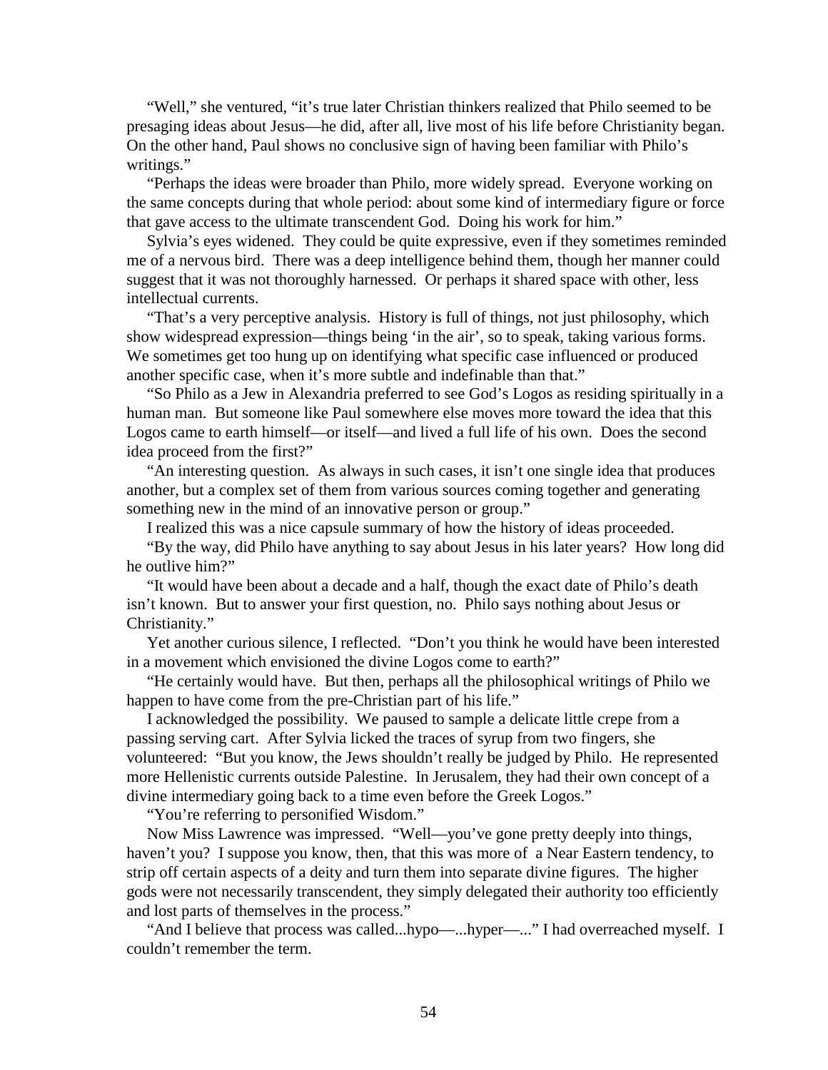"Well," she ventured, "it's true later Christian thinkers realized that Philo seemed to be presaging ideas about Jesus—he did, after all, live most of his life before Christianity began. On the other hand, Paul shows no conclusive sign of having been familiar with Philo's writings."

"Perhaps the ideas were broader than Philo, more widely spread. Everyone working on the same concepts during that whole period: about some kind of intermediary figure or force that gave access to the ultimate transcendent God. Doing his work for him."

Sylvia's eyes widened. They could be quite expressive, even if they sometimes reminded me of a nervous bird. There was a deep intelligence behind them, though her manner could suggest that it was not thoroughly harnessed. Or perhaps it shared space with other, less intellectual currents.

"That's a very perceptive analysis. History is full of things, not just philosophy, which show widespread expression—things being 'in the air', so to speak, taking various forms. We sometimes get too hung up on identifying what specific case influenced or produced another specific case, when it's more subtle and indefinable than that."

"So Philo as a Jew in Alexandria preferred to see God's Logos as residing spiritually in a human man. But someone like Paul somewhere else moves more toward the idea that this Logos came to earth himself—or itself—and lived a full life of his own. Does the second idea proceed from the first?"

"An interesting question. As always in such cases, it isn't one single idea that produces another, but a complex set of them from various sources coming together and generating something new in the mind of an innovative person or group."

I realized this was a nice capsule summary of how the history of ideas proceeded.

"By the way, did Philo have anything to say about Jesus in his later years? How long did he outlive him?"

"It would have been about a decade and a half, though the exact date of Philo's death isn't known. But to answer your first question, no. Philo says nothing about Jesus or Christianity."

Yet another curious silence, I reflected. "Don't you think he would have been interested in a movement which envisioned the divine Logos come to earth?"

"He certainly would have. But then, perhaps all the philosophical writings of Philo we happen to have come from the pre-Christian part of his life."

I acknowledged the possibility. We paused to sample a delicate little crepe from a passing serving cart. After Sylvia licked the traces of syrup from two fingers, she volunteered: "But you know, the Jews shouldn't really be judged by Philo. He represented more Hellenistic currents outside Palestine. In Jerusalem, they had their own concept of a divine intermediary going back to a time even before the Greek Logos."

"You're referring to personified Wisdom."

Now Miss Lawrence was impressed. "Well—you've gone pretty deeply into things, haven't you? I suppose you know, then, that this was more of a Near Eastern tendency, to strip off certain aspects of a deity and turn them into separate divine figures. The higher gods were not necessarily transcendent, they simply delegated their authority too efficiently and lost parts of themselves in the process."

"And I believe that process was called...hypo—...hyper—..." I had overreached myself. I couldn't remember the term.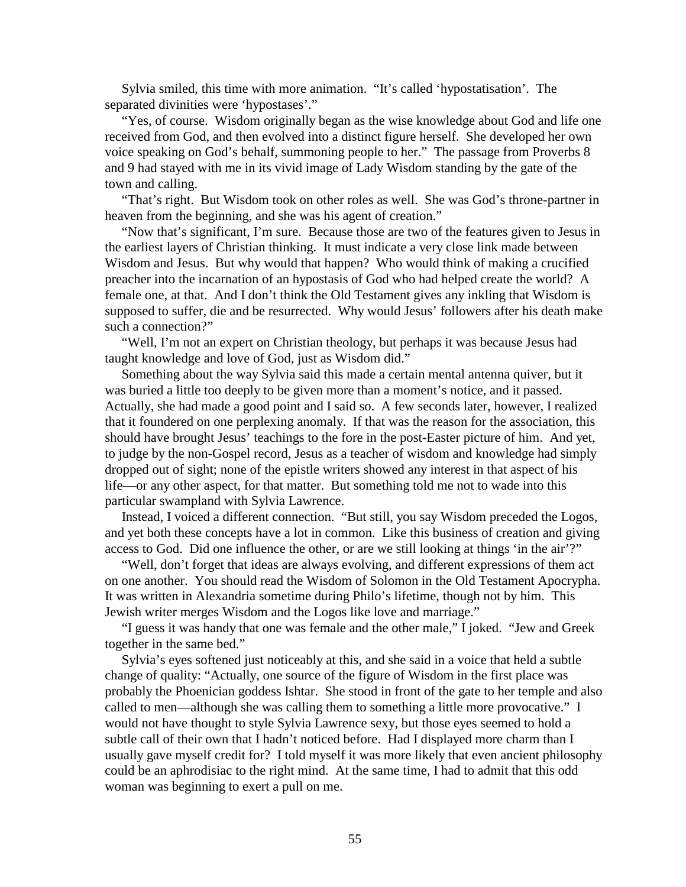Sylvia smiled, this time with more animation. "It's called 'hypostatisation'. The separated divinities were 'hypostases'."

"Yes, of course. Wisdom originally began as the wise knowledge about God and life one received from God, and then evolved into a distinct figure herself. She developed her own voice speaking on God's behalf, summoning people to her." The passage from Proverbs 8 and 9 had stayed with me in its vivid image of Lady Wisdom standing by the gate of the town and calling.

"That's right. But Wisdom took on other roles as well. She was God's throne-partner in heaven from the beginning, and she was his agent of creation."

"Now that's significant, I'm sure. Because those are two of the features given to Jesus in the earliest layers of Christian thinking. It must indicate a very close link made between Wisdom and Jesus. But why would that happen? Who would think of making a crucified preacher into the incarnation of an hypostasis of God who had helped create the world? A female one, at that. And I don't think the Old Testament gives any inkling that Wisdom is supposed to suffer, die and be resurrected. Why would Jesus' followers after his death make such a connection?"

"Well, I'm not an expert on Christian theology, but perhaps it was because Jesus had taught knowledge and love of God, just as Wisdom did."

Something about the way Sylvia said this made a certain mental antenna quiver, but it was buried a little too deeply to be given more than a moment's notice, and it passed. Actually, she had made a good point and I said so. A few seconds later, however, I realized that it foundered on one perplexing anomaly. If that was the reason for the association, this should have brought Jesus' teachings to the fore in the post-Easter picture of him. And yet, to judge by the non-Gospel record, Jesus as a teacher of wisdom and knowledge had simply dropped out of sight; none of the epistle writers showed any interest in that aspect of his life—or any other aspect, for that matter. But something told me not to wade into this particular swampland with Sylvia Lawrence.

Instead, I voiced a different connection. "But still, you say Wisdom preceded the Logos, and yet both these concepts have a lot in common. Like this business of creation and giving access to God. Did one influence the other, or are we still looking at things 'in the air'?"

"Well, don't forget that ideas are always evolving, and different expressions of them act on one another. You should read the Wisdom of Solomon in the Old Testament Apocrypha. It was written in Alexandria sometime during Philo's lifetime, though not by him. This Jewish writer merges Wisdom and the Logos like love and marriage."

"I guess it was handy that one was female and the other male," I joked. "Jew and Greek together in the same bed."

Sylvia's eyes softened just noticeably at this, and she said in a voice that held a subtle change of quality: "Actually, one source of the figure of Wisdom in the first place was probably the Phoenician goddess Ishtar. She stood in front of the gate to her temple and also called to men—although she was calling them to something a little more provocative." I would not have thought to style Sylvia Lawrence sexy, but those eyes seemed to hold a subtle call of their own that I hadn't noticed before. Had I displayed more charm than I usually gave myself credit for? I told myself it was more likely that even ancient philosophy could be an aphrodisiac to the right mind. At the same time, I had to admit that this odd woman was beginning to exert a pull on me.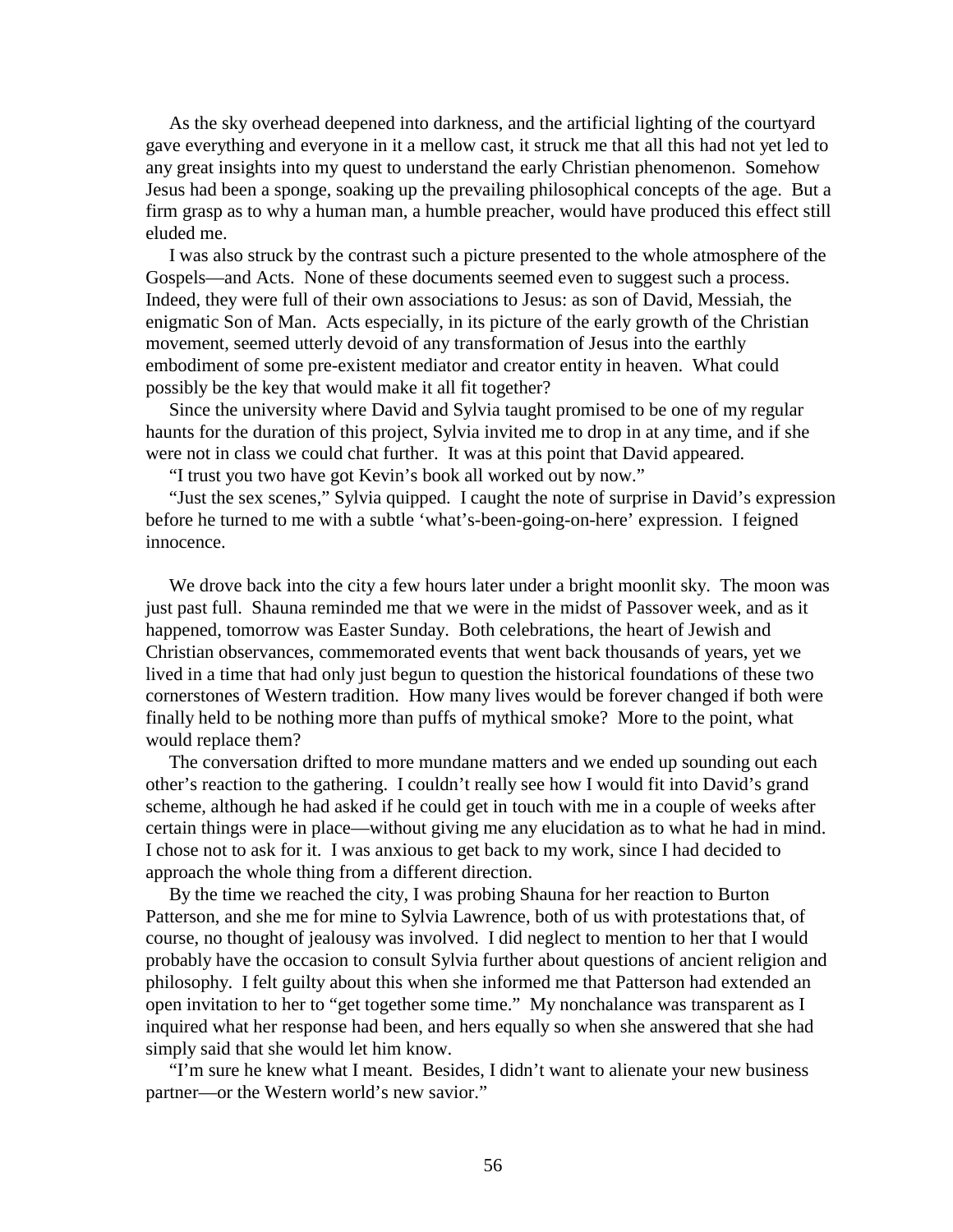As the sky overhead deepened into darkness, and the artificial lighting of the courtyard gave everything and everyone in it a mellow cast, it struck me that all this had not yet led to any great insights into my quest to understand the early Christian phenomenon. Somehow Jesus had been a sponge, soaking up the prevailing philosophical concepts of the age. But a firm grasp as to why a human man, a humble preacher, would have produced this effect still eluded me.

I was also struck by the contrast such a picture presented to the whole atmosphere of the Gospels—and Acts. None of these documents seemed even to suggest such a process. Indeed, they were full of their own associations to Jesus: as son of David, Messiah, the enigmatic Son of Man. Acts especially, in its picture of the early growth of the Christian movement, seemed utterly devoid of any transformation of Jesus into the earthly embodiment of some pre-existent mediator and creator entity in heaven. What could possibly be the key that would make it all fit together?

Since the university where David and Sylvia taught promised to be one of my regular haunts for the duration of this project, Sylvia invited me to drop in at any time, and if she were not in class we could chat further. It was at this point that David appeared.

"I trust you two have got Kevin's book all worked out by now."

"Just the sex scenes," Sylvia quipped. I caught the note of surprise in David's expression before he turned to me with a subtle 'what's-been-going-on-here' expression. I feigned innocence.

We drove back into the city a few hours later under a bright moonlit sky. The moon was just past full. Shauna reminded me that we were in the midst of Passover week, and as it happened, tomorrow was Easter Sunday. Both celebrations, the heart of Jewish and Christian observances, commemorated events that went back thousands of years, yet we lived in a time that had only just begun to question the historical foundations of these two cornerstones of Western tradition. How many lives would be forever changed if both were finally held to be nothing more than puffs of mythical smoke? More to the point, what would replace them?

The conversation drifted to more mundane matters and we ended up sounding out each other's reaction to the gathering. I couldn't really see how I would fit into David's grand scheme, although he had asked if he could get in touch with me in a couple of weeks after certain things were in place—without giving me any elucidation as to what he had in mind. I chose not to ask for it. I was anxious to get back to my work, since I had decided to approach the whole thing from a different direction.

By the time we reached the city, I was probing Shauna for her reaction to Burton Patterson, and she me for mine to Sylvia Lawrence, both of us with protestations that, of course, no thought of jealousy was involved. I did neglect to mention to her that I would probably have the occasion to consult Sylvia further about questions of ancient religion and philosophy. I felt guilty about this when she informed me that Patterson had extended an open invitation to her to "get together some time." My nonchalance was transparent as I inquired what her response had been, and hers equally so when she answered that she had simply said that she would let him know.

"I'm sure he knew what I meant. Besides, I didn't want to alienate your new business partner—or the Western world's new savior."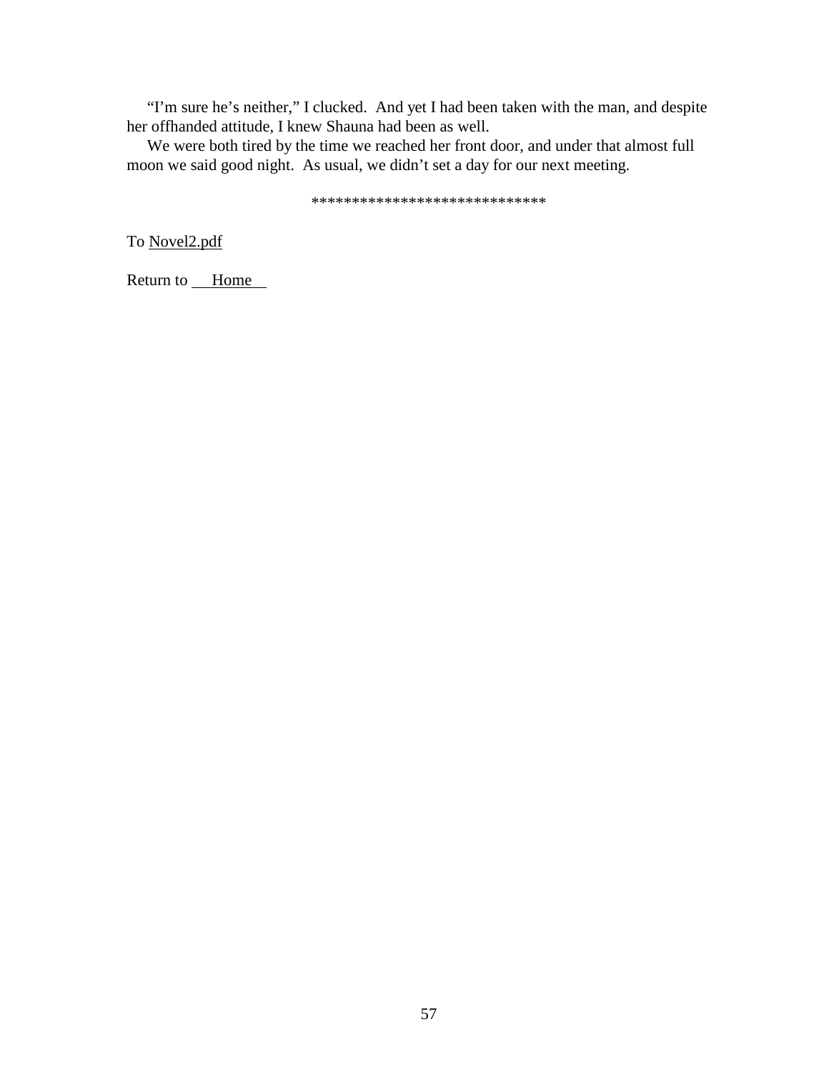"I'm sure he's neither," I clucked. And yet I had been taken with the man, and despite her offhanded attitude, I knew Shauna had been as well.

We were both tired by the time we reached her front door, and under that almost full moon we said good night. As usual, we didn't set a day for our next meeting.

*****************************

To Novel2.pdf

Return to Home